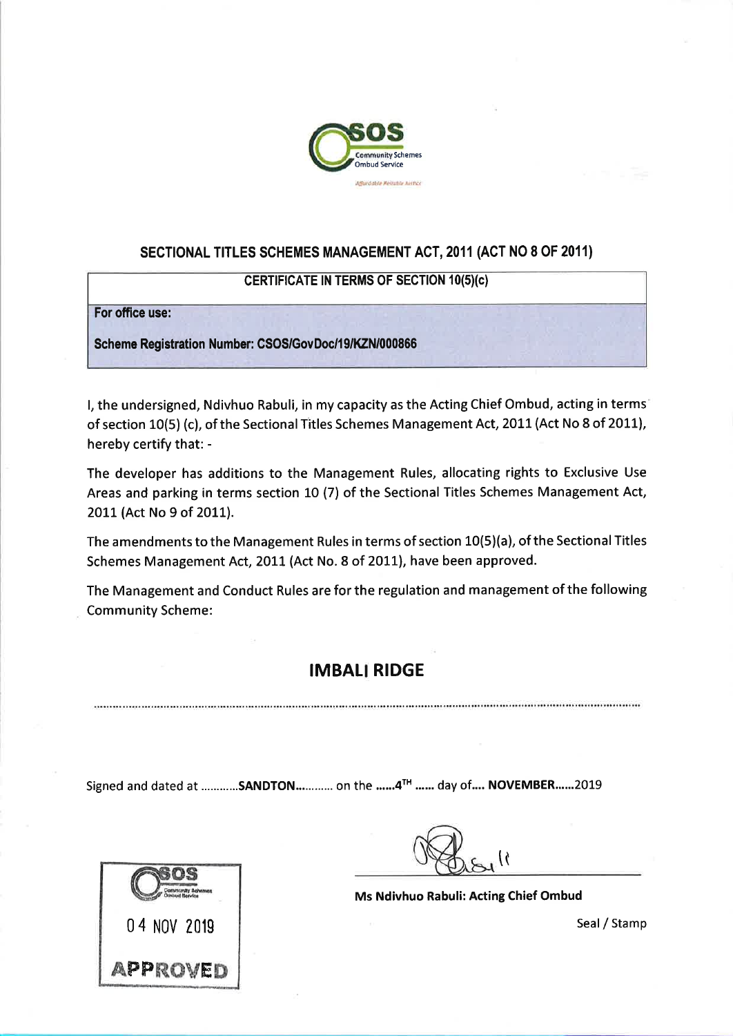CSOS
Community Schemes Ombud Service
Affordable Reliable Service

## SECTIONAL TITLES SCHEMES MANAGEMENT ACT, 2011 (ACT NO 8 OF 2011)

| CERTIFICATE IN TERMS OF SECTION 10(5)(c) |
|---|
| **For office use:**<br><br>**Scheme Registration Number: CSOS/GovDoc/19/KZN/000866** |

I, the undersigned, Ndivhuo Rabuli, in my capacity as the Acting Chief Ombud, acting in terms of section 10(5) (c), of the Sectional Titles Schemes Management Act, 2011 (Act No 8 of 2011), hereby certify that: -

The developer has additions to the Management Rules, allocating rights to Exclusive Use Areas and parking in terms section 10 (7) of the Sectional Titles Schemes Management Act, 2011 (Act No 9 of 2011).

The amendments to the Management Rules in terms of section 10(5)(a), of the Sectional Titles Schemes Management Act, 2011 (Act No. 8 of 2011), have been approved.

The Management and Conduct Rules are for the regulation and management of the following Community Scheme:

## IMBALI RIDGE

Signed and dated at ............**SANDTON**........... on the ......**4TH** ...... day of.... **NOVEMBER**......2019

CSOS Community Schemes Ombud Service
04 NOV 2019
APPROVED

**Ms Ndivhuo Rabuli: Acting Chief Ombud**

Seal / Stamp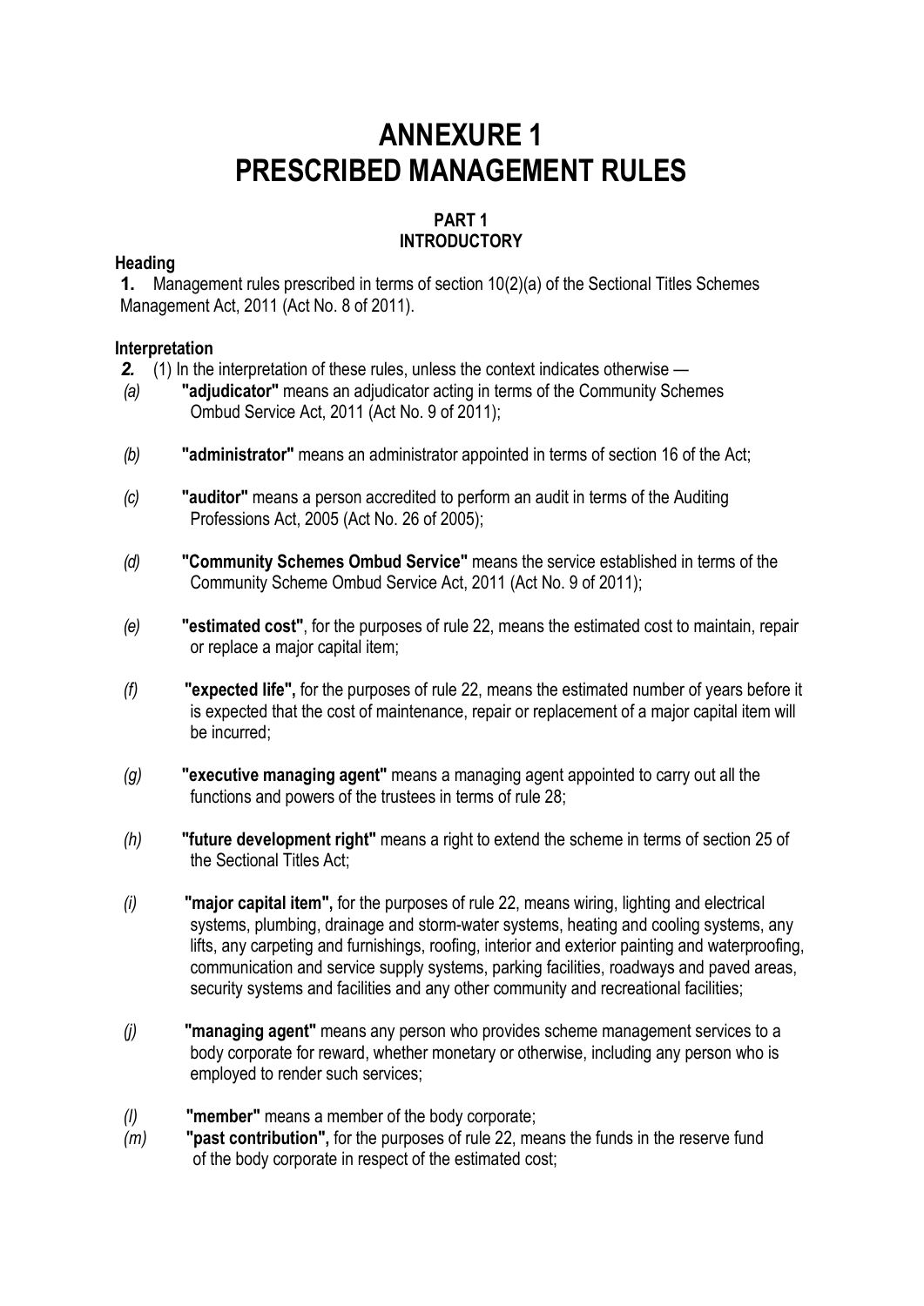# ANNEXURE 1
# PRESCRIBED MANAGEMENT RULES

## PART 1
## INTRODUCTORY

**Heading**

**1.** Management rules prescribed in terms of section 10(2)(a) of the Sectional Titles Schemes Management Act, 2011 (Act No. 8 of 2011).

**Interpretation**

***2.*** (1) In the interpretation of these rules, unless the context indicates otherwise —

*(a)* **"adjudicator"** means an adjudicator acting in terms of the Community Schemes Ombud Service Act, 2011 (Act No. 9 of 2011);

*(b)* **"administrator"** means an administrator appointed in terms of section 16 of the Act;

*(c)* **"auditor"** means a person accredited to perform an audit in terms of the Auditing Professions Act, 2005 (Act No. 26 of 2005);

*(d)* **"Community Schemes Ombud Service"** means the service established in terms of the Community Scheme Ombud Service Act, 2011 (Act No. 9 of 2011);

*(e)* **"estimated cost"**, for the purposes of rule 22, means the estimated cost to maintain, repair or replace a major capital item;

*(f)* **"expected life",** for the purposes of rule 22, means the estimated number of years before it is expected that the cost of maintenance, repair or replacement of a major capital item will be incurred;

*(g)* **"executive managing agent"** means a managing agent appointed to carry out all the functions and powers of the trustees in terms of rule 28;

*(h)* **"future development right"** means a right to extend the scheme in terms of section 25 of the Sectional Titles Act;

*(i)* **"major capital item",** for the purposes of rule 22, means wiring, lighting and electrical systems, plumbing, drainage and storm-water systems, heating and cooling systems, any lifts, any carpeting and furnishings, roofing, interior and exterior painting and waterproofing, communication and service supply systems, parking facilities, roadways and paved areas, security systems and facilities and any other community and recreational facilities;

*(j)* **"managing agent"** means any person who provides scheme management services to a body corporate for reward, whether monetary or otherwise, including any person who is employed to render such services;

*(l)* **"member"** means a member of the body corporate;

*(m)* **"past contribution",** for the purposes of rule 22, means the funds in the reserve fund of the body corporate in respect of the estimated cost;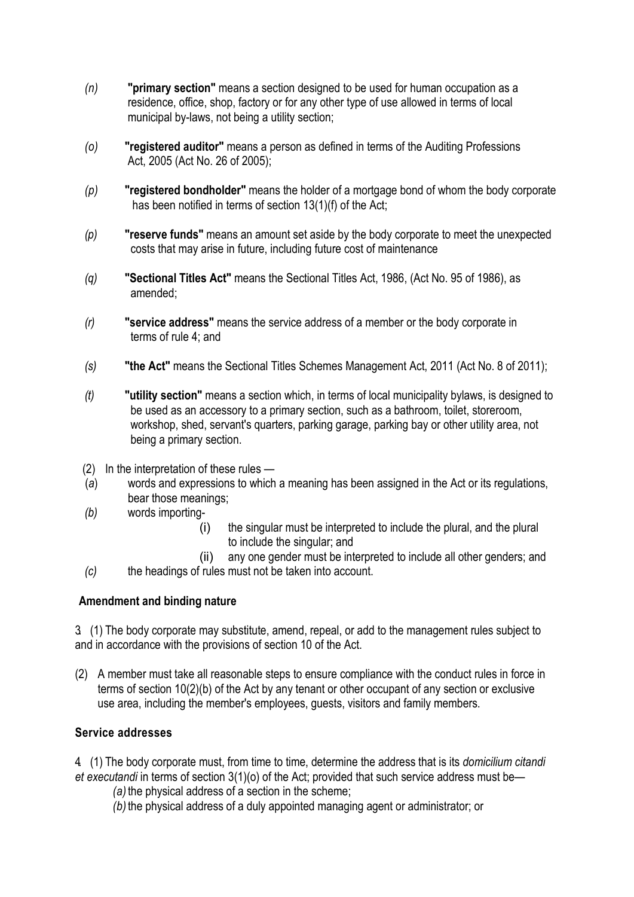*(n)* **"primary section"** means a section designed to be used for human occupation as a residence, office, shop, factory or for any other type of use allowed in terms of local municipal by-laws, not being a utility section;

*(o)* **"registered auditor"** means a person as defined in terms of the Auditing Professions Act, 2005 (Act No. 26 of 2005);

*(p)* **"registered bondholder"** means the holder of a mortgage bond of whom the body corporate has been notified in terms of section 13(1)(f) of the Act;

*(p)* **"reserve funds"** means an amount set aside by the body corporate to meet the unexpected costs that may arise in future, including future cost of maintenance

*(q)* **"Sectional Titles Act"** means the Sectional Titles Act, 1986, (Act No. 95 of 1986), as amended;

*(r)* **"service address"** means the service address of a member or the body corporate in terms of rule 4; and

*(s)* **"the Act"** means the Sectional Titles Schemes Management Act, 2011 (Act No. 8 of 2011);

*(t)* **"utility section"** means a section which, in terms of local municipality bylaws, is designed to be used as an accessory to a primary section, such as a bathroom, toilet, storeroom, workshop, shed, servant's quarters, parking garage, parking bay or other utility area, not being a primary section.

(2) In the interpretation of these rules —

(*a*) words and expressions to which a meaning has been assigned in the Act or its regulations, bear those meanings;

*(b)* words importing-

(i) the singular must be interpreted to include the plural, and the plural to include the singular; and

(ii) any one gender must be interpreted to include all other genders; and

*(c)* the headings of rules must not be taken into account.

**Amendment and binding nature**

3. (1) The body corporate may substitute, amend, repeal, or add to the management rules subject to and in accordance with the provisions of section 10 of the Act.

(2) A member must take all reasonable steps to ensure compliance with the conduct rules in force in terms of section 10(2)(b) of the Act by any tenant or other occupant of any section or exclusive use area, including the member's employees, guests, visitors and family members.

**Service addresses**

4. (1) The body corporate must, from time to time, determine the address that is its *domicilium citandi et executandi* in terms of section 3(1)(o) of the Act; provided that such service address must be—

*(a)* the physical address of a section in the scheme;

*(b)* the physical address of a duly appointed managing agent or administrator; or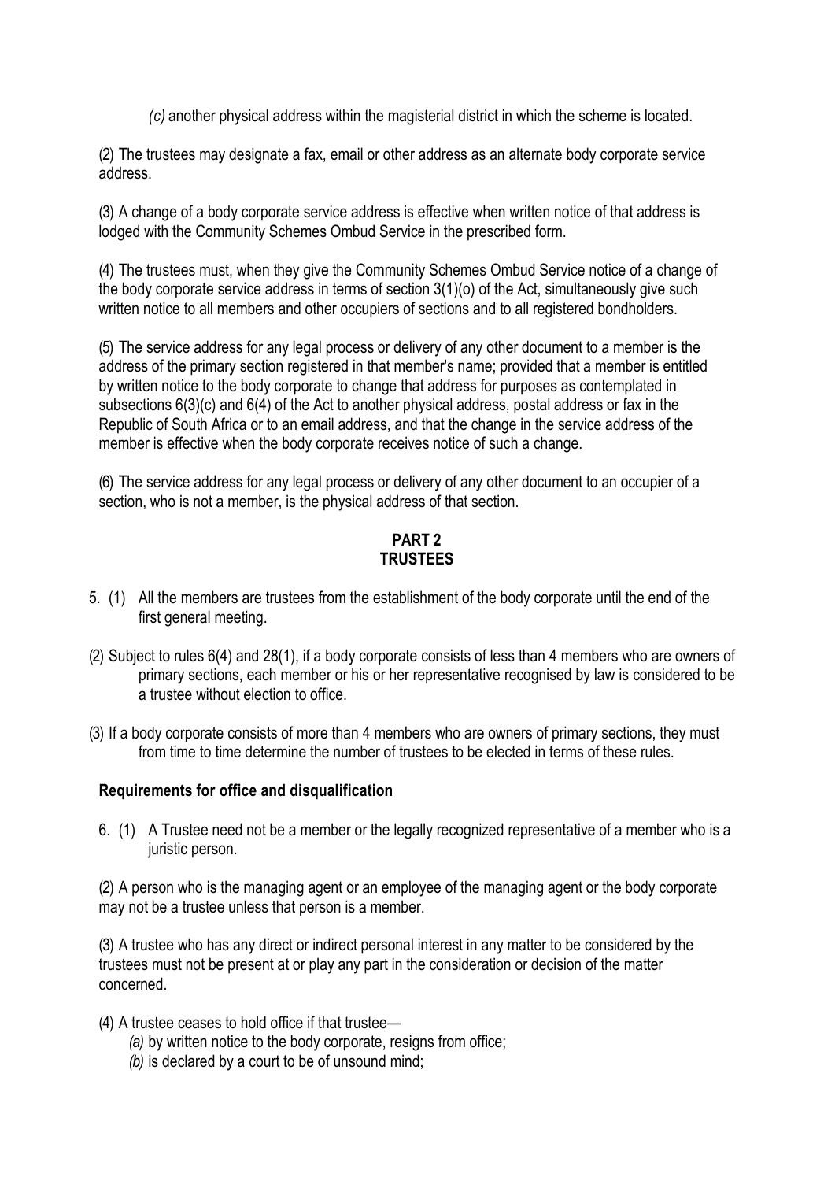*(c)* another physical address within the magisterial district in which the scheme is located.

(2) The trustees may designate a fax, email or other address as an alternate body corporate service address.

(3) A change of a body corporate service address is effective when written notice of that address is lodged with the Community Schemes Ombud Service in the prescribed form.

(4) The trustees must, when they give the Community Schemes Ombud Service notice of a change of the body corporate service address in terms of section 3(1)(o) of the Act, simultaneously give such written notice to all members and other occupiers of sections and to all registered bondholders.

(5) The service address for any legal process or delivery of any other document to a member is the address of the primary section registered in that member's name; provided that a member is entitled by written notice to the body corporate to change that address for purposes as contemplated in subsections 6(3)(c) and 6(4) of the Act to another physical address, postal address or fax in the Republic of South Africa or to an email address, and that the change in the service address of the member is effective when the body corporate receives notice of such a change.

(6) The service address for any legal process or delivery of any other document to an occupier of a section, who is not a member, is the physical address of that section.

## PART 2
## TRUSTEES

5. (1) All the members are trustees from the establishment of the body corporate until the end of the first general meeting.

(2) Subject to rules 6(4) and 28(1), if a body corporate consists of less than 4 members who are owners of primary sections, each member or his or her representative recognised by law is considered to be a trustee without election to office.

(3) If a body corporate consists of more than 4 members who are owners of primary sections, they must from time to time determine the number of trustees to be elected in terms of these rules.

### Requirements for office and disqualification

6. (1) A Trustee need not be a member or the legally recognized representative of a member who is a juristic person.

(2) A person who is the managing agent or an employee of the managing agent or the body corporate may not be a trustee unless that person is a member.

(3) A trustee who has any direct or indirect personal interest in any matter to be considered by the trustees must not be present at or play any part in the consideration or decision of the matter concerned.

(4) A trustee ceases to hold office if that trustee—

*(a)* by written notice to the body corporate, resigns from office;

*(b)* is declared by a court to be of unsound mind;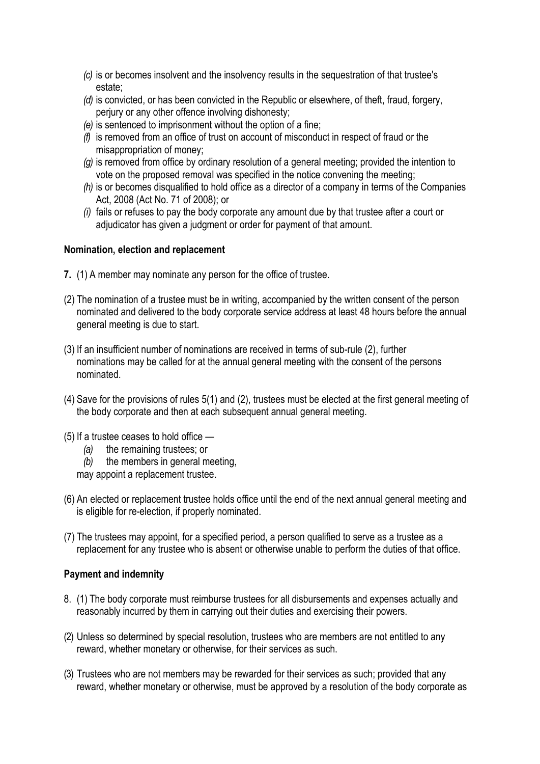- *(c)* is or becomes insolvent and the insolvency results in the sequestration of that trustee's estate;
- *(d)* is convicted, or has been convicted in the Republic or elsewhere, of theft, fraud, forgery, perjury or any other offence involving dishonesty;
- *(e)* is sentenced to imprisonment without the option of a fine;
- *(f)* is removed from an office of trust on account of misconduct in respect of fraud or the misappropriation of money;
- *(g)* is removed from office by ordinary resolution of a general meeting; provided the intention to vote on the proposed removal was specified in the notice convening the meeting;
- *(h)* is or becomes disqualified to hold office as a director of a company in terms of the Companies Act, 2008 (Act No. 71 of 2008); or
- *(i)* fails or refuses to pay the body corporate any amount due by that trustee after a court or adjudicator has given a judgment or order for payment of that amount.

**Nomination, election and replacement**

**7.** (1) A member may nominate any person for the office of trustee.

(2) The nomination of a trustee must be in writing, accompanied by the written consent of the person nominated and delivered to the body corporate service address at least 48 hours before the annual general meeting is due to start.

(3) If an insufficient number of nominations are received in terms of sub-rule (2), further nominations may be called for at the annual general meeting with the consent of the persons nominated.

(4) Save for the provisions of rules 5(1) and (2), trustees must be elected at the first general meeting of the body corporate and then at each subsequent annual general meeting.

(5) If a trustee ceases to hold office —

- *(a)* the remaining trustees; or
- *(b)* the members in general meeting,

may appoint a replacement trustee.

(6) An elected or replacement trustee holds office until the end of the next annual general meeting and is eligible for re-election, if properly nominated.

(7) The trustees may appoint, for a specified period, a person qualified to serve as a trustee as a replacement for any trustee who is absent or otherwise unable to perform the duties of that office.

**Payment and indemnity**

8. (1) The body corporate must reimburse trustees for all disbursements and expenses actually and reasonably incurred by them in carrying out their duties and exercising their powers.

(2) Unless so determined by special resolution, trustees who are members are not entitled to any reward, whether monetary or otherwise, for their services as such.

(3) Trustees who are not members may be rewarded for their services as such; provided that any reward, whether monetary or otherwise, must be approved by a resolution of the body corporate as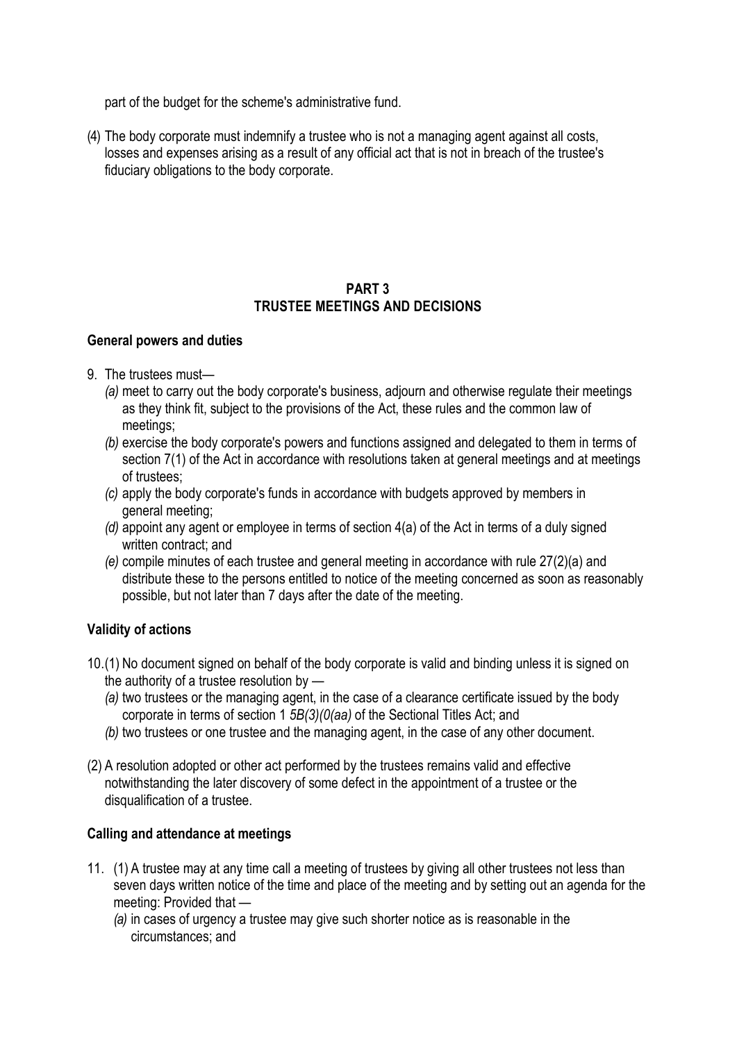part of the budget for the scheme's administrative fund.

(4) The body corporate must indemnify a trustee who is not a managing agent against all costs, losses and expenses arising as a result of any official act that is not in breach of the trustee's fiduciary obligations to the body corporate.

## PART 3
## TRUSTEE MEETINGS AND DECISIONS

**General powers and duties**

9. The trustees must—
   *(a)* meet to carry out the body corporate's business, adjourn and otherwise regulate their meetings as they think fit, subject to the provisions of the Act, these rules and the common law of meetings;
   *(b)* exercise the body corporate's powers and functions assigned and delegated to them in terms of section 7(1) of the Act in accordance with resolutions taken at general meetings and at meetings of trustees;
   *(c)* apply the body corporate's funds in accordance with budgets approved by members in general meeting;
   *(d)* appoint any agent or employee in terms of section 4(a) of the Act in terms of a duly signed written contract; and
   *(e)* compile minutes of each trustee and general meeting in accordance with rule 27(2)(a) and distribute these to the persons entitled to notice of the meeting concerned as soon as reasonably possible, but not later than 7 days after the date of the meeting.

**Validity of actions**

10.(1) No document signed on behalf of the body corporate is valid and binding unless it is signed on the authority of a trustee resolution by —
   *(a)* two trustees or the managing agent, in the case of a clearance certificate issued by the body corporate in terms of section 1 *5B(3)(0(aa)* of the Sectional Titles Act; and
   *(b)* two trustees or one trustee and the managing agent, in the case of any other document.

(2) A resolution adopted or other act performed by the trustees remains valid and effective notwithstanding the later discovery of some defect in the appointment of a trustee or the disqualification of a trustee.

**Calling and attendance at meetings**

11. (1) A trustee may at any time call a meeting of trustees by giving all other trustees not less than seven days written notice of the time and place of the meeting and by setting out an agenda for the meeting: Provided that —
   *(a)* in cases of urgency a trustee may give such shorter notice as is reasonable in the circumstances; and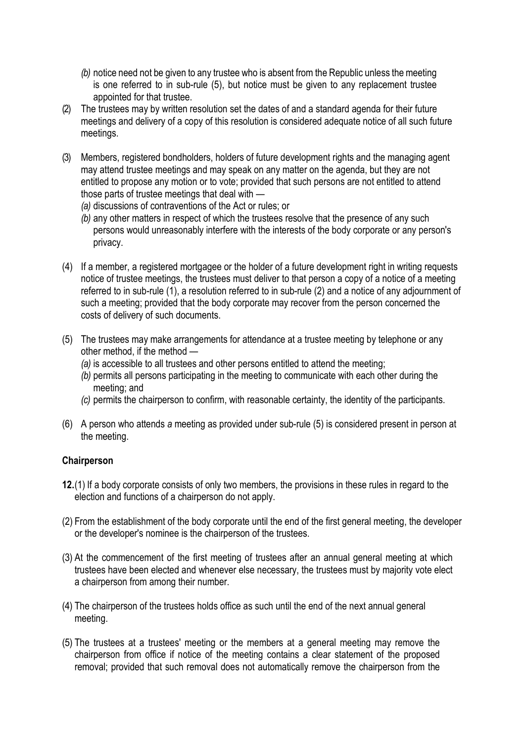- *(b)* notice need not be given to any trustee who is absent from the Republic unless the meeting is one referred to in sub-rule (5), but notice must be given to any replacement trustee appointed for that trustee.

(2) The trustees may by written resolution set the dates of and a standard agenda for their future meetings and delivery of a copy of this resolution is considered adequate notice of all such future meetings.

(3) Members, registered bondholders, holders of future development rights and the managing agent may attend trustee meetings and may speak on any matter on the agenda, but they are not entitled to propose any motion or to vote; provided that such persons are not entitled to attend those parts of trustee meetings that deal with —

- *(a)* discussions of contraventions of the Act or rules; or
- *(b)* any other matters in respect of which the trustees resolve that the presence of any such persons would unreasonably interfere with the interests of the body corporate or any person's privacy.

(4) If a member, a registered mortgagee or the holder of a future development right in writing requests notice of trustee meetings, the trustees must deliver to that person a copy of a notice of a meeting referred to in sub-rule (1), a resolution referred to in sub-rule (2) and a notice of any adjournment of such a meeting; provided that the body corporate may recover from the person concerned the costs of delivery of such documents.

(5) The trustees may make arrangements for attendance at a trustee meeting by telephone or any other method, if the method —

- *(a)* is accessible to all trustees and other persons entitled to attend the meeting;
- *(b)* permits all persons participating in the meeting to communicate with each other during the meeting; and
- *(c)* permits the chairperson to confirm, with reasonable certainty, the identity of the participants.

(6) A person who attends *a* meeting as provided under sub-rule (5) is considered present in person at the meeting.

**Chairperson**

**12.**(1) If a body corporate consists of only two members, the provisions in these rules in regard to the election and functions of a chairperson do not apply.

(2) From the establishment of the body corporate until the end of the first general meeting, the developer or the developer's nominee is the chairperson of the trustees.

(3) At the commencement of the first meeting of trustees after an annual general meeting at which trustees have been elected and whenever else necessary, the trustees must by majority vote elect a chairperson from among their number.

(4) The chairperson of the trustees holds office as such until the end of the next annual general meeting.

(5) The trustees at a trustees' meeting or the members at a general meeting may remove the chairperson from office if notice of the meeting contains a clear statement of the proposed removal; provided that such removal does not automatically remove the chairperson from the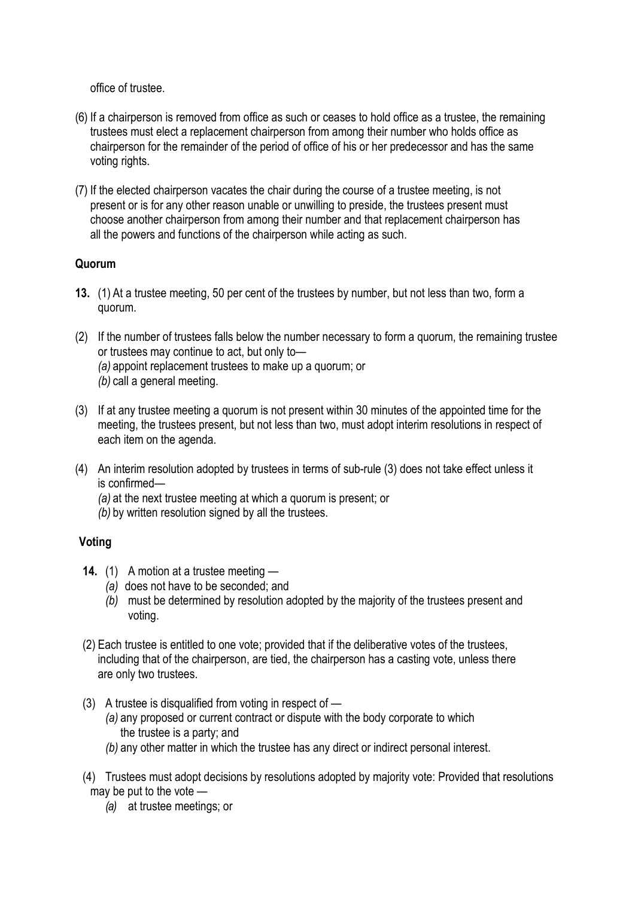office of trustee.

(6) If a chairperson is removed from office as such or ceases to hold office as a trustee, the remaining trustees must elect a replacement chairperson from among their number who holds office as chairperson for the remainder of the period of office of his or her predecessor and has the same voting rights.

(7) If the elected chairperson vacates the chair during the course of a trustee meeting, is not present or is for any other reason unable or unwilling to preside, the trustees present must choose another chairperson from among their number and that replacement chairperson has all the powers and functions of the chairperson while acting as such.

**Quorum**

**13.** (1) At a trustee meeting, 50 per cent of the trustees by number, but not less than two, form a quorum.

(2) If the number of trustees falls below the number necessary to form a quorum, the remaining trustee or trustees may continue to act, but only to—
*(a)* appoint replacement trustees to make up a quorum; or
*(b)* call a general meeting.

(3) If at any trustee meeting a quorum is not present within 30 minutes of the appointed time for the meeting, the trustees present, but not less than two, must adopt interim resolutions in respect of each item on the agenda.

(4) An interim resolution adopted by trustees in terms of sub-rule (3) does not take effect unless it is confirmed—
*(a)* at the next trustee meeting at which a quorum is present; or
*(b)* by written resolution signed by all the trustees.

**Voting**

**14.** (1) A motion at a trustee meeting —
*(a)* does not have to be seconded; and
*(b)* must be determined by resolution adopted by the majority of the trustees present and voting.

(2) Each trustee is entitled to one vote; provided that if the deliberative votes of the trustees, including that of the chairperson, are tied, the chairperson has a casting vote, unless there are only two trustees.

(3) A trustee is disqualified from voting in respect of —
*(a)* any proposed or current contract or dispute with the body corporate to which the trustee is a party; and
*(b)* any other matter in which the trustee has any direct or indirect personal interest.

(4) Trustees must adopt decisions by resolutions adopted by majority vote: Provided that resolutions may be put to the vote —
*(a)* at trustee meetings; or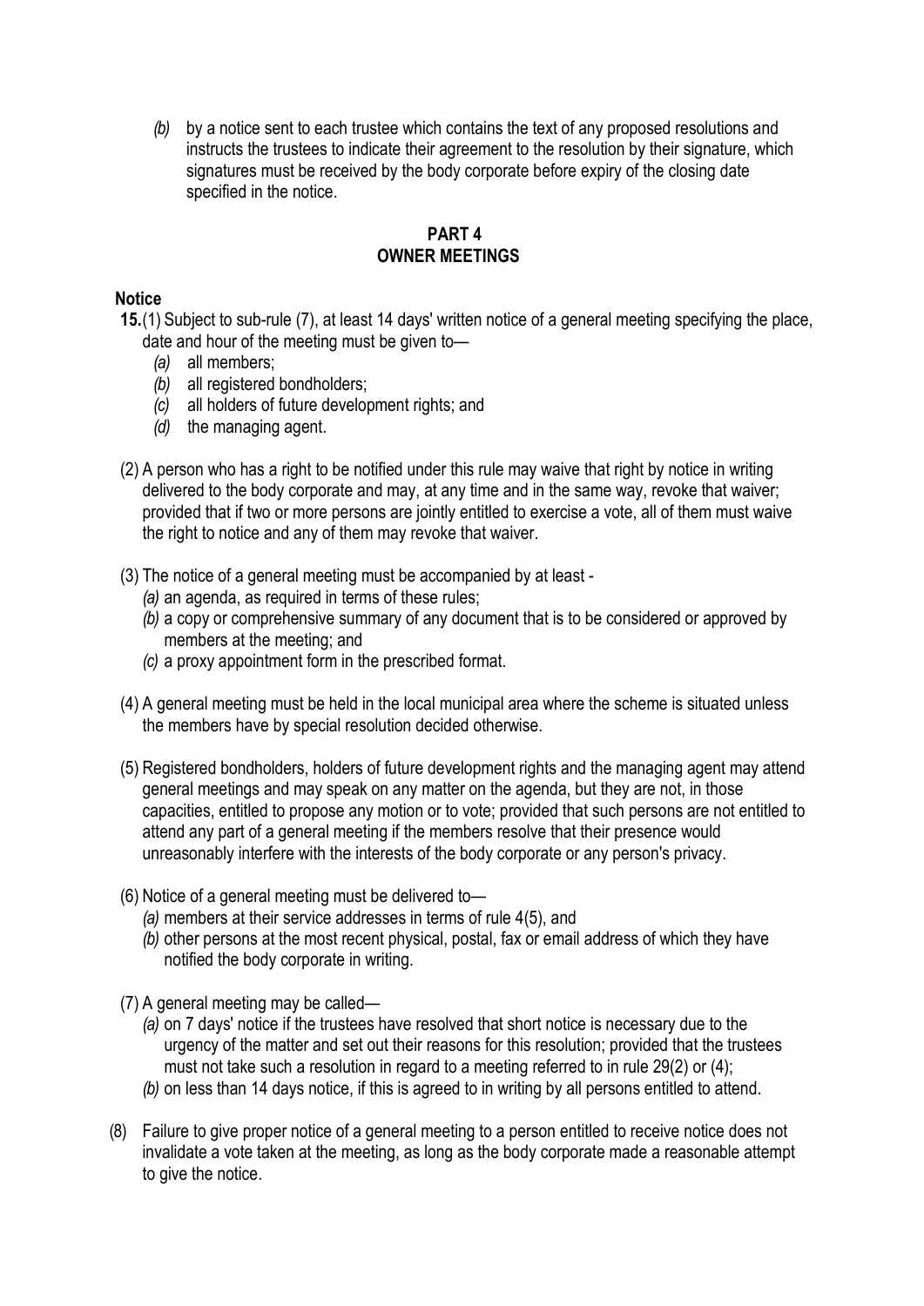*(b)* by a notice sent to each trustee which contains the text of any proposed resolutions and instructs the trustees to indicate their agreement to the resolution by their signature, which signatures must be received by the body corporate before expiry of the closing date specified in the notice.

## PART 4
## OWNER MEETINGS

### Notice

**15.** (1) Subject to sub-rule (7), at least 14 days' written notice of a general meeting specifying the place, date and hour of the meeting must be given to—

*(a)* all members;
*(b)* all registered bondholders;
*(c)* all holders of future development rights; and
*(d)* the managing agent.

(2) A person who has a right to be notified under this rule may waive that right by notice in writing delivered to the body corporate and may, at any time and in the same way, revoke that waiver; provided that if two or more persons are jointly entitled to exercise a vote, all of them must waive the right to notice and any of them may revoke that waiver.

(3) The notice of a general meeting must be accompanied by at least -

*(a)* an agenda, as required in terms of these rules;
*(b)* a copy or comprehensive summary of any document that is to be considered or approved by members at the meeting; and
*(c)* a proxy appointment form in the prescribed format.

(4) A general meeting must be held in the local municipal area where the scheme is situated unless the members have by special resolution decided otherwise.

(5) Registered bondholders, holders of future development rights and the managing agent may attend general meetings and may speak on any matter on the agenda, but they are not, in those capacities, entitled to propose any motion or to vote; provided that such persons are not entitled to attend any part of a general meeting if the members resolve that their presence would unreasonably interfere with the interests of the body corporate or any person's privacy.

(6) Notice of a general meeting must be delivered to—

*(a)* members at their service addresses in terms of rule 4(5), and
*(b)* other persons at the most recent physical, postal, fax or email address of which they have notified the body corporate in writing.

(7) A general meeting may be called—

*(a)* on 7 days' notice if the trustees have resolved that short notice is necessary due to the urgency of the matter and set out their reasons for this resolution; provided that the trustees must not take such a resolution in regard to a meeting referred to in rule 29(2) or (4);
*(b)* on less than 14 days notice, if this is agreed to in writing by all persons entitled to attend.

(8) Failure to give proper notice of a general meeting to a person entitled to receive notice does not invalidate a vote taken at the meeting, as long as the body corporate made a reasonable attempt to give the notice.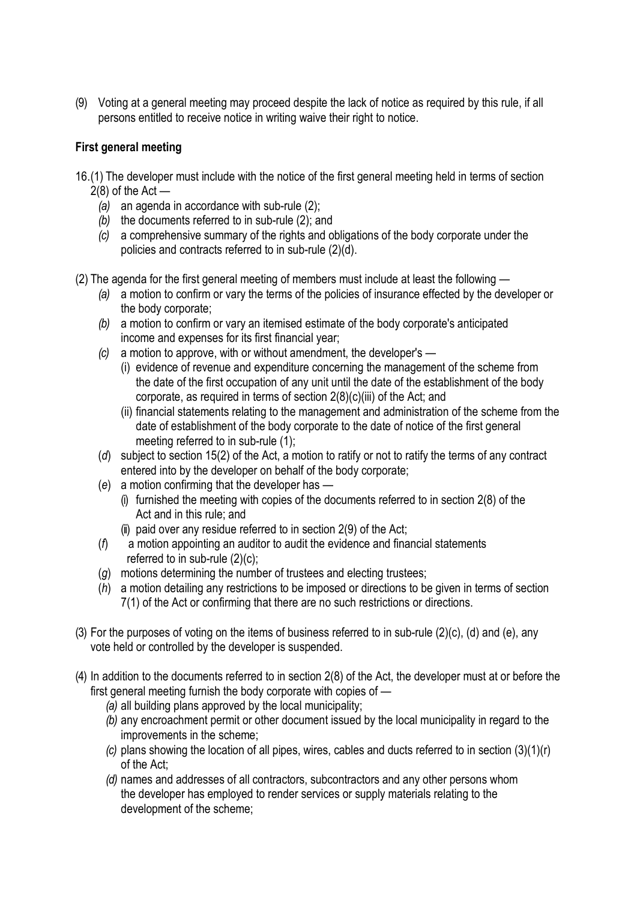(9) Voting at a general meeting may proceed despite the lack of notice as required by this rule, if all persons entitled to receive notice in writing waive their right to notice.

**First general meeting**

16.(1) The developer must include with the notice of the first general meeting held in terms of section 2(8) of the Act —

*(a)* an agenda in accordance with sub-rule (2);

*(b)* the documents referred to in sub-rule (2); and

*(c)* a comprehensive summary of the rights and obligations of the body corporate under the policies and contracts referred to in sub-rule (2)(d).

(2) The agenda for the first general meeting of members must include at least the following —

*(a)* a motion to confirm or vary the terms of the policies of insurance effected by the developer or the body corporate;

*(b)* a motion to confirm or vary an itemised estimate of the body corporate's anticipated income and expenses for its first financial year;

*(c)* a motion to approve, with or without amendment, the developer's —

(i) evidence of revenue and expenditure concerning the management of the scheme from the date of the first occupation of any unit until the date of the establishment of the body corporate, as required in terms of section 2(8)(c)(iii) of the Act; and

(ii) financial statements relating to the management and administration of the scheme from the date of establishment of the body corporate to the date of notice of the first general meeting referred to in sub-rule (1);

(*d*) subject to section 15(2) of the Act, a motion to ratify or not to ratify the terms of any contract entered into by the developer on behalf of the body corporate;

(*e*) a motion confirming that the developer has —

(i) furnished the meeting with copies of the documents referred to in section 2(8) of the Act and in this rule; and

(ii) paid over any residue referred to in section 2(9) of the Act;

(*f*) a motion appointing an auditor to audit the evidence and financial statements referred to in sub-rule (2)(c);

(*g*) motions determining the number of trustees and electing trustees;

(*h*) a motion detailing any restrictions to be imposed or directions to be given in terms of section 7(1) of the Act or confirming that there are no such restrictions or directions.

(3) For the purposes of voting on the items of business referred to in sub-rule (2)(c), (d) and (e), any vote held or controlled by the developer is suspended.

(4) In addition to the documents referred to in section 2(8) of the Act, the developer must at or before the first general meeting furnish the body corporate with copies of —

*(a)* all building plans approved by the local municipality;

*(b)* any encroachment permit or other document issued by the local municipality in regard to the improvements in the scheme;

*(c)* plans showing the location of all pipes, wires, cables and ducts referred to in section (3)(1)(r) of the Act;

*(d)* names and addresses of all contractors, subcontractors and any other persons whom the developer has employed to render services or supply materials relating to the development of the scheme;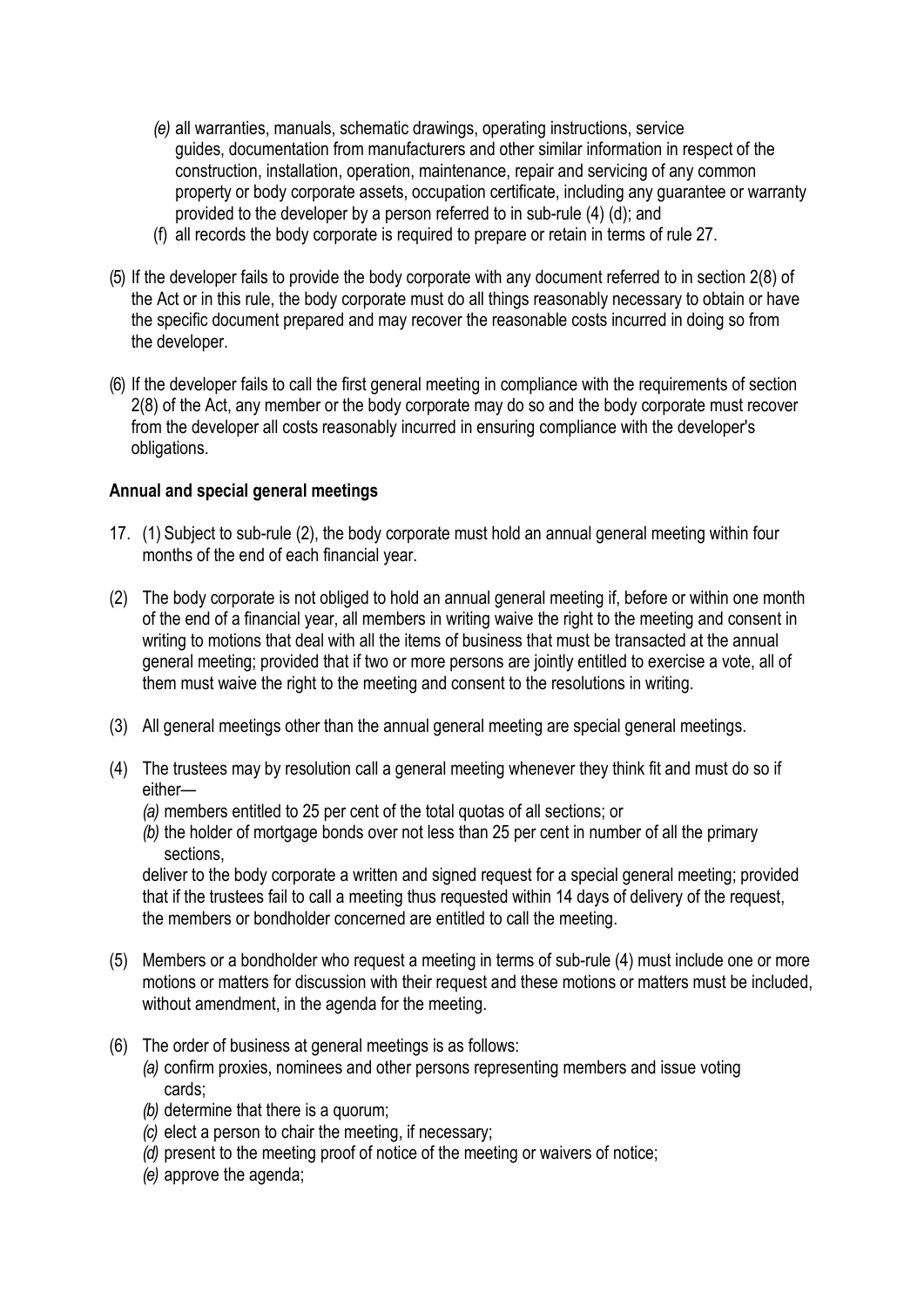- *(e)* all warranties, manuals, schematic drawings, operating instructions, service guides, documentation from manufacturers and other similar information in respect of the construction, installation, operation, maintenance, repair and servicing of any common property or body corporate assets, occupation certificate, including any guarantee or warranty provided to the developer by a person referred to in sub-rule (4) (d); and
- (f) all records the body corporate is required to prepare or retain in terms of rule 27.

(5) If the developer fails to provide the body corporate with any document referred to in section 2(8) of the Act or in this rule, the body corporate must do all things reasonably necessary to obtain or have the specific document prepared and may recover the reasonable costs incurred in doing so from the developer.

(6) If the developer fails to call the first general meeting in compliance with the requirements of section 2(8) of the Act, any member or the body corporate may do so and the body corporate must recover from the developer all costs reasonably incurred in ensuring compliance with the developer's obligations.

**Annual and special general meetings**

17. (1) Subject to sub-rule (2), the body corporate must hold an annual general meeting within four months of the end of each financial year.

(2) The body corporate is not obliged to hold an annual general meeting if, before or within one month of the end of a financial year, all members in writing waive the right to the meeting and consent in writing to motions that deal with all the items of business that must be transacted at the annual general meeting; provided that if two or more persons are jointly entitled to exercise a vote, all of them must waive the right to the meeting and consent to the resolutions in writing.

(3) All general meetings other than the annual general meeting are special general meetings.

(4) The trustees may by resolution call a general meeting whenever they think fit and must do so if either—
- *(a)* members entitled to 25 per cent of the total quotas of all sections; or
- *(b)* the holder of mortgage bonds over not less than 25 per cent in number of all the primary sections,

deliver to the body corporate a written and signed request for a special general meeting; provided that if the trustees fail to call a meeting thus requested within 14 days of delivery of the request, the members or bondholder concerned are entitled to call the meeting.

(5) Members or a bondholder who request a meeting in terms of sub-rule (4) must include one or more motions or matters for discussion with their request and these motions or matters must be included, without amendment, in the agenda for the meeting.

(6) The order of business at general meetings is as follows:
- *(a)* confirm proxies, nominees and other persons representing members and issue voting cards;
- *(b)* determine that there is a quorum;
- *(c)* elect a person to chair the meeting, if necessary;
- *(d)* present to the meeting proof of notice of the meeting or waivers of notice;
- *(e)* approve the agenda;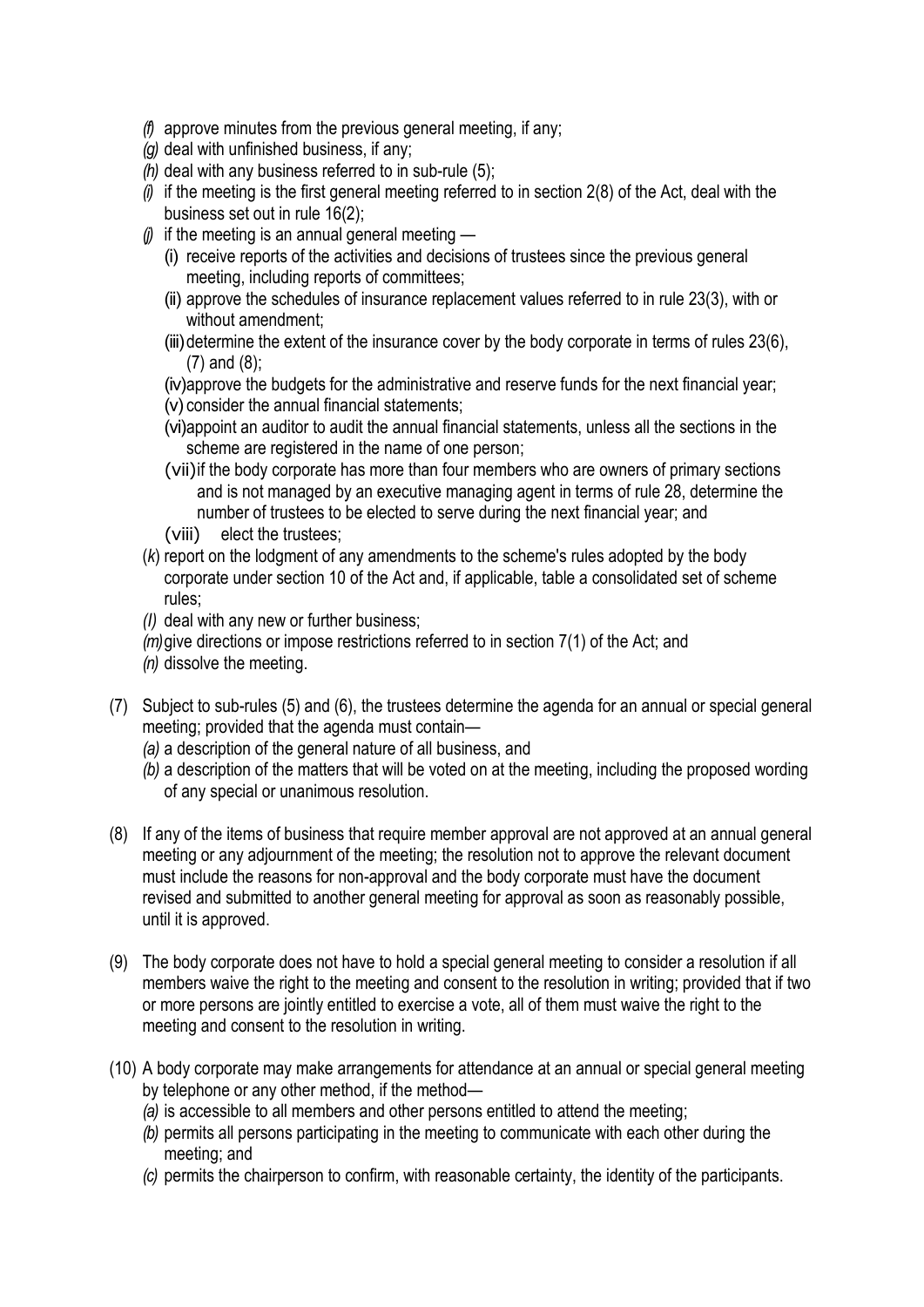- *(f)* approve minutes from the previous general meeting, if any;
- *(g)* deal with unfinished business, if any;
- *(h)* deal with any business referred to in sub-rule (5);
- *(i)* if the meeting is the first general meeting referred to in section 2(8) of the Act, deal with the business set out in rule 16(2);
- *(j)* if the meeting is an annual general meeting —
  - (i) receive reports of the activities and decisions of trustees since the previous general meeting, including reports of committees;
  - (ii) approve the schedules of insurance replacement values referred to in rule 23(3), with or without amendment;
  - (iii) determine the extent of the insurance cover by the body corporate in terms of rules 23(6), (7) and (8);
  - (iv) approve the budgets for the administrative and reserve funds for the next financial year;
  - (v) consider the annual financial statements;
  - (vi) appoint an auditor to audit the annual financial statements, unless all the sections in the scheme are registered in the name of one person;
  - (vii) if the body corporate has more than four members who are owners of primary sections and is not managed by an executive managing agent in terms of rule 28, determine the number of trustees to be elected to serve during the next financial year; and
  - (viii) elect the trustees;
- (*k*) report on the lodgment of any amendments to the scheme's rules adopted by the body corporate under section 10 of the Act and, if applicable, table a consolidated set of scheme rules;
- *(l)* deal with any new or further business;
- *(m)* give directions or impose restrictions referred to in section 7(1) of the Act; and
- *(n)* dissolve the meeting.

(7) Subject to sub-rules (5) and (6), the trustees determine the agenda for an annual or special general meeting; provided that the agenda must contain—

*(a)* a description of the general nature of all business, and

*(b)* a description of the matters that will be voted on at the meeting, including the proposed wording of any special or unanimous resolution.

(8) If any of the items of business that require member approval are not approved at an annual general meeting or any adjournment of the meeting; the resolution not to approve the relevant document must include the reasons for non-approval and the body corporate must have the document revised and submitted to another general meeting for approval as soon as reasonably possible, until it is approved.

(9) The body corporate does not have to hold a special general meeting to consider a resolution if all members waive the right to the meeting and consent to the resolution in writing; provided that if two or more persons are jointly entitled to exercise a vote, all of them must waive the right to the meeting and consent to the resolution in writing.

(10) A body corporate may make arrangements for attendance at an annual or special general meeting by telephone or any other method, if the method—

*(a)* is accessible to all members and other persons entitled to attend the meeting;

*(b)* permits all persons participating in the meeting to communicate with each other during the meeting; and

*(c)* permits the chairperson to confirm, with reasonable certainty, the identity of the participants.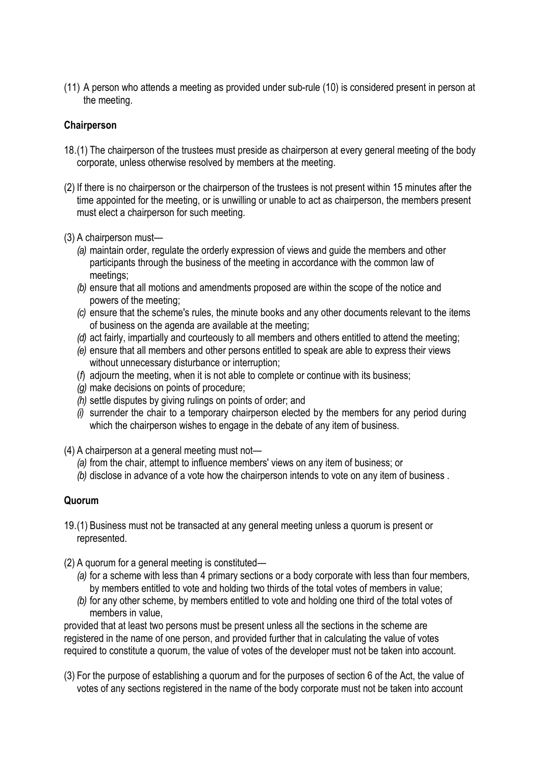(11) A person who attends a meeting as provided under sub-rule (10) is considered present in person at the meeting.

**Chairperson**

18.(1) The chairperson of the trustees must preside as chairperson at every general meeting of the body corporate, unless otherwise resolved by members at the meeting.

(2) If there is no chairperson or the chairperson of the trustees is not present within 15 minutes after the time appointed for the meeting, or is unwilling or unable to act as chairperson, the members present must elect a chairperson for such meeting.

(3) A chairperson must—

*(a)* maintain order, regulate the orderly expression of views and guide the members and other participants through the business of the meeting in accordance with the common law of meetings;

*(b)* ensure that all motions and amendments proposed are within the scope of the notice and powers of the meeting;

*(c)* ensure that the scheme's rules, the minute books and any other documents relevant to the items of business on the agenda are available at the meeting;

*(d)* act fairly, impartially and courteously to all members and others entitled to attend the meeting;

*(e)* ensure that all members and other persons entitled to speak are able to express their views without unnecessary disturbance or interruption;

(*f*) adjourn the meeting, when it is not able to complete or continue with its business;

*(g)* make decisions on points of procedure;

*(h)* settle disputes by giving rulings on points of order; and

*(i)* surrender the chair to a temporary chairperson elected by the members for any period during which the chairperson wishes to engage in the debate of any item of business.

(4) A chairperson at a general meeting must not—

*(a)* from the chair, attempt to influence members' views on any item of business; or

*(b)* disclose in advance of a vote how the chairperson intends to vote on any item of business .

**Quorum**

19.(1) Business must not be transacted at any general meeting unless a quorum is present or represented.

(2) A quorum for a general meeting is constituted—

*(a)* for a scheme with less than 4 primary sections or a body corporate with less than four members, by members entitled to vote and holding two thirds of the total votes of members in value;

*(b)* for any other scheme, by members entitled to vote and holding one third of the total votes of members in value,

provided that at least two persons must be present unless all the sections in the scheme are registered in the name of one person, and provided further that in calculating the value of votes required to constitute a quorum, the value of votes of the developer must not be taken into account.

(3) For the purpose of establishing a quorum and for the purposes of section 6 of the Act, the value of votes of any sections registered in the name of the body corporate must not be taken into account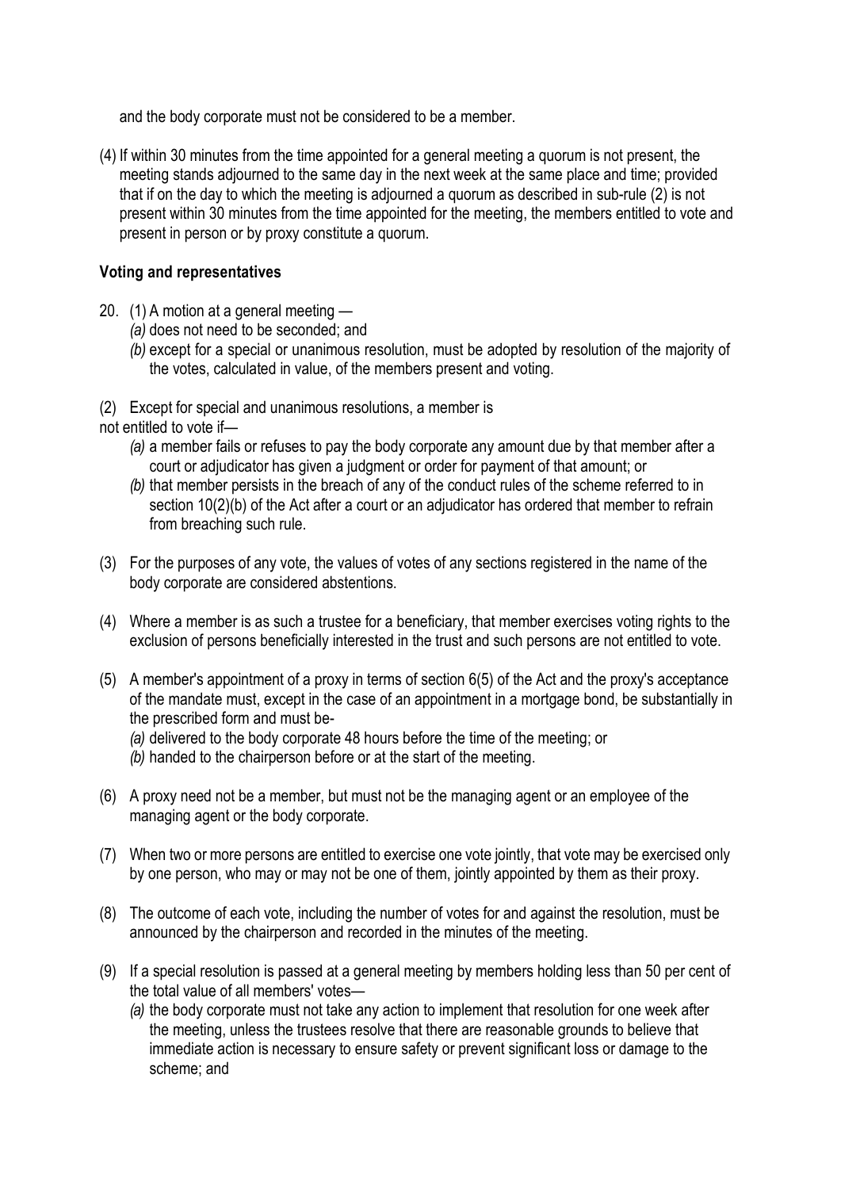and the body corporate must not be considered to be a member.

(4) If within 30 minutes from the time appointed for a general meeting a quorum is not present, the meeting stands adjourned to the same day in the next week at the same place and time; provided that if on the day to which the meeting is adjourned a quorum as described in sub-rule (2) is not present within 30 minutes from the time appointed for the meeting, the members entitled to vote and present in person or by proxy constitute a quorum.

**Voting and representatives**

20. (1) A motion at a general meeting —
  - *(a)* does not need to be seconded; and
  - *(b)* except for a special or unanimous resolution, must be adopted by resolution of the majority of the votes, calculated in value, of the members present and voting.

(2) Except for special and unanimous resolutions, a member is not entitled to vote if—
  - *(a)* a member fails or refuses to pay the body corporate any amount due by that member after a court or adjudicator has given a judgment or order for payment of that amount; or
  - *(b)* that member persists in the breach of any of the conduct rules of the scheme referred to in section 10(2)(b) of the Act after a court or an adjudicator has ordered that member to refrain from breaching such rule.

(3) For the purposes of any vote, the values of votes of any sections registered in the name of the body corporate are considered abstentions.

(4) Where a member is as such a trustee for a beneficiary, that member exercises voting rights to the exclusion of persons beneficially interested in the trust and such persons are not entitled to vote.

(5) A member's appointment of a proxy in terms of section 6(5) of the Act and the proxy's acceptance of the mandate must, except in the case of an appointment in a mortgage bond, be substantially in the prescribed form and must be-
  - *(a)* delivered to the body corporate 48 hours before the time of the meeting; or
  - *(b)* handed to the chairperson before or at the start of the meeting.

(6) A proxy need not be a member, but must not be the managing agent or an employee of the managing agent or the body corporate.

(7) When two or more persons are entitled to exercise one vote jointly, that vote may be exercised only by one person, who may or may not be one of them, jointly appointed by them as their proxy.

(8) The outcome of each vote, including the number of votes for and against the resolution, must be announced by the chairperson and recorded in the minutes of the meeting.

(9) If a special resolution is passed at a general meeting by members holding less than 50 per cent of the total value of all members' votes—
  - *(a)* the body corporate must not take any action to implement that resolution for one week after the meeting, unless the trustees resolve that there are reasonable grounds to believe that immediate action is necessary to ensure safety or prevent significant loss or damage to the scheme; and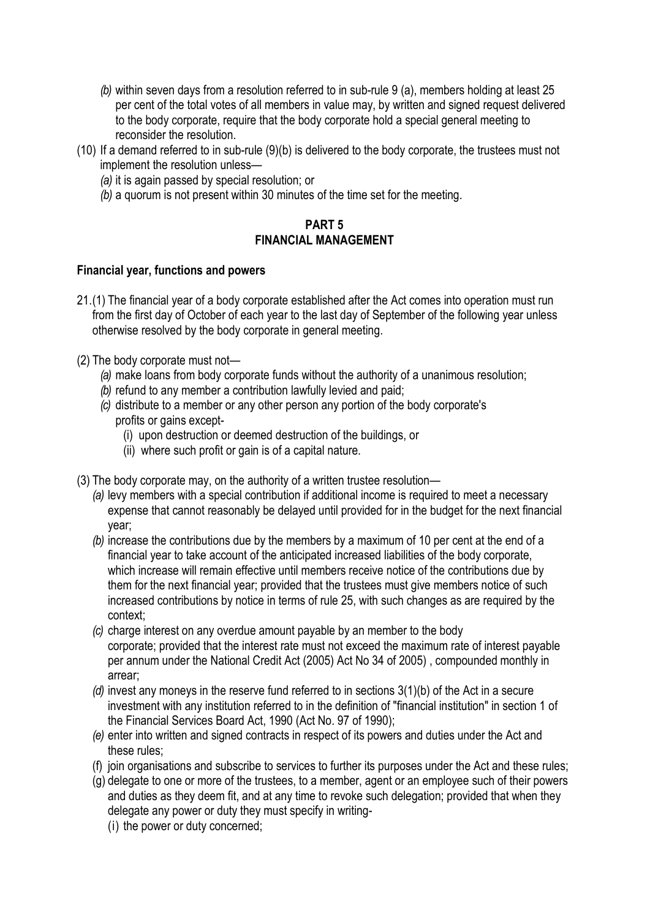- *(b)* within seven days from a resolution referred to in sub-rule 9 (a), members holding at least 25 per cent of the total votes of all members in value may, by written and signed request delivered to the body corporate, require that the body corporate hold a special general meeting to reconsider the resolution.

(10) If a demand referred to in sub-rule (9)(b) is delivered to the body corporate, the trustees must not implement the resolution unless—

- *(a)* it is again passed by special resolution; or
- *(b)* a quorum is not present within 30 minutes of the time set for the meeting.

## PART 5
## FINANCIAL MANAGEMENT

**Financial year, functions and powers**

21.(1) The financial year of a body corporate established after the Act comes into operation must run from the first day of October of each year to the last day of September of the following year unless otherwise resolved by the body corporate in general meeting.

(2) The body corporate must not—

- *(a)* make loans from body corporate funds without the authority of a unanimous resolution;
- *(b)* refund to any member a contribution lawfully levied and paid;
- *(c)* distribute to a member or any other person any portion of the body corporate's profits or gains except-
  - (i) upon destruction or deemed destruction of the buildings, or
  - (ii) where such profit or gain is of a capital nature.

(3) The body corporate may, on the authority of a written trustee resolution—

- *(a)* levy members with a special contribution if additional income is required to meet a necessary expense that cannot reasonably be delayed until provided for in the budget for the next financial year;
- *(b)* increase the contributions due by the members by a maximum of 10 per cent at the end of a financial year to take account of the anticipated increased liabilities of the body corporate, which increase will remain effective until members receive notice of the contributions due by them for the next financial year; provided that the trustees must give members notice of such increased contributions by notice in terms of rule 25, with such changes as are required by the context;
- *(c)* charge interest on any overdue amount payable by an member to the body corporate; provided that the interest rate must not exceed the maximum rate of interest payable per annum under the National Credit Act (2005) Act No 34 of 2005) , compounded monthly in arrear;
- *(d)* invest any moneys in the reserve fund referred to in sections 3(1)(b) of the Act in a secure investment with any institution referred to in the definition of "financial institution" in section 1 of the Financial Services Board Act, 1990 (Act No. 97 of 1990);
- *(e)* enter into written and signed contracts in respect of its powers and duties under the Act and these rules;
- (f) join organisations and subscribe to services to further its purposes under the Act and these rules;
- (g) delegate to one or more of the trustees, to a member, agent or an employee such of their powers and duties as they deem fit, and at any time to revoke such delegation; provided that when they delegate any power or duty they must specify in writing-
  - (i) the power or duty concerned;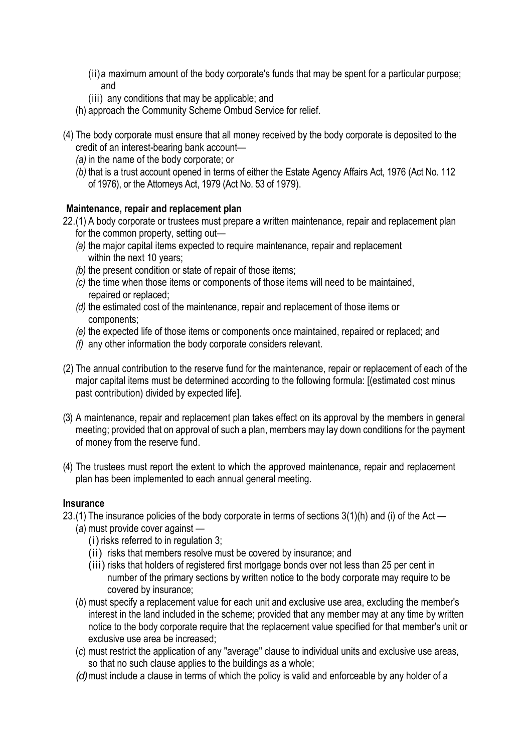(ii) a maximum amount of the body corporate's funds that may be spent for a particular purpose; and

(iii) any conditions that may be applicable; and

(h) approach the Community Scheme Ombud Service for relief.

(4) The body corporate must ensure that all money received by the body corporate is deposited to the credit of an interest-bearing bank account—

*(a)* in the name of the body corporate; or

*(b)* that is a trust account opened in terms of either the Estate Agency Affairs Act, 1976 (Act No. 112 of 1976), or the Attorneys Act, 1979 (Act No. 53 of 1979).

**Maintenance, repair and replacement plan**

22.(1) A body corporate or trustees must prepare a written maintenance, repair and replacement plan for the common property, setting out—

*(a)* the major capital items expected to require maintenance, repair and replacement within the next 10 years;

*(b)* the present condition or state of repair of those items;

*(c)* the time when those items or components of those items will need to be maintained, repaired or replaced;

*(d)* the estimated cost of the maintenance, repair and replacement of those items or components;

*(e)* the expected life of those items or components once maintained, repaired or replaced; and

*(f)* any other information the body corporate considers relevant.

(2) The annual contribution to the reserve fund for the maintenance, repair or replacement of each of the major capital items must be determined according to the following formula: [(estimated cost minus past contribution) divided by expected life].

(3) A maintenance, repair and replacement plan takes effect on its approval by the members in general meeting; provided that on approval of such a plan, members may lay down conditions for the payment of money from the reserve fund.

(4) The trustees must report the extent to which the approved maintenance, repair and replacement plan has been implemented to each annual general meeting.

**Insurance**

23.(1) The insurance policies of the body corporate in terms of sections 3(1)(h) and (i) of the Act —

(*a*) must provide cover against —

(i) risks referred to in regulation 3;

(ii) risks that members resolve must be covered by insurance; and

(iii) risks that holders of registered first mortgage bonds over not less than 25 per cent in number of the primary sections by written notice to the body corporate may require to be covered by insurance;

(*b*) must specify a replacement value for each unit and exclusive use area, excluding the member's interest in the land included in the scheme; provided that any member may at any time by written notice to the body corporate require that the replacement value specified for that member's unit or exclusive use area be increased;

(*c*) must restrict the application of any "average" clause to individual units and exclusive use areas, so that no such clause applies to the buildings as a whole;

*(d)* must include a clause in terms of which the policy is valid and enforceable by any holder of a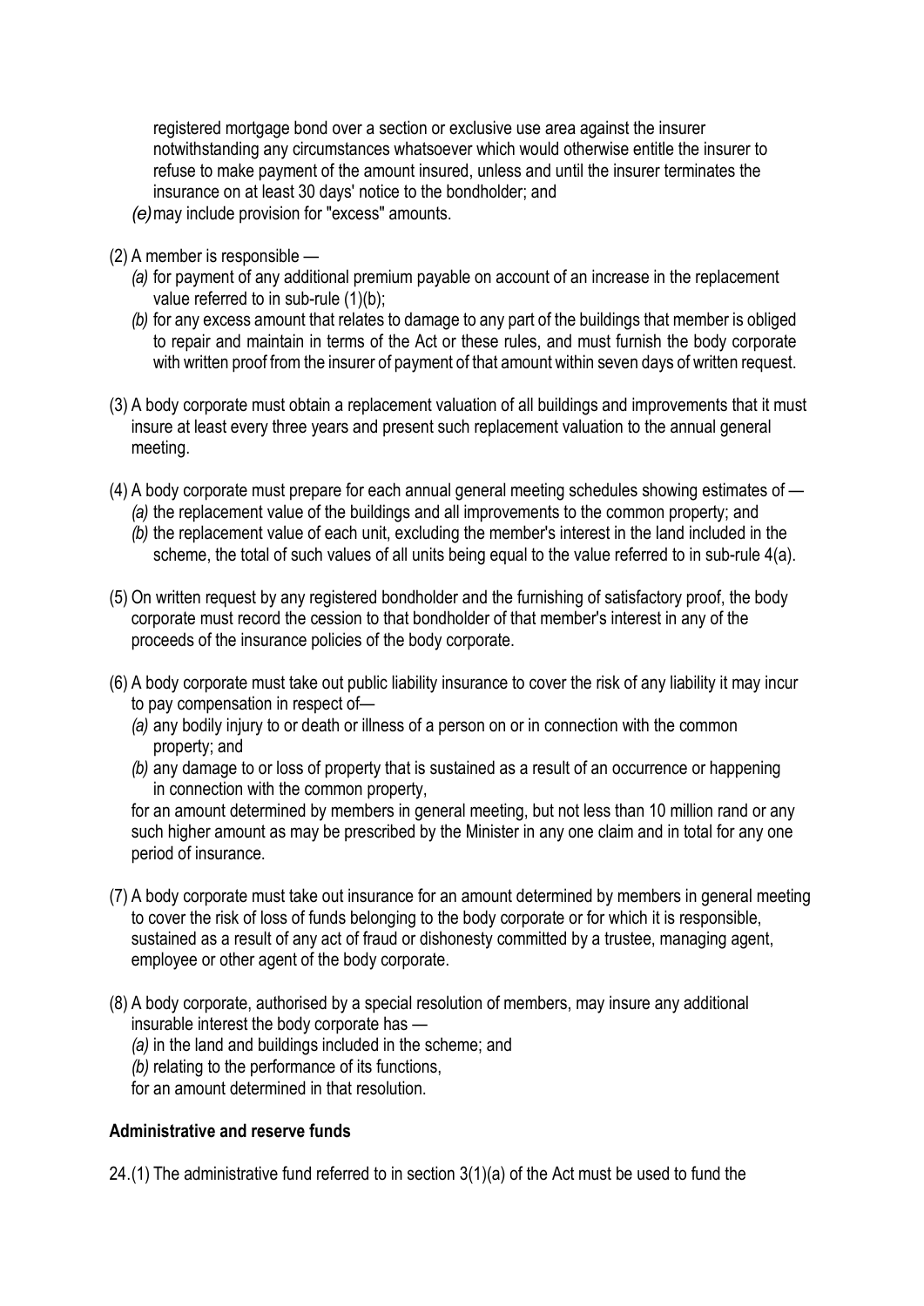registered mortgage bond over a section or exclusive use area against the insurer notwithstanding any circumstances whatsoever which would otherwise entitle the insurer to refuse to make payment of the amount insured, unless and until the insurer terminates the insurance on at least 30 days' notice to the bondholder; and

*(e)* may include provision for "excess" amounts.

(2) A member is responsible —

*(a)* for payment of any additional premium payable on account of an increase in the replacement value referred to in sub-rule (1)(b);

*(b)* for any excess amount that relates to damage to any part of the buildings that member is obliged to repair and maintain in terms of the Act or these rules, and must furnish the body corporate with written proof from the insurer of payment of that amount within seven days of written request.

(3) A body corporate must obtain a replacement valuation of all buildings and improvements that it must insure at least every three years and present such replacement valuation to the annual general meeting.

(4) A body corporate must prepare for each annual general meeting schedules showing estimates of —

*(a)* the replacement value of the buildings and all improvements to the common property; and

*(b)* the replacement value of each unit, excluding the member's interest in the land included in the scheme, the total of such values of all units being equal to the value referred to in sub-rule 4(a).

(5) On written request by any registered bondholder and the furnishing of satisfactory proof, the body corporate must record the cession to that bondholder of that member's interest in any of the proceeds of the insurance policies of the body corporate.

(6) A body corporate must take out public liability insurance to cover the risk of any liability it may incur to pay compensation in respect of—

*(a)* any bodily injury to or death or illness of a person on or in connection with the common property; and

*(b)* any damage to or loss of property that is sustained as a result of an occurrence or happening in connection with the common property,

for an amount determined by members in general meeting, but not less than 10 million rand or any such higher amount as may be prescribed by the Minister in any one claim and in total for any one period of insurance.

(7) A body corporate must take out insurance for an amount determined by members in general meeting to cover the risk of loss of funds belonging to the body corporate or for which it is responsible, sustained as a result of any act of fraud or dishonesty committed by a trustee, managing agent, employee or other agent of the body corporate.

(8) A body corporate, authorised by a special resolution of members, may insure any additional insurable interest the body corporate has —

*(a)* in the land and buildings included in the scheme; and

*(b)* relating to the performance of its functions,

for an amount determined in that resolution.

**Administrative and reserve funds**

24.(1) The administrative fund referred to in section 3(1)(a) of the Act must be used to fund the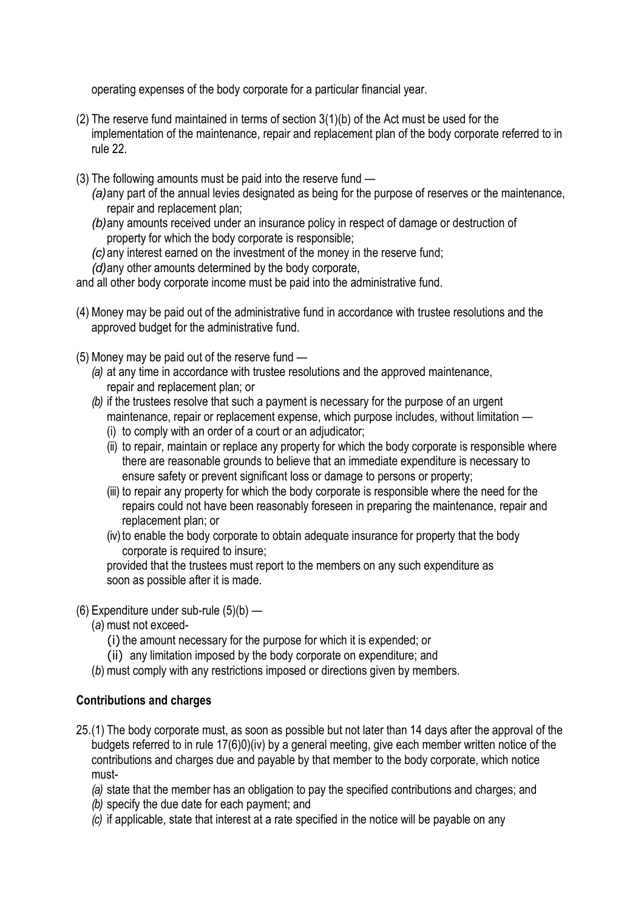operating expenses of the body corporate for a particular financial year.

(2) The reserve fund maintained in terms of section 3(1)(b) of the Act must be used for the implementation of the maintenance, repair and replacement plan of the body corporate referred to in rule 22.

(3) The following amounts must be paid into the reserve fund —

*(a)* any part of the annual levies designated as being for the purpose of reserves or the maintenance, repair and replacement plan;

*(b)* any amounts received under an insurance policy in respect of damage or destruction of property for which the body corporate is responsible;

*(c)* any interest earned on the investment of the money in the reserve fund;

*(d)* any other amounts determined by the body corporate,

and all other body corporate income must be paid into the administrative fund.

(4) Money may be paid out of the administrative fund in accordance with trustee resolutions and the approved budget for the administrative fund.

(5) Money may be paid out of the reserve fund —

*(a)* at any time in accordance with trustee resolutions and the approved maintenance, repair and replacement plan; or

*(b)* if the trustees resolve that such a payment is necessary for the purpose of an urgent maintenance, repair or replacement expense, which purpose includes, without limitation —

(i) to comply with an order of a court or an adjudicator;

(ii) to repair, maintain or replace any property for which the body corporate is responsible where there are reasonable grounds to believe that an immediate expenditure is necessary to ensure safety or prevent significant loss or damage to persons or property;

(iii) to repair any property for which the body corporate is responsible where the need for the repairs could not have been reasonably foreseen in preparing the maintenance, repair and replacement plan; or

(iv) to enable the body corporate to obtain adequate insurance for property that the body corporate is required to insure;

provided that the trustees must report to the members on any such expenditure as soon as possible after it is made.

(6) Expenditure under sub-rule (5)(b) —

(*a*) must not exceed-

(i) the amount necessary for the purpose for which it is expended; or

(ii) any limitation imposed by the body corporate on expenditure; and

(*b*) must comply with any restrictions imposed or directions given by members.

**Contributions and charges**

25.(1) The body corporate must, as soon as possible but not later than 14 days after the approval of the budgets referred to in rule 17(6)0)(iv) by a general meeting, give each member written notice of the contributions and charges due and payable by that member to the body corporate, which notice must-

*(a)* state that the member has an obligation to pay the specified contributions and charges; and

*(b)* specify the due date for each payment; and

*(c)* if applicable, state that interest at a rate specified in the notice will be payable on any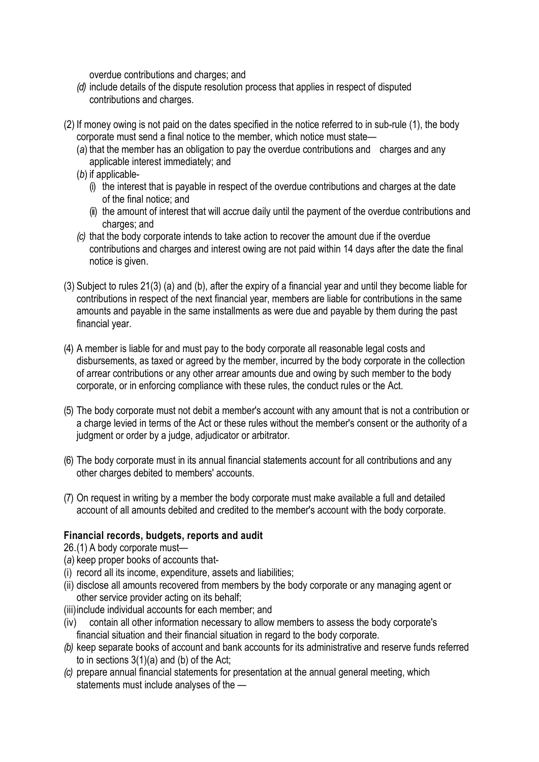overdue contributions and charges; and

*(d)* include details of the dispute resolution process that applies in respect of disputed contributions and charges.

(2) If money owing is not paid on the dates specified in the notice referred to in sub-rule (1), the body corporate must send a final notice to the member, which notice must state—

(*a*) that the member has an obligation to pay the overdue contributions and charges and any applicable interest immediately; and

(*b*) if applicable-

(i) the interest that is payable in respect of the overdue contributions and charges at the date of the final notice; and

(ii) the amount of interest that will accrue daily until the payment of the overdue contributions and charges; and

*(c)* that the body corporate intends to take action to recover the amount due if the overdue contributions and charges and interest owing are not paid within 14 days after the date the final notice is given.

(3) Subject to rules 21(3) (a) and (b), after the expiry of a financial year and until they become liable for contributions in respect of the next financial year, members are liable for contributions in the same amounts and payable in the same installments as were due and payable by them during the past financial year.

(4) A member is liable for and must pay to the body corporate all reasonable legal costs and disbursements, as taxed or agreed by the member, incurred by the body corporate in the collection of arrear contributions or any other arrear amounts due and owing by such member to the body corporate, or in enforcing compliance with these rules, the conduct rules or the Act.

(5) The body corporate must not debit a member's account with any amount that is not a contribution or a charge levied in terms of the Act or these rules without the member's consent or the authority of a judgment or order by a judge, adjudicator or arbitrator.

(6) The body corporate must in its annual financial statements account for all contributions and any other charges debited to members' accounts.

(7) On request in writing by a member the body corporate must make available a full and detailed account of all amounts debited and credited to the member's account with the body corporate.

**Financial records, budgets, reports and audit**

26.(1) A body corporate must—

(*a*) keep proper books of accounts that-

(i) record all its income, expenditure, assets and liabilities;

(ii) disclose all amounts recovered from members by the body corporate or any managing agent or other service provider acting on its behalf;

(iii) include individual accounts for each member; and

(iv) contain all other information necessary to allow members to assess the body corporate's financial situation and their financial situation in regard to the body corporate.

*(b)* keep separate books of account and bank accounts for its administrative and reserve funds referred to in sections 3(1)(a) and (b) of the Act;

*(c)* prepare annual financial statements for presentation at the annual general meeting, which statements must include analyses of the —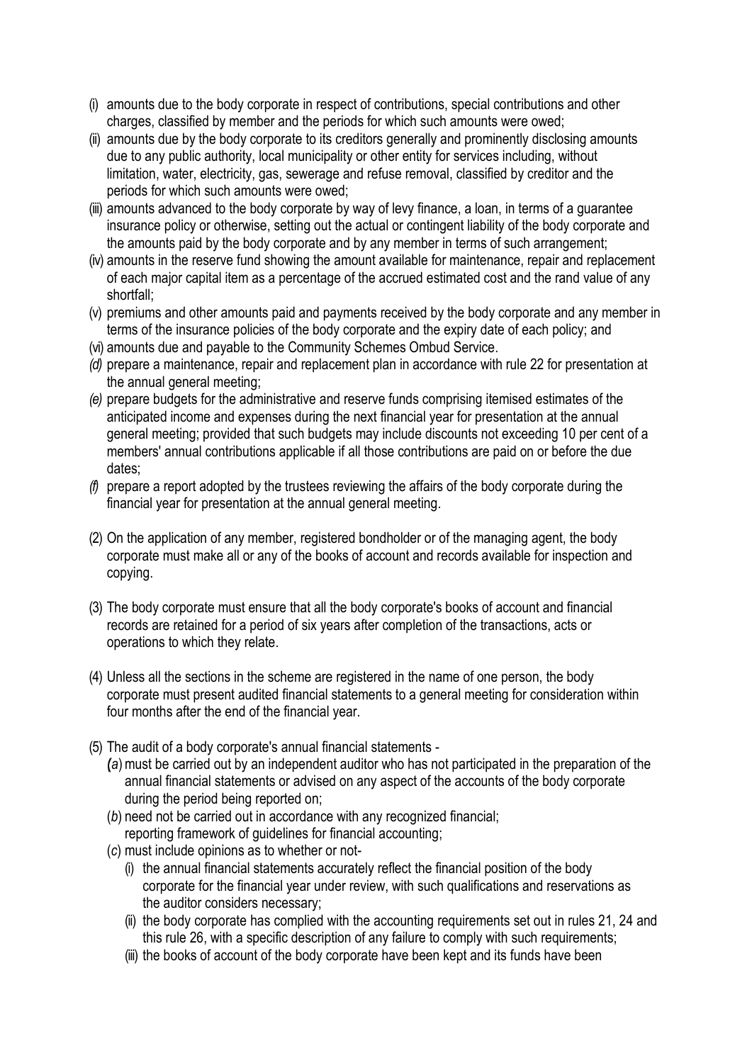- (i) amounts due to the body corporate in respect of contributions, special contributions and other charges, classified by member and the periods for which such amounts were owed;
- (ii) amounts due by the body corporate to its creditors generally and prominently disclosing amounts due to any public authority, local municipality or other entity for services including, without limitation, water, electricity, gas, sewerage and refuse removal, classified by creditor and the periods for which such amounts were owed;
- (iii) amounts advanced to the body corporate by way of levy finance, a loan, in terms of a guarantee insurance policy or otherwise, setting out the actual or contingent liability of the body corporate and the amounts paid by the body corporate and by any member in terms of such arrangement;
- (iv) amounts in the reserve fund showing the amount available for maintenance, repair and replacement of each major capital item as a percentage of the accrued estimated cost and the rand value of any shortfall;
- (v) premiums and other amounts paid and payments received by the body corporate and any member in terms of the insurance policies of the body corporate and the expiry date of each policy; and
- (vi) amounts due and payable to the Community Schemes Ombud Service.

*(d)* prepare a maintenance, repair and replacement plan in accordance with rule 22 for presentation at the annual general meeting;

*(e)* prepare budgets for the administrative and reserve funds comprising itemised estimates of the anticipated income and expenses during the next financial year for presentation at the annual general meeting; provided that such budgets may include discounts not exceeding 10 per cent of a members' annual contributions applicable if all those contributions are paid on or before the due dates;

*(f)* prepare a report adopted by the trustees reviewing the affairs of the body corporate during the financial year for presentation at the annual general meeting.

(2) On the application of any member, registered bondholder or of the managing agent, the body corporate must make all or any of the books of account and records available for inspection and copying.

(3) The body corporate must ensure that all the body corporate's books of account and financial records are retained for a period of six years after completion of the transactions, acts or operations to which they relate.

(4) Unless all the sections in the scheme are registered in the name of one person, the body corporate must present audited financial statements to a general meeting for consideration within four months after the end of the financial year.

(5) The audit of a body corporate's annual financial statements -

- *(a)* must be carried out by an independent auditor who has not participated in the preparation of the annual financial statements or advised on any aspect of the accounts of the body corporate during the period being reported on;
- (*b*) need not be carried out in accordance with any recognized financial; reporting framework of guidelines for financial accounting;
- (*c*) must include opinions as to whether or not-
  - (i) the annual financial statements accurately reflect the financial position of the body corporate for the financial year under review, with such qualifications and reservations as the auditor considers necessary;
  - (ii) the body corporate has complied with the accounting requirements set out in rules 21, 24 and this rule 26, with a specific description of any failure to comply with such requirements;
  - (iii) the books of account of the body corporate have been kept and its funds have been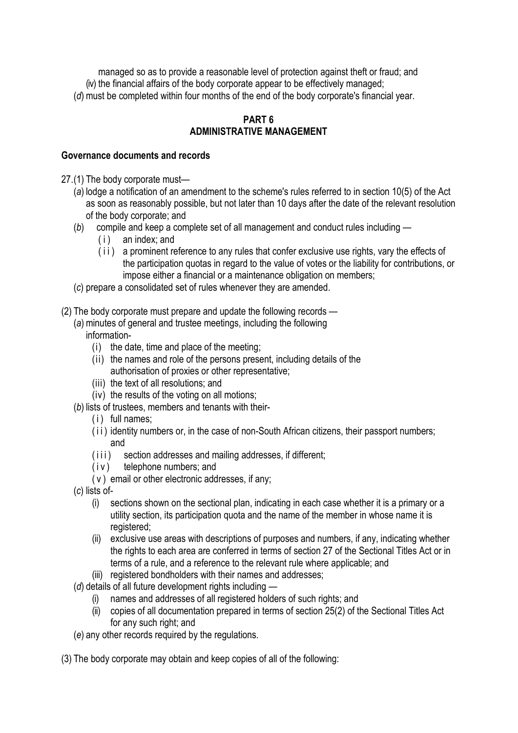managed so as to provide a reasonable level of protection against theft or fraud; and

(iv) the financial affairs of the body corporate appear to be effectively managed;

(*d*) must be completed within four months of the end of the body corporate's financial year.

## PART 6
## ADMINISTRATIVE MANAGEMENT

### Governance documents and records

27.(1) The body corporate must—

(*a*) lodge a notification of an amendment to the scheme's rules referred to in section 10(5) of the Act as soon as reasonably possible, but not later than 10 days after the date of the relevant resolution of the body corporate; and

(*b*) compile and keep a complete set of all management and conduct rules including —

(i) an index; and

(ii) a prominent reference to any rules that confer exclusive use rights, vary the effects of the participation quotas in regard to the value of votes or the liability for contributions, or impose either a financial or a maintenance obligation on members;

(*c*) prepare a consolidated set of rules whenever they are amended.

(2) The body corporate must prepare and update the following records —

(*a*) minutes of general and trustee meetings, including the following information-

(i) the date, time and place of the meeting;

(ii) the names and role of the persons present, including details of the authorisation of proxies or other representative;

(iii) the text of all resolutions; and

(iv) the results of the voting on all motions;

(*b*) lists of trustees, members and tenants with their-

(i) full names;

(ii) identity numbers or, in the case of non-South African citizens, their passport numbers; and

(iii) section addresses and mailing addresses, if different;

(iv) telephone numbers; and

(v) email or other electronic addresses, if any;

(*c*) lists of-

(i) sections shown on the sectional plan, indicating in each case whether it is a primary or a utility section, its participation quota and the name of the member in whose name it is registered;

(ii) exclusive use areas with descriptions of purposes and numbers, if any, indicating whether the rights to each area are conferred in terms of section 27 of the Sectional Titles Act or in terms of a rule, and a reference to the relevant rule where applicable; and

(iii) registered bondholders with their names and addresses;

(*d*) details of all future development rights including —

(i) names and addresses of all registered holders of such rights; and

(ii) copies of all documentation prepared in terms of section 25(2) of the Sectional Titles Act for any such right; and

(*e*) any other records required by the regulations.

(3) The body corporate may obtain and keep copies of all of the following: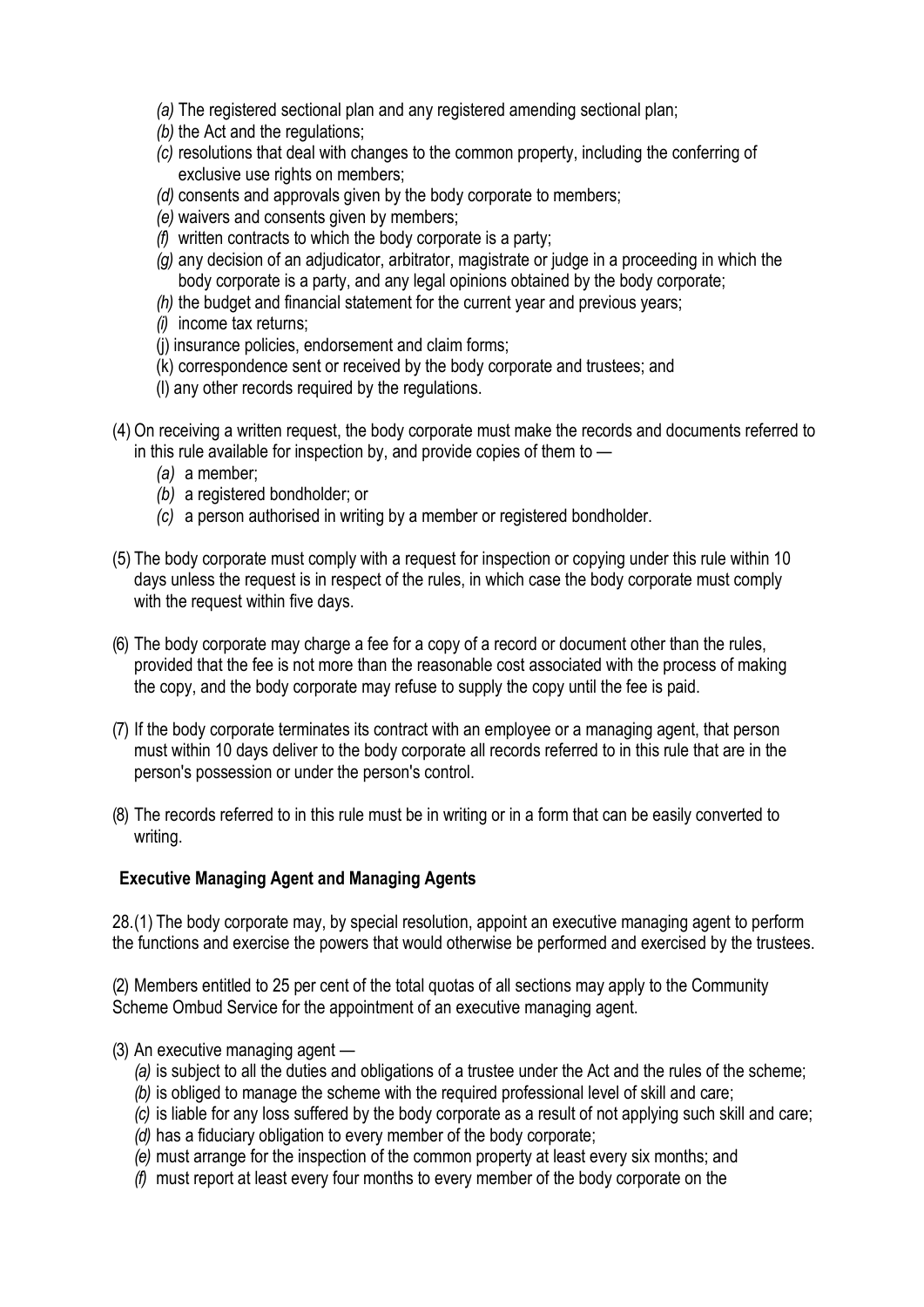- *(a)* The registered sectional plan and any registered amending sectional plan;
- *(b)* the Act and the regulations;
- *(c)* resolutions that deal with changes to the common property, including the conferring of exclusive use rights on members;
- *(d)* consents and approvals given by the body corporate to members;
- *(e)* waivers and consents given by members;
- *(f)* written contracts to which the body corporate is a party;
- *(g)* any decision of an adjudicator, arbitrator, magistrate or judge in a proceeding in which the body corporate is a party, and any legal opinions obtained by the body corporate;
- *(h)* the budget and financial statement for the current year and previous years;
- *(i)* income tax returns;
- (j) insurance policies, endorsement and claim forms;
- (k) correspondence sent or received by the body corporate and trustees; and
- (l) any other records required by the regulations.

(4) On receiving a written request, the body corporate must make the records and documents referred to in this rule available for inspection by, and provide copies of them to —

- *(a)* a member;
- *(b)* a registered bondholder; or
- *(c)* a person authorised in writing by a member or registered bondholder.

(5) The body corporate must comply with a request for inspection or copying under this rule within 10 days unless the request is in respect of the rules, in which case the body corporate must comply with the request within five days.

(6) The body corporate may charge a fee for a copy of a record or document other than the rules, provided that the fee is not more than the reasonable cost associated with the process of making the copy, and the body corporate may refuse to supply the copy until the fee is paid.

(7) If the body corporate terminates its contract with an employee or a managing agent, that person must within 10 days deliver to the body corporate all records referred to in this rule that are in the person's possession or under the person's control.

(8) The records referred to in this rule must be in writing or in a form that can be easily converted to writing.

**Executive Managing Agent and Managing Agents**

28.(1) The body corporate may, by special resolution, appoint an executive managing agent to perform the functions and exercise the powers that would otherwise be performed and exercised by the trustees.

(2) Members entitled to 25 per cent of the total quotas of all sections may apply to the Community Scheme Ombud Service for the appointment of an executive managing agent.

(3) An executive managing agent —

- *(a)* is subject to all the duties and obligations of a trustee under the Act and the rules of the scheme;
- *(b)* is obliged to manage the scheme with the required professional level of skill and care;
- *(c)* is liable for any loss suffered by the body corporate as a result of not applying such skill and care;
- *(d)* has a fiduciary obligation to every member of the body corporate;
- *(e)* must arrange for the inspection of the common property at least every six months; and
- *(f)* must report at least every four months to every member of the body corporate on the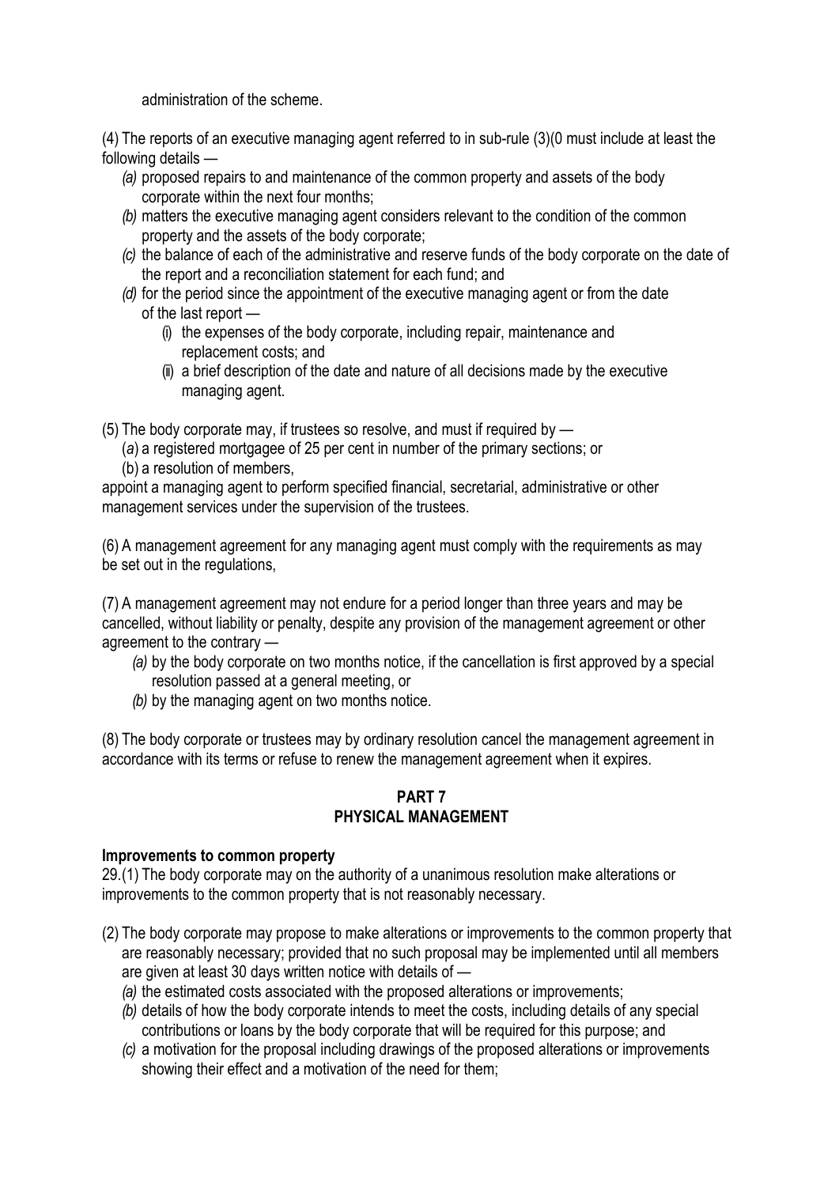administration of the scheme.

(4) The reports of an executive managing agent referred to in sub-rule (3)(0 must include at least the following details —

- *(a)* proposed repairs to and maintenance of the common property and assets of the body corporate within the next four months;
- *(b)* matters the executive managing agent considers relevant to the condition of the common property and the assets of the body corporate;
- *(c)* the balance of each of the administrative and reserve funds of the body corporate on the date of the report and a reconciliation statement for each fund; and
- *(d)* for the period since the appointment of the executive managing agent or from the date of the last report —
  - (i) the expenses of the body corporate, including repair, maintenance and replacement costs; and
  - (ii) a brief description of the date and nature of all decisions made by the executive managing agent.

(5) The body corporate may, if trustees so resolve, and must if required by —

(*a*) a registered mortgagee of 25 per cent in number of the primary sections; or

(b) a resolution of members,

appoint a managing agent to perform specified financial, secretarial, administrative or other management services under the supervision of the trustees.

(6) A management agreement for any managing agent must comply with the requirements as may be set out in the regulations,

(7) A management agreement may not endure for a period longer than three years and may be cancelled, without liability or penalty, despite any provision of the management agreement or other agreement to the contrary —

- *(a)* by the body corporate on two months notice, if the cancellation is first approved by a special resolution passed at a general meeting, or
- *(b)* by the managing agent on two months notice.

(8) The body corporate or trustees may by ordinary resolution cancel the management agreement in accordance with its terms or refuse to renew the management agreement when it expires.

## PART 7
## PHYSICAL MANAGEMENT

**Improvements to common property**

29.(1) The body corporate may on the authority of a unanimous resolution make alterations or improvements to the common property that is not reasonably necessary.

(2) The body corporate may propose to make alterations or improvements to the common property that are reasonably necessary; provided that no such proposal may be implemented until all members are given at least 30 days written notice with details of —

- *(a)* the estimated costs associated with the proposed alterations or improvements;
- *(b)* details of how the body corporate intends to meet the costs, including details of any special contributions or loans by the body corporate that will be required for this purpose; and
- *(c)* a motivation for the proposal including drawings of the proposed alterations or improvements showing their effect and a motivation of the need for them;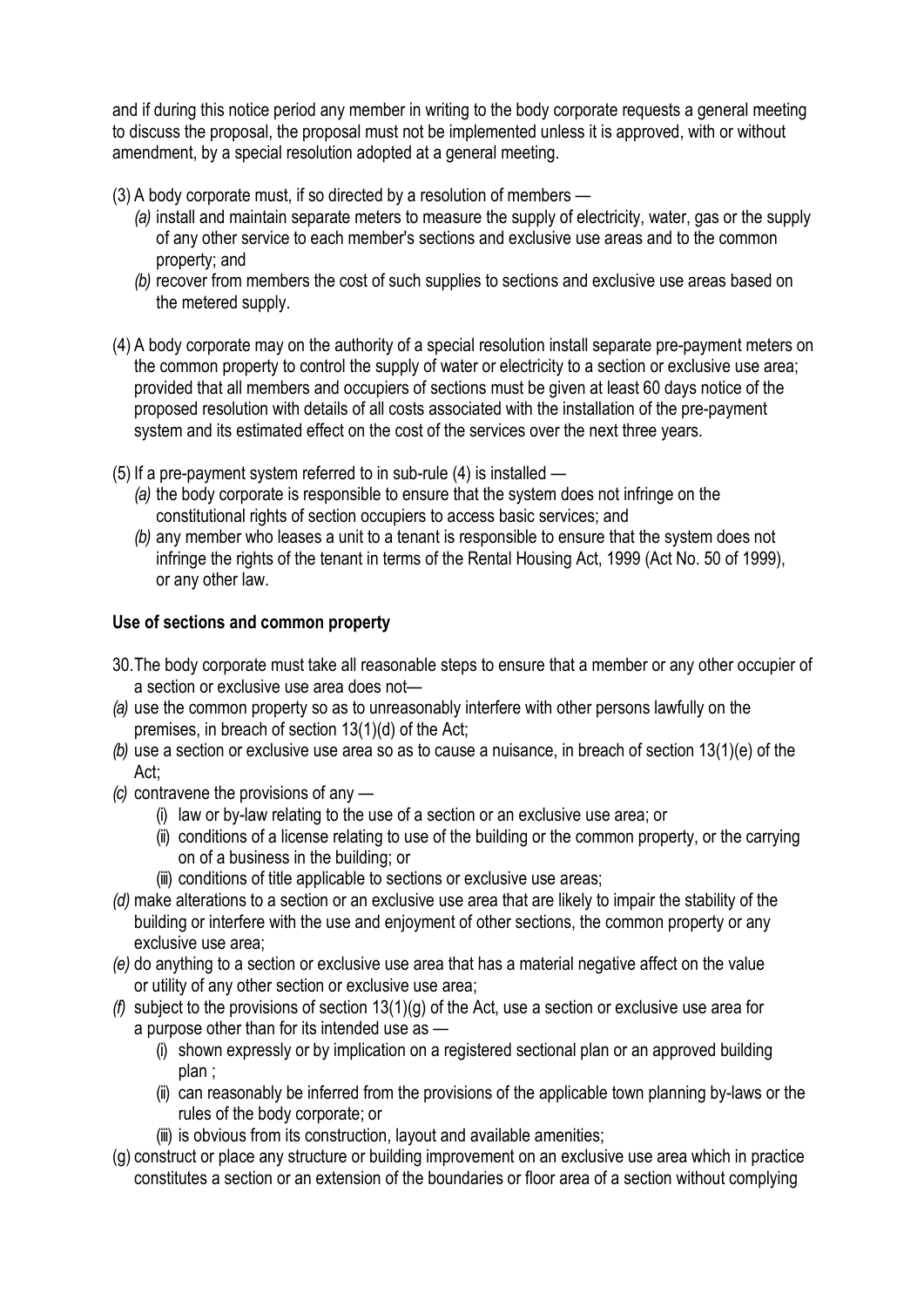and if during this notice period any member in writing to the body corporate requests a general meeting to discuss the proposal, the proposal must not be implemented unless it is approved, with or without amendment, by a special resolution adopted at a general meeting.

(3) A body corporate must, if so directed by a resolution of members —

*(a)* install and maintain separate meters to measure the supply of electricity, water, gas or the supply of any other service to each member's sections and exclusive use areas and to the common property; and

*(b)* recover from members the cost of such supplies to sections and exclusive use areas based on the metered supply.

(4) A body corporate may on the authority of a special resolution install separate pre-payment meters on the common property to control the supply of water or electricity to a section or exclusive use area; provided that all members and occupiers of sections must be given at least 60 days notice of the proposed resolution with details of all costs associated with the installation of the pre-payment system and its estimated effect on the cost of the services over the next three years.

(5) If a pre-payment system referred to in sub-rule (4) is installed —

*(a)* the body corporate is responsible to ensure that the system does not infringe on the constitutional rights of section occupiers to access basic services; and

*(b)* any member who leases a unit to a tenant is responsible to ensure that the system does not infringe the rights of the tenant in terms of the Rental Housing Act, 1999 (Act No. 50 of 1999), or any other law.

**Use of sections and common property**

30. The body corporate must take all reasonable steps to ensure that a member or any other occupier of a section or exclusive use area does not—

*(a)* use the common property so as to unreasonably interfere with other persons lawfully on the premises, in breach of section 13(1)(d) of the Act;

*(b)* use a section or exclusive use area so as to cause a nuisance, in breach of section 13(1)(e) of the Act;

*(c)* contravene the provisions of any —

(i) law or by-law relating to the use of a section or an exclusive use area; or

(ii) conditions of a license relating to use of the building or the common property, or the carrying on of a business in the building; or

(iii) conditions of title applicable to sections or exclusive use areas;

*(d)* make alterations to a section or an exclusive use area that are likely to impair the stability of the building or interfere with the use and enjoyment of other sections, the common property or any exclusive use area;

*(e)* do anything to a section or exclusive use area that has a material negative affect on the value or utility of any other section or exclusive use area;

*(f)* subject to the provisions of section 13(1)(g) of the Act, use a section or exclusive use area for a purpose other than for its intended use as —

(i) shown expressly or by implication on a registered sectional plan or an approved building plan ;

(ii) can reasonably be inferred from the provisions of the applicable town planning by-laws or the rules of the body corporate; or

(iii) is obvious from its construction, layout and available amenities;

(g) construct or place any structure or building improvement on an exclusive use area which in practice constitutes a section or an extension of the boundaries or floor area of a section without complying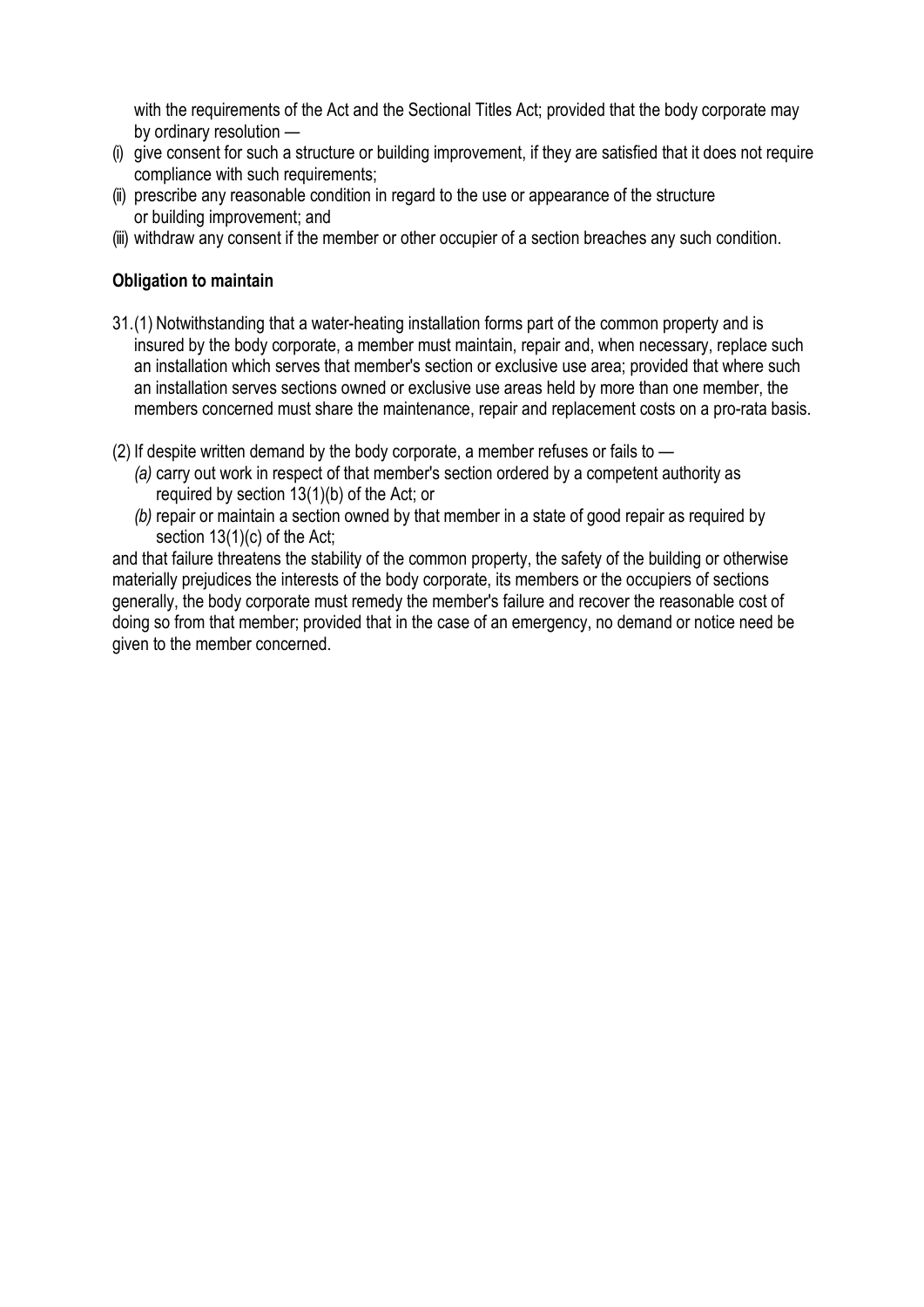with the requirements of the Act and the Sectional Titles Act; provided that the body corporate may by ordinary resolution —

(i) give consent for such a structure or building improvement, if they are satisfied that it does not require compliance with such requirements;
(ii) prescribe any reasonable condition in regard to the use or appearance of the structure or building improvement; and
(iii) withdraw any consent if the member or other occupier of a section breaches any such condition.

**Obligation to maintain**

31.(1) Notwithstanding that a water-heating installation forms part of the common property and is insured by the body corporate, a member must maintain, repair and, when necessary, replace such an installation which serves that member's section or exclusive use area; provided that where such an installation serves sections owned or exclusive use areas held by more than one member, the members concerned must share the maintenance, repair and replacement costs on a pro-rata basis.

(2) If despite written demand by the body corporate, a member refuses or fails to —

*(a)* carry out work in respect of that member's section ordered by a competent authority as required by section 13(1)(b) of the Act; or
*(b)* repair or maintain a section owned by that member in a state of good repair as required by section 13(1)(c) of the Act;

and that failure threatens the stability of the common property, the safety of the building or otherwise materially prejudices the interests of the body corporate, its members or the occupiers of sections generally, the body corporate must remedy the member's failure and recover the reasonable cost of doing so from that member; provided that in the case of an emergency, no demand or notice need be given to the member concerned.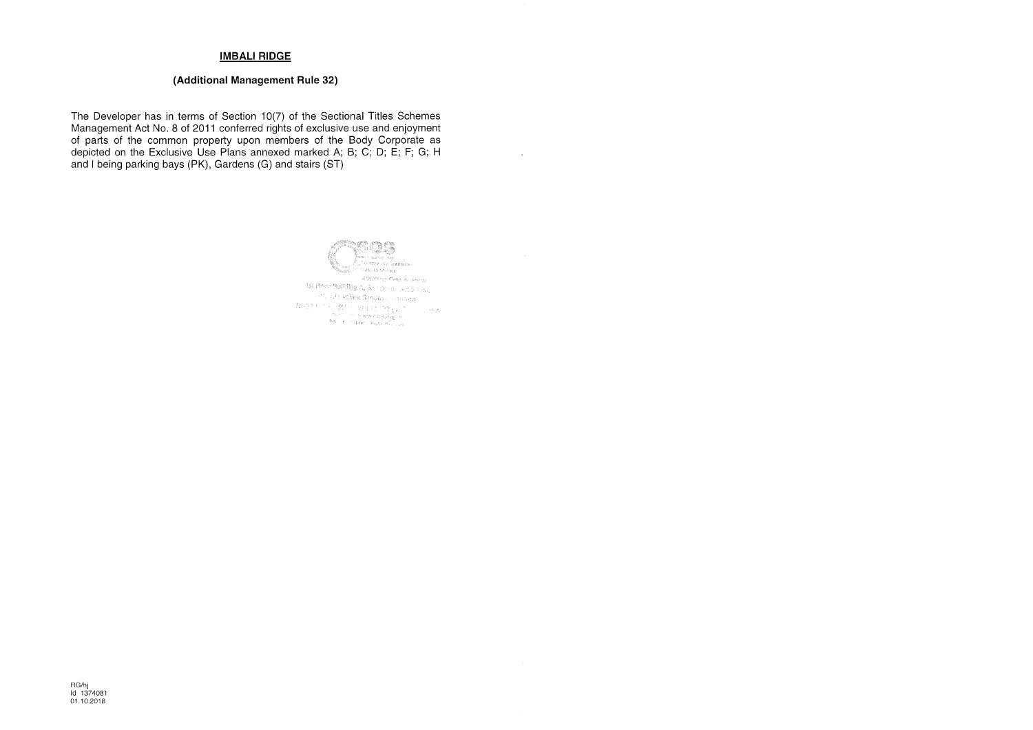**IMBALI RIDGE**

**(Additional Management Rule 32)**

The Developer has in terms of Section 10(7) of the Sectional Titles Schemes Management Act No. 8 of 2011 conferred rights of exclusive use and enjoyment of parts of the common property upon members of the Body Corporate as depicted on the Exclusive Use Plans annexed marked A; B; C; D; E; F; G; H and I being parking bays (PK), Gardens (G) and stairs (ST)

RG/hj
Id 1374081
01.10.2018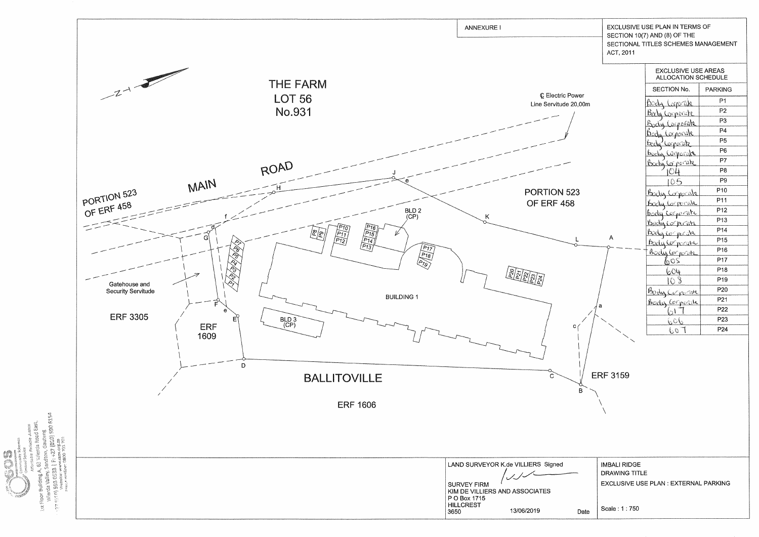ANNEXURE I

EXCLUSIVE USE PLAN IN TERMS OF SECTION 10(7) AND (8) OF THE SECTIONAL TITLES SCHEMES MANAGEMENT ACT, 2011

| EXCLUSIVE USE AREAS ALLOCATION SCHEDULE | |
|---|---|
| SECTION No. | PARKING |
| Body Corporate | P1 |
| Body Corporate | P2 |
| Body Corporate | P3 |
| Body Corporate | P4 |
| Body Corporate | P5 |
| Body Corporate | P6 |
| Body Corporate | P7 |
| 104 | P8 |
| 105 | P9 |
| Body Corporate | P10 |
| Body Corporate | P11 |
| Body Corporate | P12 |
| Body Corporate | P13 |
| Body Corporate | P14 |
| Body Corporate | P15 |
| Body Corporate | P16 |
| 605 | P17 |
| 604 | P18 |
| 108 | P19 |
| Body Corporate | P20 |
| Body Corporate | P21 |
| 617 | P22 |
| 606 | P23 |
| 607 | P24 |

THE FARM LOT 56 No.931

MAIN ROAD

PORTION 523 OF ERF 458

℄ Electric Power Line Servitude 20,00m

BLD 2 (CP)

BUILDING 1

BLD 3 (CP)

Gatehouse and Security Servitude

ERF 3305

ERF 1609

BALLITOVILLE

ERF 1606

ERF 3159

LAND SURVEYOR K.de VILLIERS Signed

SURVEY FIRM
KIM DE VILLIERS AND ASSOCIATES
P O Box 1715
HILLCREST
3650

13/06/2019 Date

IMBALI RIDGE

DRAWING TITLE

EXCLUSIVE USE PLAN : EXTERNAL PARKING

Scale : 1 : 750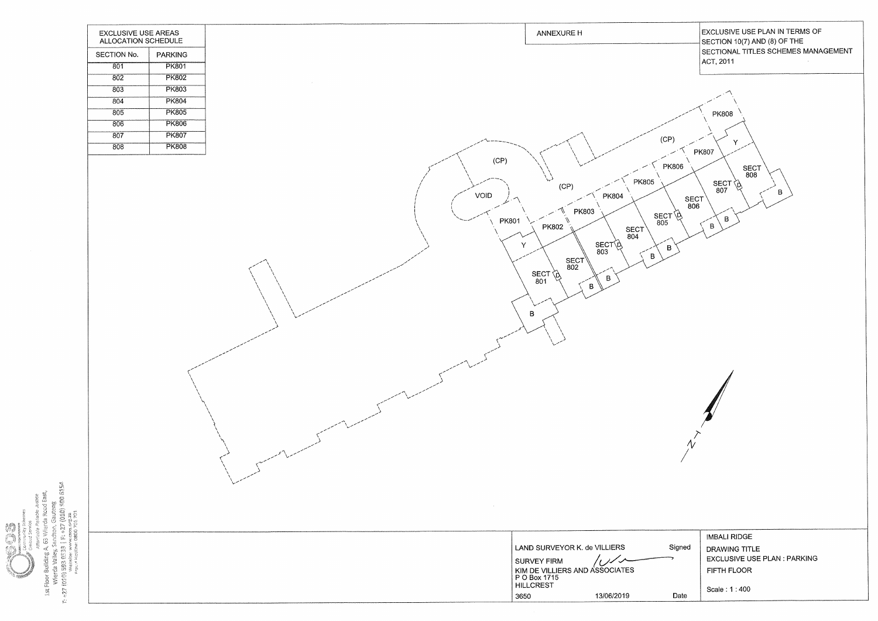| EXCLUSIVE USE AREAS ALLOCATION SCHEDULE | |
|---|---|
| SECTION No. | PARKING |
| 801 | PK801 |
| 802 | PK802 |
| 803 | PK803 |
| 804 | PK804 |
| 805 | PK805 |
| 806 | PK806 |
| 807 | PK807 |
| 808 | PK808 |

ANNEXURE H

EXCLUSIVE USE PLAN IN TERMS OF SECTION 10(7) AND (8) OF THE SECTIONAL TITLES SCHEMES MANAGEMENT ACT, 2011

(CP) VOID (CP) (CP) PK801 PK802 PK803 PK804 PK805 PK806 PK807 PK808 Y Y SECT 801 SECT 802 SECT 803 SECT 804 SECT 805 SECT 806 SECT 807 SECT 808 B B B B B B B B B D D D D D

N

LAND SURVEYOR K. de VILLIERS Signed

SURVEY FIRM

KIM DE VILLIERS AND ASSOCIATES
P O Box 1715
HILLCREST
3650 13/06/2019 Date

IMBALI RIDGE

DRAWING TITLE
EXCLUSIVE USE PLAN : PARKING

FIFTH FLOOR

Scale : 1 : 400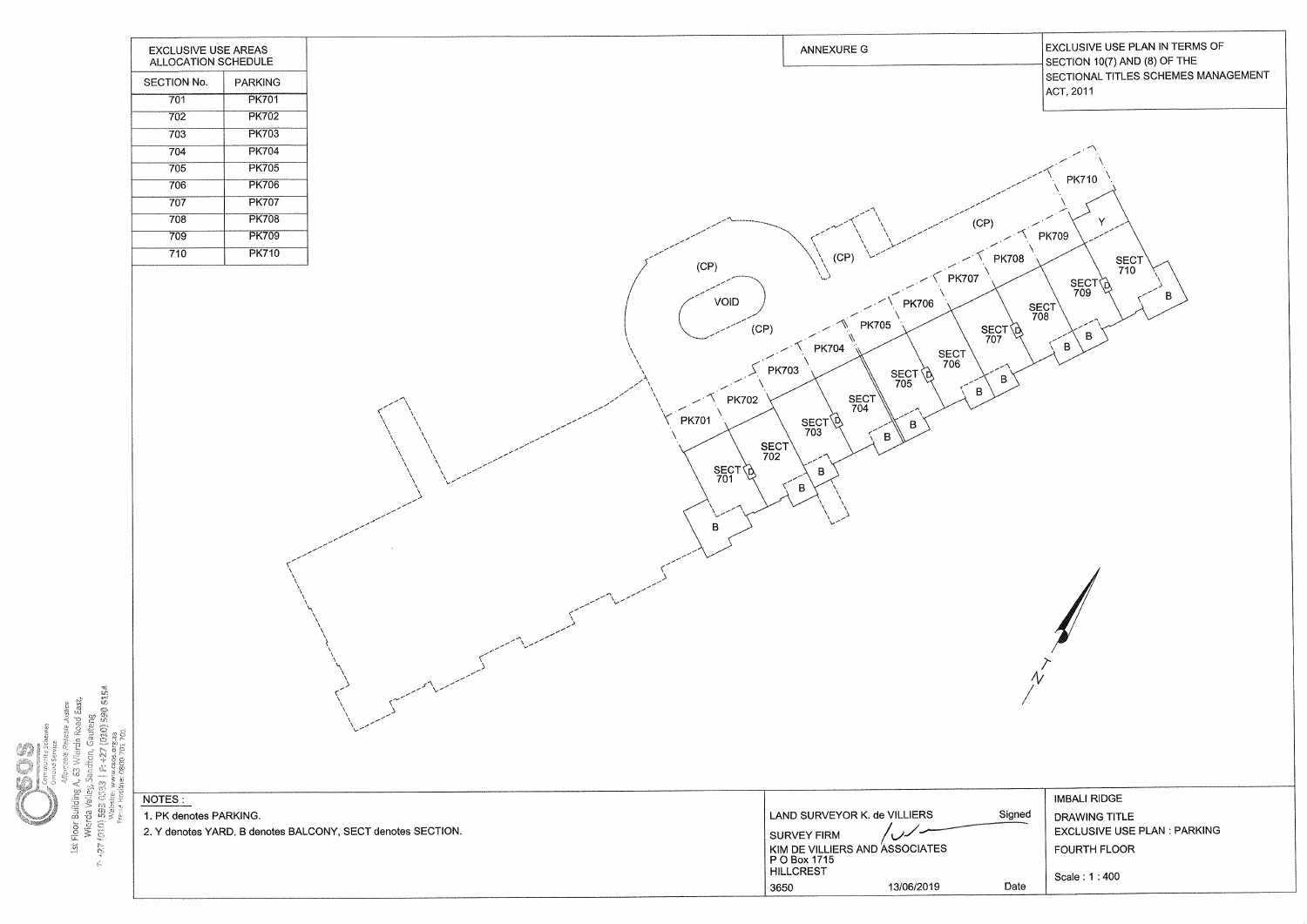| EXCLUSIVE USE AREAS ALLOCATION SCHEDULE | |
|---|---|
| SECTION No. | PARKING |
| 701 | PK701 |
| 702 | PK702 |
| 703 | PK703 |
| 704 | PK704 |
| 705 | PK705 |
| 706 | PK706 |
| 707 | PK707 |
| 708 | PK708 |
| 709 | PK709 |
| 710 | PK710 |

ANNEXURE G

EXCLUSIVE USE PLAN IN TERMS OF SECTION 10(7) AND (8) OF THE SECTIONAL TITLES SCHEMES MANAGEMENT ACT, 2011

(CP) VOID (CP) (CP) (CP)

PK701 PK702 PK703 PK704 PK705 PK706 PK707 PK708 PK709 PK710

SECT 701 SECT 702 SECT 703 SECT 704 SECT 705 SECT 706 SECT 707 SECT 708 SECT 709 SECT 710

Y B D N

NOTES :

1. PK denotes PARKING.
2. Y denotes YARD, B denotes BALCONY, SECT denotes SECTION.

LAND SURVEYOR K. de VILLIERS Signed

SURVEY FIRM
KIM DE VILLIERS AND ASSOCIATES
P O Box 1715
HILLCREST
3650 13/06/2019 Date

IMBALI RIDGE

DRAWING TITLE
EXCLUSIVE USE PLAN : PARKING
FOURTH FLOOR

Scale : 1 : 400

CSOS Community Schemes Ombud Service
Affordable Reliable Justice
1st Floor Building A, 63 Wierda Road East, Wierda Valley, Sandton, Gauteng
T: +27 (010) 593 0533 | F: +27 (010) 590 6154
Website: www.csos.org.za
Fraud Hotline: 0800 701 701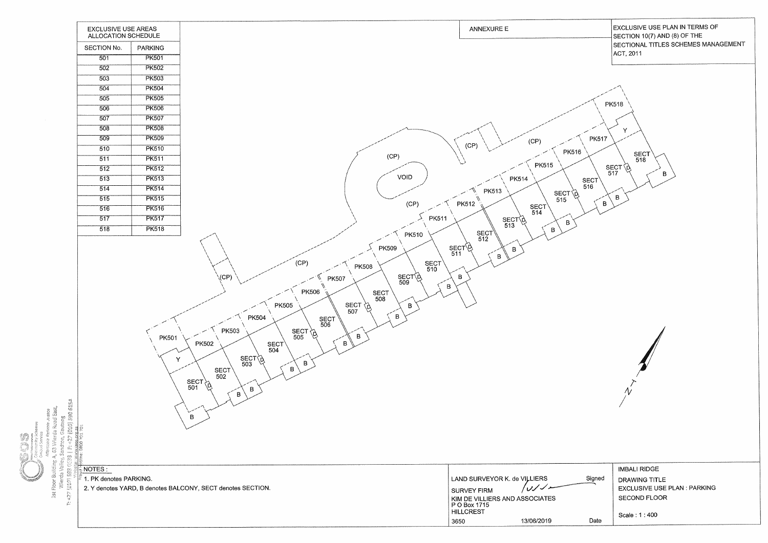ANNEXURE E

EXCLUSIVE USE PLAN IN TERMS OF SECTION 10(7) AND (8) OF THE SECTIONAL TITLES SCHEMES MANAGEMENT ACT, 2011

| EXCLUSIVE USE AREAS ALLOCATION SCHEDULE | |
|---|---|
| SECTION No. | PARKING |
| 501 | PK501 |
| 502 | PK502 |
| 503 | PK503 |
| 504 | PK504 |
| 505 | PK505 |
| 506 | PK506 |
| 507 | PK507 |
| 508 | PK508 |
| 509 | PK509 |
| 510 | PK510 |
| 511 | PK511 |
| 512 | PK512 |
| 513 | PK513 |
| 514 | PK514 |
| 515 | PK515 |
| 516 | PK516 |
| 517 | PK517 |
| 518 | PK518 |

NOTES :
1. PK denotes PARKING.
2. Y denotes YARD, B denotes BALCONY, SECT denotes SECTION.

LAND SURVEYOR K. de VILLIERS Signed

SURVEY FIRM
KIM DE VILLIERS AND ASSOCIATES
P O Box 1715
HILLCREST
3650

13/06/2019 Date

IMBALI RIDGE

DRAWING TITLE
EXCLUSIVE USE PLAN : PARKING
SECOND FLOOR

Scale : 1 : 400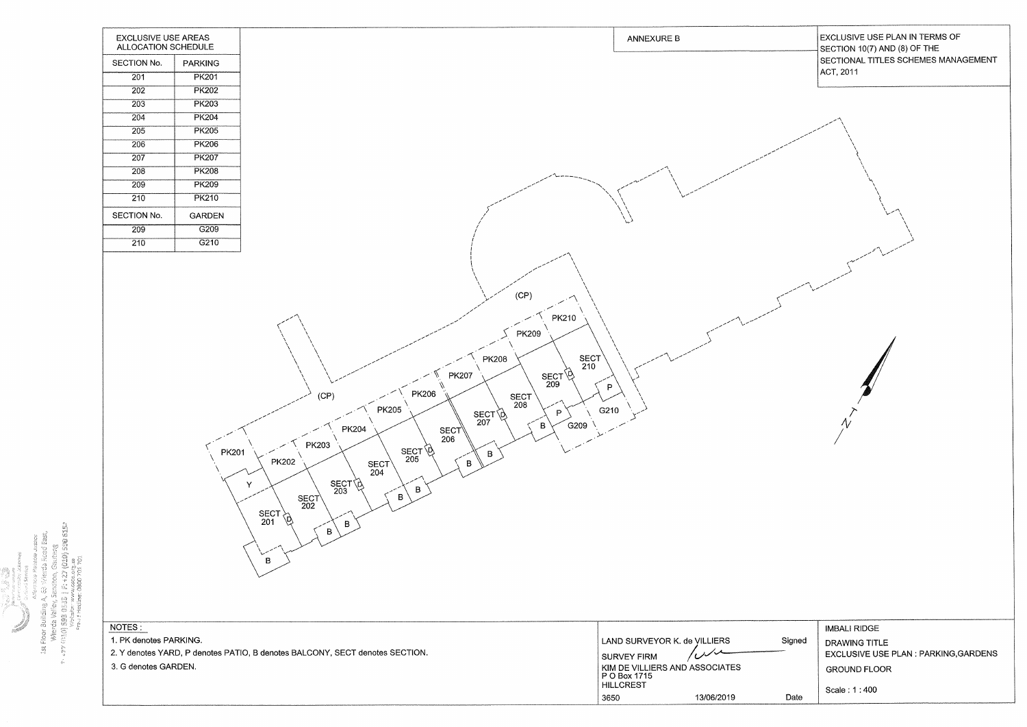# ANNEXURE B

## EXCLUSIVE USE PLAN IN TERMS OF SECTION 10(7) AND (8) OF THE SECTIONAL TITLES SCHEMES MANAGEMENT ACT, 2011

### EXCLUSIVE USE AREAS ALLOCATION SCHEDULE

| SECTION No. | PARKING |
|---|---|
| 201 | PK201 |
| 202 | PK202 |
| 203 | PK203 |
| 204 | PK204 |
| 205 | PK205 |
| 206 | PK206 |
| 207 | PK207 |
| 208 | PK208 |
| 209 | PK209 |
| 210 | PK210 |
| **SECTION No.** | **GARDEN** |
| 209 | G209 |
| 210 | G210 |

NOTES :

1. PK denotes PARKING.
2. Y denotes YARD, P denotes PATIO, B denotes BALCONY, SECT denotes SECTION.
3. G denotes GARDEN.

LAND SURVEYOR K. de VILLIERS — Signed

SURVEY FIRM
KIM DE VILLIERS AND ASSOCIATES
P O Box 1715
HILLCREST
3650

13/06/2019 — Date

IMBALI RIDGE

DRAWING TITLE
EXCLUSIVE USE PLAN : PARKING,GARDENS

GROUND FLOOR

Scale : 1 : 400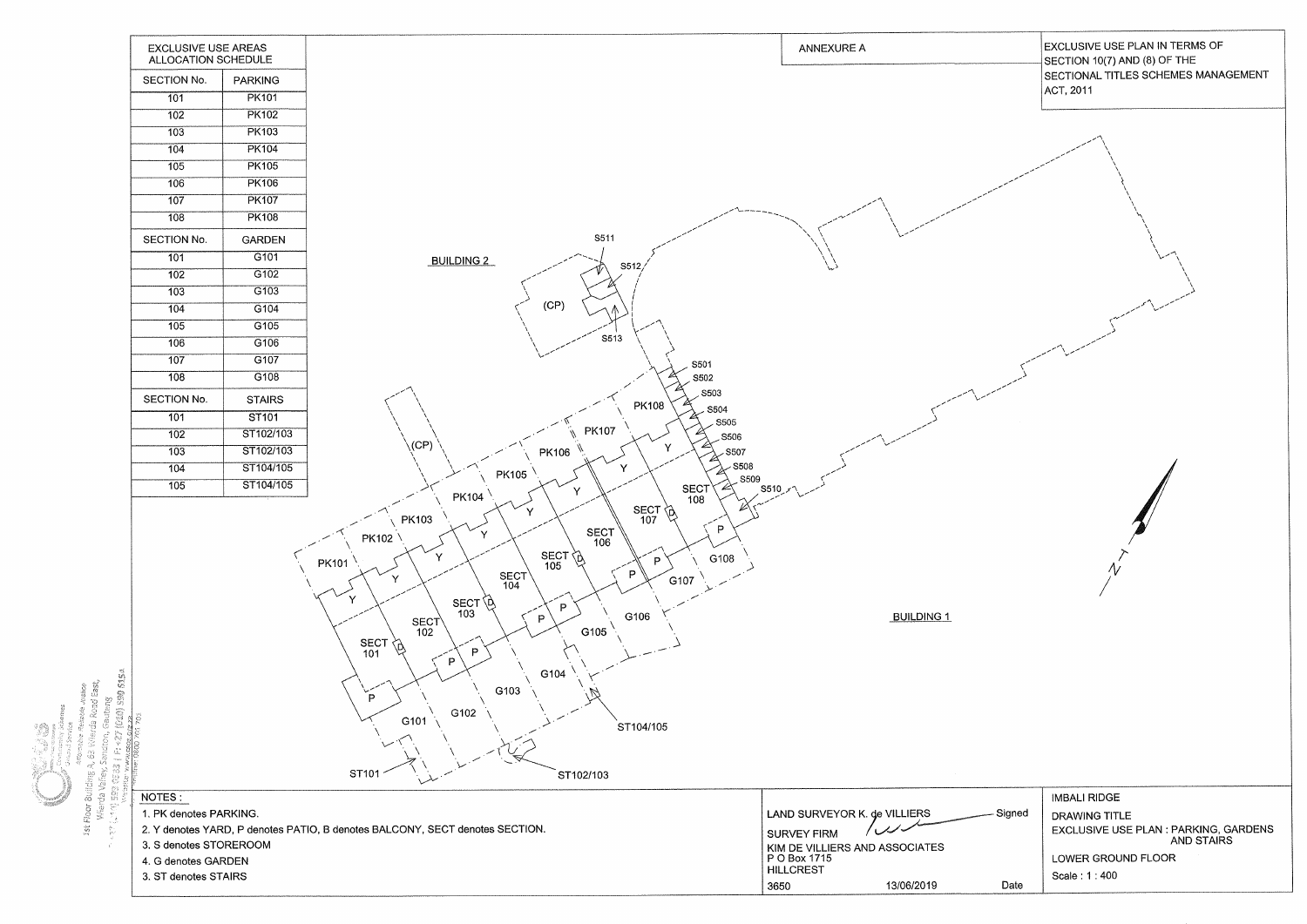| EXCLUSIVE USE AREAS ALLOCATION SCHEDULE | |
|---|---|
| SECTION No. | PARKING |
| 101 | PK101 |
| 102 | PK102 |
| 103 | PK103 |
| 104 | PK104 |
| 105 | PK105 |
| 106 | PK106 |
| 107 | PK107 |
| 108 | PK108 |
| SECTION No. | GARDEN |
| 101 | G101 |
| 102 | G102 |
| 103 | G103 |
| 104 | G104 |
| 105 | G105 |
| 106 | G106 |
| 107 | G107 |
| 108 | G108 |
| SECTION No. | STAIRS |
| 101 | ST101 |
| 102 | ST102/103 |
| 103 | ST102/103 |
| 104 | ST104/105 |
| 105 | ST104/105 |

ANNEXURE A

EXCLUSIVE USE PLAN IN TERMS OF SECTION 10(7) AND (8) OF THE SECTIONAL TITLES SCHEMES MANAGEMENT ACT, 2011

BUILDING 2

(CP)

S511 S512 S513

S501 S502 S503 S504 S505 S506 S507 S508 S509 S510

(CP)

PK101 PK102 PK103 PK104 PK105 PK106 PK107 PK108

Y Y Y Y Y Y Y Y

SECT 101 SECT 102 SECT 103 SECT 104 SECT 105 SECT 106 SECT 107 SECT 108

B B B B

P P P P P P P P

G101 G102 G103 G104 G105 G106 G107 G108

ST101 ST102/103 ST104/105

BUILDING 1

N

NOTES :
1. PK denotes PARKING.
2. Y denotes YARD, P denotes PATIO, B denotes BALCONY, SECT denotes SECTION.
3. S denotes STOREROOM
4. G denotes GARDEN
3. ST denotes STAIRS

LAND SURVEYOR K. de VILLIERS — Signed

SURVEY FIRM
KIM DE VILLIERS AND ASSOCIATES
P O Box 1715
HILLCREST
3650 13/06/2019 Date

IMBALI RIDGE

DRAWING TITLE
EXCLUSIVE USE PLAN : PARKING, GARDENS AND STAIRS

LOWER GROUND FLOOR

Scale : 1 : 400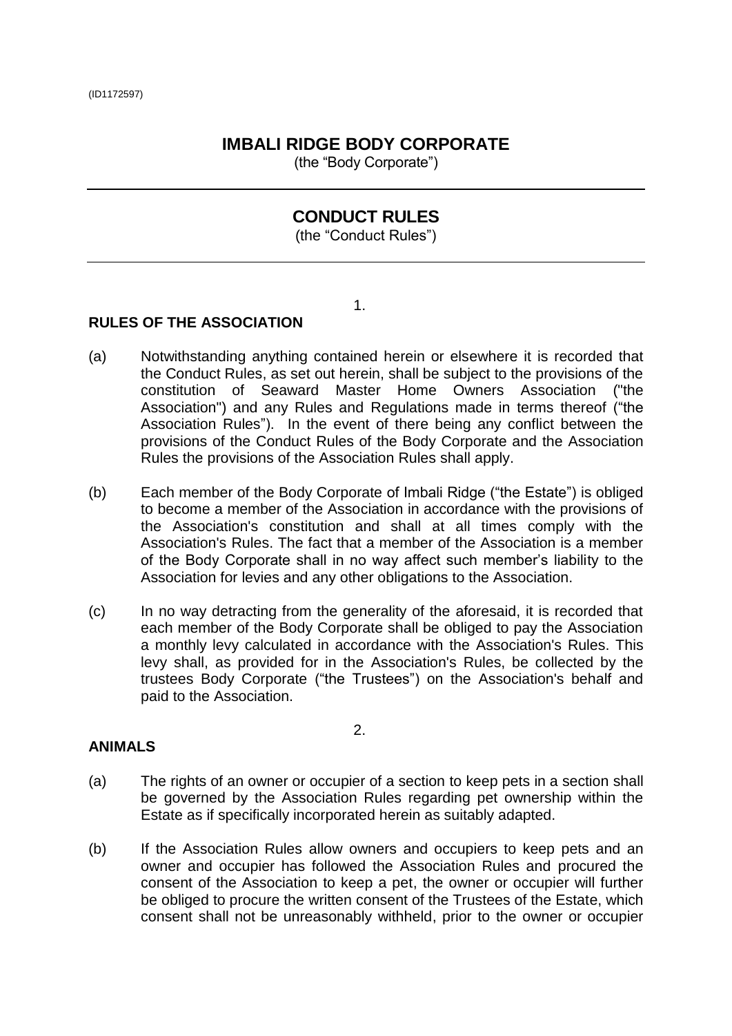(ID1172597)

# IMBALI RIDGE BODY CORPORATE

(the "Body Corporate")

## CONDUCT RULES

(the "Conduct Rules")

1.

### RULES OF THE ASSOCIATION

(a) Notwithstanding anything contained herein or elsewhere it is recorded that the Conduct Rules, as set out herein, shall be subject to the provisions of the constitution of Seaward Master Home Owners Association ("the Association") and any Rules and Regulations made in terms thereof ("the Association Rules"). In the event of there being any conflict between the provisions of the Conduct Rules of the Body Corporate and the Association Rules the provisions of the Association Rules shall apply.

(b) Each member of the Body Corporate of Imbali Ridge ("the Estate") is obliged to become a member of the Association in accordance with the provisions of the Association's constitution and shall at all times comply with the Association's Rules. The fact that a member of the Association is a member of the Body Corporate shall in no way affect such member's liability to the Association for levies and any other obligations to the Association.

(c) In no way detracting from the generality of the aforesaid, it is recorded that each member of the Body Corporate shall be obliged to pay the Association a monthly levy calculated in accordance with the Association's Rules. This levy shall, as provided for in the Association's Rules, be collected by the trustees Body Corporate ("the Trustees") on the Association's behalf and paid to the Association.

2.

### ANIMALS

(a) The rights of an owner or occupier of a section to keep pets in a section shall be governed by the Association Rules regarding pet ownership within the Estate as if specifically incorporated herein as suitably adapted.

(b) If the Association Rules allow owners and occupiers to keep pets and an owner and occupier has followed the Association Rules and procured the consent of the Association to keep a pet, the owner or occupier will further be obliged to procure the written consent of the Trustees of the Estate, which consent shall not be unreasonably withheld, prior to the owner or occupier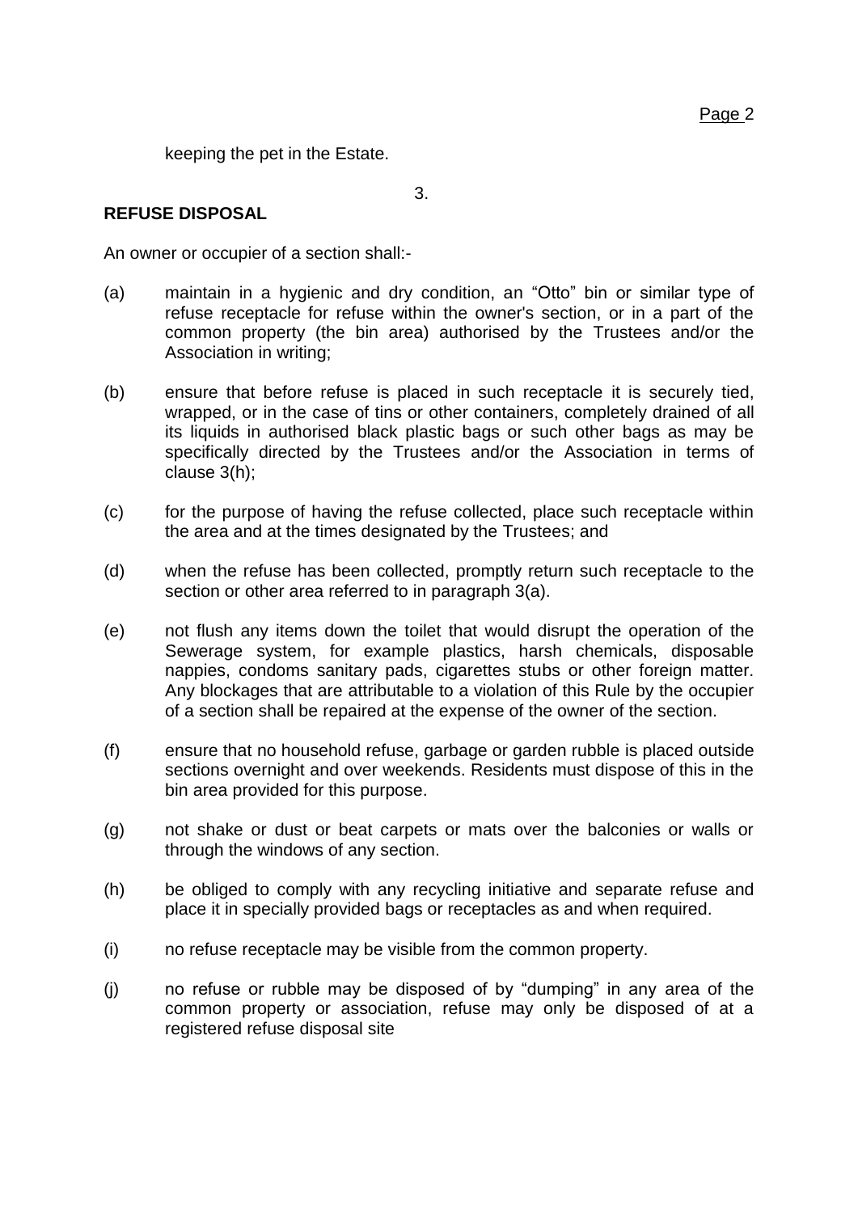keeping the pet in the Estate.

3.

**REFUSE DISPOSAL**

An owner or occupier of a section shall:-

(a) maintain in a hygienic and dry condition, an "Otto" bin or similar type of refuse receptacle for refuse within the owner's section, or in a part of the common property (the bin area) authorised by the Trustees and/or the Association in writing;

(b) ensure that before refuse is placed in such receptacle it is securely tied, wrapped, or in the case of tins or other containers, completely drained of all its liquids in authorised black plastic bags or such other bags as may be specifically directed by the Trustees and/or the Association in terms of clause 3(h);

(c) for the purpose of having the refuse collected, place such receptacle within the area and at the times designated by the Trustees; and

(d) when the refuse has been collected, promptly return such receptacle to the section or other area referred to in paragraph 3(a).

(e) not flush any items down the toilet that would disrupt the operation of the Sewerage system, for example plastics, harsh chemicals, disposable nappies, condoms sanitary pads, cigarettes stubs or other foreign matter. Any blockages that are attributable to a violation of this Rule by the occupier of a section shall be repaired at the expense of the owner of the section.

(f) ensure that no household refuse, garbage or garden rubble is placed outside sections overnight and over weekends. Residents must dispose of this in the bin area provided for this purpose.

(g) not shake or dust or beat carpets or mats over the balconies or walls or through the windows of any section.

(h) be obliged to comply with any recycling initiative and separate refuse and place it in specially provided bags or receptacles as and when required.

(i) no refuse receptacle may be visible from the common property.

(j) no refuse or rubble may be disposed of by "dumping" in any area of the common property or association, refuse may only be disposed of at a registered refuse disposal site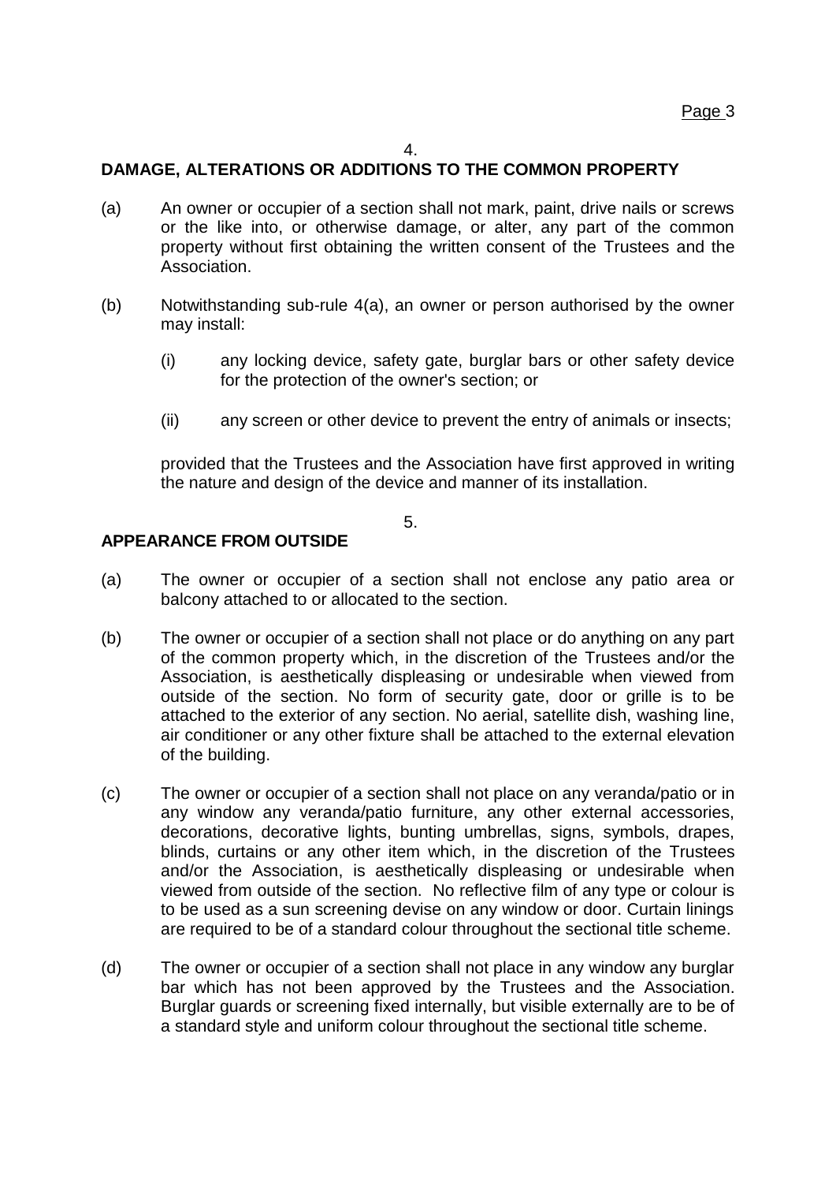4.

## DAMAGE, ALTERATIONS OR ADDITIONS TO THE COMMON PROPERTY

(a) An owner or occupier of a section shall not mark, paint, drive nails or screws or the like into, or otherwise damage, or alter, any part of the common property without first obtaining the written consent of the Trustees and the Association.

(b) Notwithstanding sub-rule 4(a), an owner or person authorised by the owner may install:

  (i) any locking device, safety gate, burglar bars or other safety device for the protection of the owner's section; or

  (ii) any screen or other device to prevent the entry of animals or insects;

provided that the Trustees and the Association have first approved in writing the nature and design of the device and manner of its installation.

5.

## APPEARANCE FROM OUTSIDE

(a) The owner or occupier of a section shall not enclose any patio area or balcony attached to or allocated to the section.

(b) The owner or occupier of a section shall not place or do anything on any part of the common property which, in the discretion of the Trustees and/or the Association, is aesthetically displeasing or undesirable when viewed from outside of the section. No form of security gate, door or grille is to be attached to the exterior of any section. No aerial, satellite dish, washing line, air conditioner or any other fixture shall be attached to the external elevation of the building.

(c) The owner or occupier of a section shall not place on any veranda/patio or in any window any veranda/patio furniture, any other external accessories, decorations, decorative lights, bunting umbrellas, signs, symbols, drapes, blinds, curtains or any other item which, in the discretion of the Trustees and/or the Association, is aesthetically displeasing or undesirable when viewed from outside of the section. No reflective film of any type or colour is to be used as a sun screening devise on any window or door. Curtain linings are required to be of a standard colour throughout the sectional title scheme.

(d) The owner or occupier of a section shall not place in any window any burglar bar which has not been approved by the Trustees and the Association. Burglar guards or screening fixed internally, but visible externally are to be of a standard style and uniform colour throughout the sectional title scheme.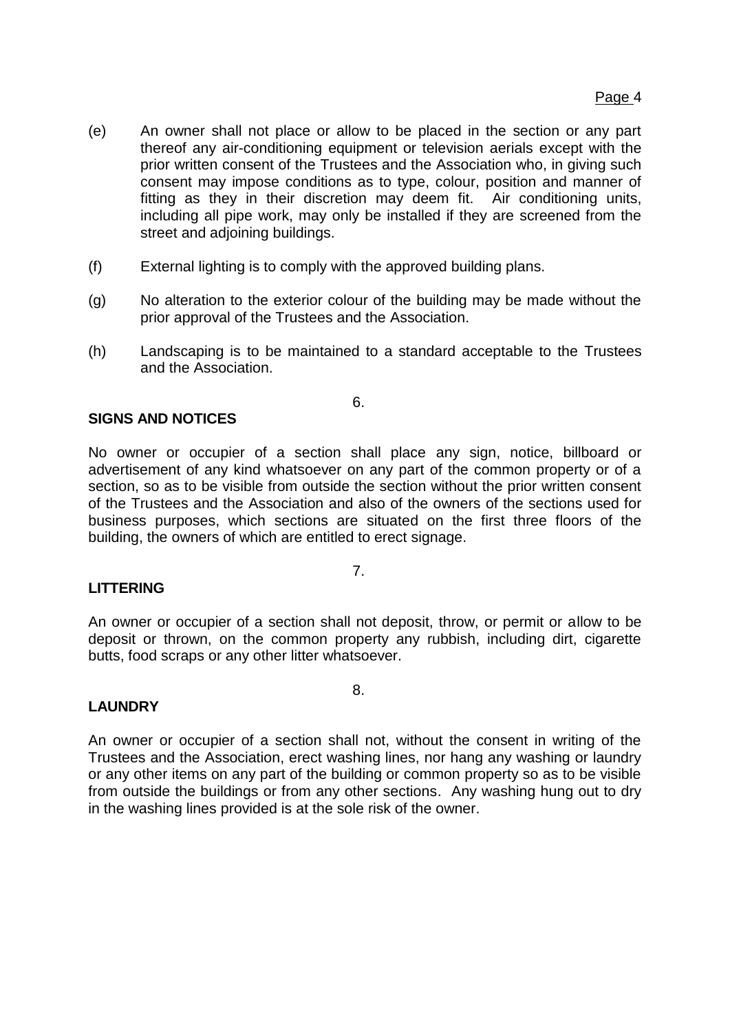(e) An owner shall not place or allow to be placed in the section or any part thereof any air-conditioning equipment or television aerials except with the prior written consent of the Trustees and the Association who, in giving such consent may impose conditions as to type, colour, position and manner of fitting as they in their discretion may deem fit. Air conditioning units, including all pipe work, may only be installed if they are screened from the street and adjoining buildings.

(f) External lighting is to comply with the approved building plans.

(g) No alteration to the exterior colour of the building may be made without the prior approval of the Trustees and the Association.

(h) Landscaping is to be maintained to a standard acceptable to the Trustees and the Association.

6.

**SIGNS AND NOTICES**

No owner or occupier of a section shall place any sign, notice, billboard or advertisement of any kind whatsoever on any part of the common property or of a section, so as to be visible from outside the section without the prior written consent of the Trustees and the Association and also of the owners of the sections used for business purposes, which sections are situated on the first three floors of the building, the owners of which are entitled to erect signage.

7.

**LITTERING**

An owner or occupier of a section shall not deposit, throw, or permit or allow to be deposit or thrown, on the common property any rubbish, including dirt, cigarette butts, food scraps or any other litter whatsoever.

8.

**LAUNDRY**

An owner or occupier of a section shall not, without the consent in writing of the Trustees and the Association, erect washing lines, nor hang any washing or laundry or any other items on any part of the building or common property so as to be visible from outside the buildings or from any other sections. Any washing hung out to dry in the washing lines provided is at the sole risk of the owner.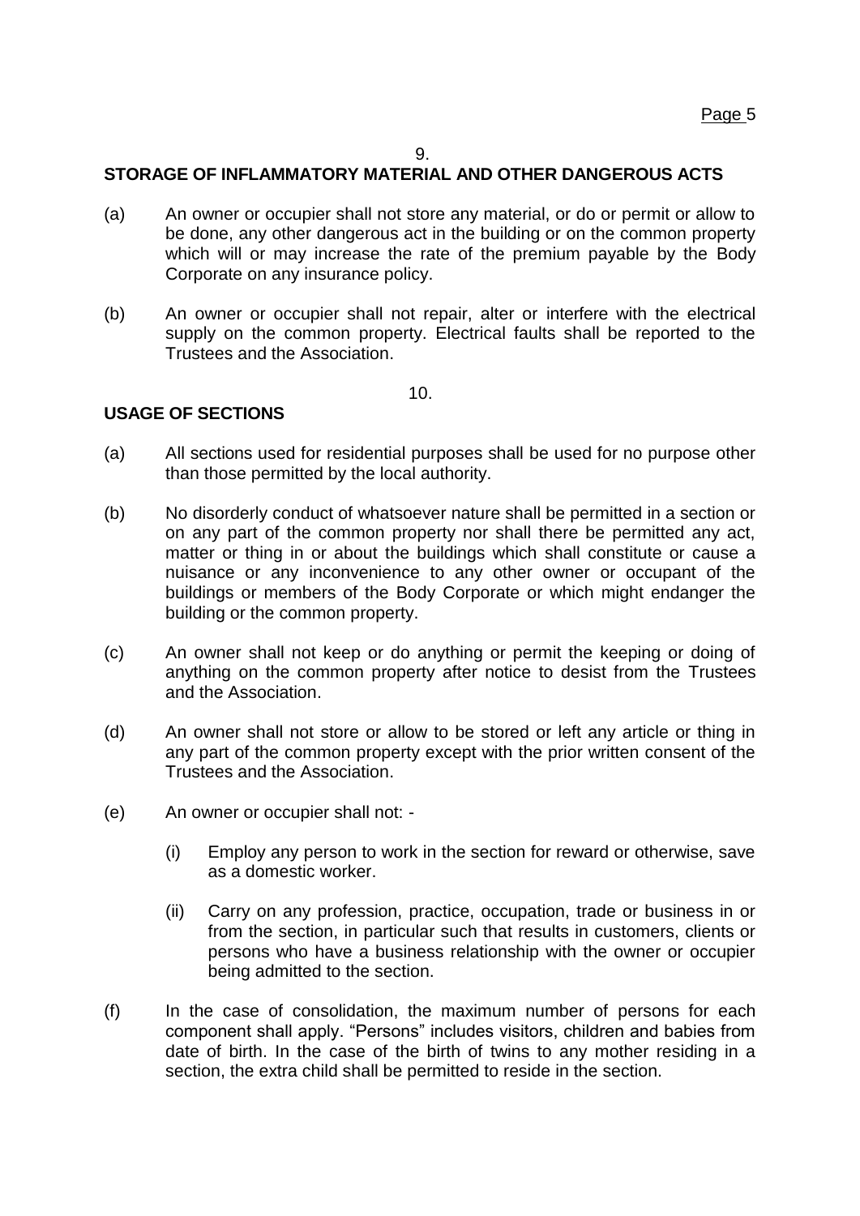9.

## STORAGE OF INFLAMMATORY MATERIAL AND OTHER DANGEROUS ACTS

(a) An owner or occupier shall not store any material, or do or permit or allow to be done, any other dangerous act in the building or on the common property which will or may increase the rate of the premium payable by the Body Corporate on any insurance policy.

(b) An owner or occupier shall not repair, alter or interfere with the electrical supply on the common property. Electrical faults shall be reported to the Trustees and the Association.

10.

## USAGE OF SECTIONS

(a) All sections used for residential purposes shall be used for no purpose other than those permitted by the local authority.

(b) No disorderly conduct of whatsoever nature shall be permitted in a section or on any part of the common property nor shall there be permitted any act, matter or thing in or about the buildings which shall constitute or cause a nuisance or any inconvenience to any other owner or occupant of the buildings or members of the Body Corporate or which might endanger the building or the common property.

(c) An owner shall not keep or do anything or permit the keeping or doing of anything on the common property after notice to desist from the Trustees and the Association.

(d) An owner shall not store or allow to be stored or left any article or thing in any part of the common property except with the prior written consent of the Trustees and the Association.

(e) An owner or occupier shall not: -

   (i) Employ any person to work in the section for reward or otherwise, save as a domestic worker.

   (ii) Carry on any profession, practice, occupation, trade or business in or from the section, in particular such that results in customers, clients or persons who have a business relationship with the owner or occupier being admitted to the section.

(f) In the case of consolidation, the maximum number of persons for each component shall apply. "Persons" includes visitors, children and babies from date of birth. In the case of the birth of twins to any mother residing in a section, the extra child shall be permitted to reside in the section.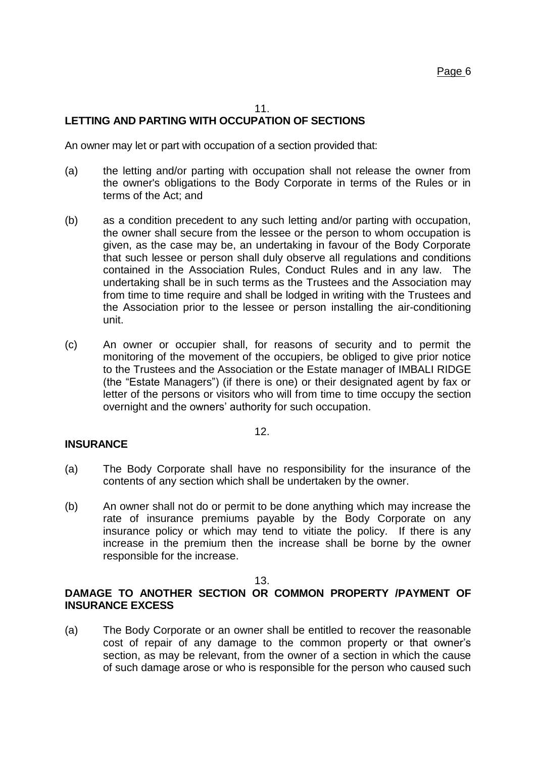## 11.
## LETTING AND PARTING WITH OCCUPATION OF SECTIONS

An owner may let or part with occupation of a section provided that:

(a) the letting and/or parting with occupation shall not release the owner from the owner's obligations to the Body Corporate in terms of the Rules or in terms of the Act; and

(b) as a condition precedent to any such letting and/or parting with occupation, the owner shall secure from the lessee or the person to whom occupation is given, as the case may be, an undertaking in favour of the Body Corporate that such lessee or person shall duly observe all regulations and conditions contained in the Association Rules, Conduct Rules and in any law. The undertaking shall be in such terms as the Trustees and the Association may from time to time require and shall be lodged in writing with the Trustees and the Association prior to the lessee or person installing the air-conditioning unit.

(c) An owner or occupier shall, for reasons of security and to permit the monitoring of the movement of the occupiers, be obliged to give prior notice to the Trustees and the Association or the Estate manager of IMBALI RIDGE (the "Estate Managers") (if there is one) or their designated agent by fax or letter of the persons or visitors who will from time to time occupy the section overnight and the owners' authority for such occupation.

## 12.
## INSURANCE

(a) The Body Corporate shall have no responsibility for the insurance of the contents of any section which shall be undertaken by the owner.

(b) An owner shall not do or permit to be done anything which may increase the rate of insurance premiums payable by the Body Corporate on any insurance policy or which may tend to vitiate the policy. If there is any increase in the premium then the increase shall be borne by the owner responsible for the increase.

## 13.
## DAMAGE TO ANOTHER SECTION OR COMMON PROPERTY /PAYMENT OF INSURANCE EXCESS

(a) The Body Corporate or an owner shall be entitled to recover the reasonable cost of repair of any damage to the common property or that owner's section, as may be relevant, from the owner of a section in which the cause of such damage arose or who is responsible for the person who caused such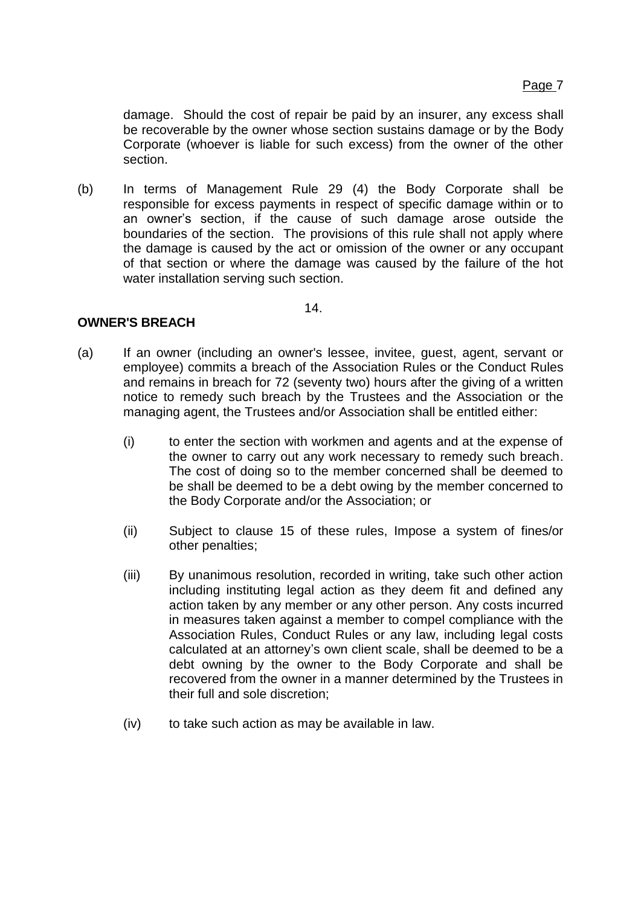damage. Should the cost of repair be paid by an insurer, any excess shall be recoverable by the owner whose section sustains damage or by the Body Corporate (whoever is liable for such excess) from the owner of the other section.

(b) In terms of Management Rule 29 (4) the Body Corporate shall be responsible for excess payments in respect of specific damage within or to an owner's section, if the cause of such damage arose outside the boundaries of the section. The provisions of this rule shall not apply where the damage is caused by the act or omission of the owner or any occupant of that section or where the damage was caused by the failure of the hot water installation serving such section.

14.

**OWNER'S BREACH**

(a) If an owner (including an owner's lessee, invitee, guest, agent, servant or employee) commits a breach of the Association Rules or the Conduct Rules and remains in breach for 72 (seventy two) hours after the giving of a written notice to remedy such breach by the Trustees and the Association or the managing agent, the Trustees and/or Association shall be entitled either:

(i) to enter the section with workmen and agents and at the expense of the owner to carry out any work necessary to remedy such breach. The cost of doing so to the member concerned shall be deemed to be shall be deemed to be a debt owing by the member concerned to the Body Corporate and/or the Association; or

(ii) Subject to clause 15 of these rules, Impose a system of fines/or other penalties;

(iii) By unanimous resolution, recorded in writing, take such other action including instituting legal action as they deem fit and defined any action taken by any member or any other person. Any costs incurred in measures taken against a member to compel compliance with the Association Rules, Conduct Rules or any law, including legal costs calculated at an attorney's own client scale, shall be deemed to be a debt owning by the owner to the Body Corporate and shall be recovered from the owner in a manner determined by the Trustees in their full and sole discretion;

(iv) to take such action as may be available in law.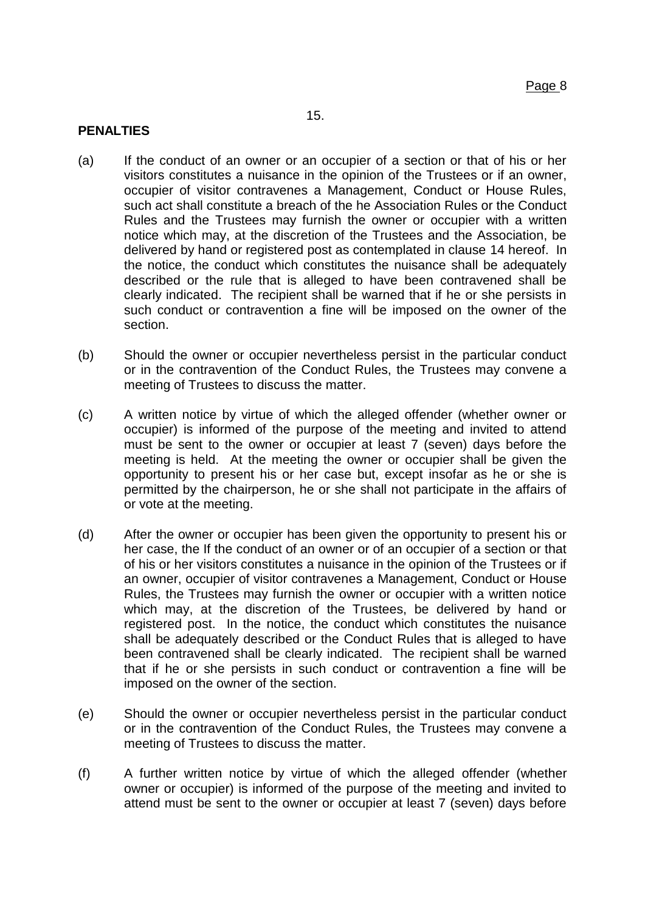15.

**PENALTIES**

(a) If the conduct of an owner or an occupier of a section or that of his or her visitors constitutes a nuisance in the opinion of the Trustees or if an owner, occupier of visitor contravenes a Management, Conduct or House Rules, such act shall constitute a breach of the he Association Rules or the Conduct Rules and the Trustees may furnish the owner or occupier with a written notice which may, at the discretion of the Trustees and the Association, be delivered by hand or registered post as contemplated in clause 14 hereof. In the notice, the conduct which constitutes the nuisance shall be adequately described or the rule that is alleged to have been contravened shall be clearly indicated. The recipient shall be warned that if he or she persists in such conduct or contravention a fine will be imposed on the owner of the section.

(b) Should the owner or occupier nevertheless persist in the particular conduct or in the contravention of the Conduct Rules, the Trustees may convene a meeting of Trustees to discuss the matter.

(c) A written notice by virtue of which the alleged offender (whether owner or occupier) is informed of the purpose of the meeting and invited to attend must be sent to the owner or occupier at least 7 (seven) days before the meeting is held. At the meeting the owner or occupier shall be given the opportunity to present his or her case but, except insofar as he or she is permitted by the chairperson, he or she shall not participate in the affairs of or vote at the meeting.

(d) After the owner or occupier has been given the opportunity to present his or her case, the If the conduct of an owner or of an occupier of a section or that of his or her visitors constitutes a nuisance in the opinion of the Trustees or if an owner, occupier of visitor contravenes a Management, Conduct or House Rules, the Trustees may furnish the owner or occupier with a written notice which may, at the discretion of the Trustees, be delivered by hand or registered post. In the notice, the conduct which constitutes the nuisance shall be adequately described or the Conduct Rules that is alleged to have been contravened shall be clearly indicated. The recipient shall be warned that if he or she persists in such conduct or contravention a fine will be imposed on the owner of the section.

(e) Should the owner or occupier nevertheless persist in the particular conduct or in the contravention of the Conduct Rules, the Trustees may convene a meeting of Trustees to discuss the matter.

(f) A further written notice by virtue of which the alleged offender (whether owner or occupier) is informed of the purpose of the meeting and invited to attend must be sent to the owner or occupier at least 7 (seven) days before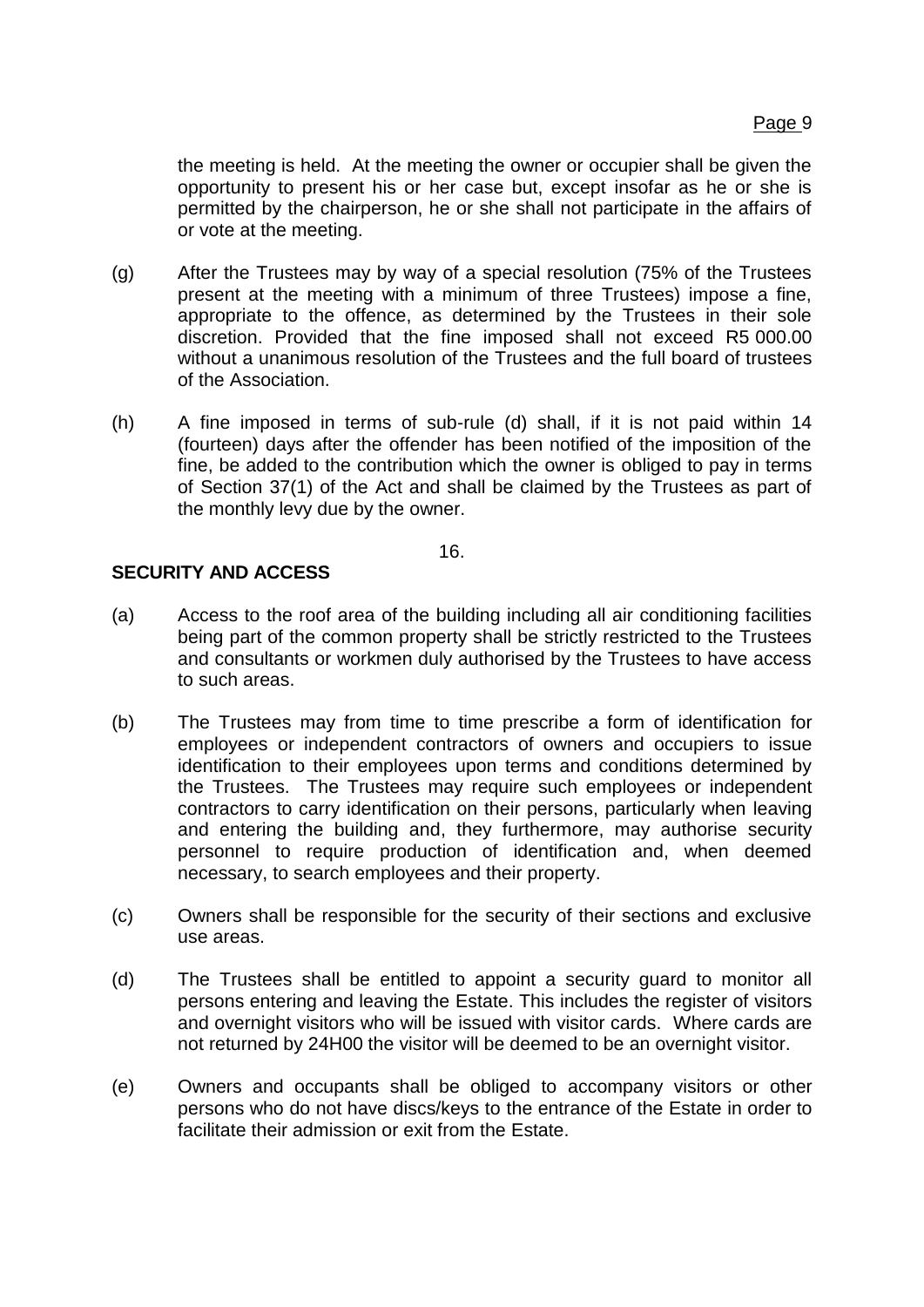the meeting is held. At the meeting the owner or occupier shall be given the opportunity to present his or her case but, except insofar as he or she is permitted by the chairperson, he or she shall not participate in the affairs of or vote at the meeting.

(g) After the Trustees may by way of a special resolution (75% of the Trustees present at the meeting with a minimum of three Trustees) impose a fine, appropriate to the offence, as determined by the Trustees in their sole discretion. Provided that the fine imposed shall not exceed R5 000.00 without a unanimous resolution of the Trustees and the full board of trustees of the Association.

(h) A fine imposed in terms of sub-rule (d) shall, if it is not paid within 14 (fourteen) days after the offender has been notified of the imposition of the fine, be added to the contribution which the owner is obliged to pay in terms of Section 37(1) of the Act and shall be claimed by the Trustees as part of the monthly levy due by the owner.

16.

**SECURITY AND ACCESS**

(a) Access to the roof area of the building including all air conditioning facilities being part of the common property shall be strictly restricted to the Trustees and consultants or workmen duly authorised by the Trustees to have access to such areas.

(b) The Trustees may from time to time prescribe a form of identification for employees or independent contractors of owners and occupiers to issue identification to their employees upon terms and conditions determined by the Trustees. The Trustees may require such employees or independent contractors to carry identification on their persons, particularly when leaving and entering the building and, they furthermore, may authorise security personnel to require production of identification and, when deemed necessary, to search employees and their property.

(c) Owners shall be responsible for the security of their sections and exclusive use areas.

(d) The Trustees shall be entitled to appoint a security guard to monitor all persons entering and leaving the Estate. This includes the register of visitors and overnight visitors who will be issued with visitor cards. Where cards are not returned by 24H00 the visitor will be deemed to be an overnight visitor.

(e) Owners and occupants shall be obliged to accompany visitors or other persons who do not have discs/keys to the entrance of the Estate in order to facilitate their admission or exit from the Estate.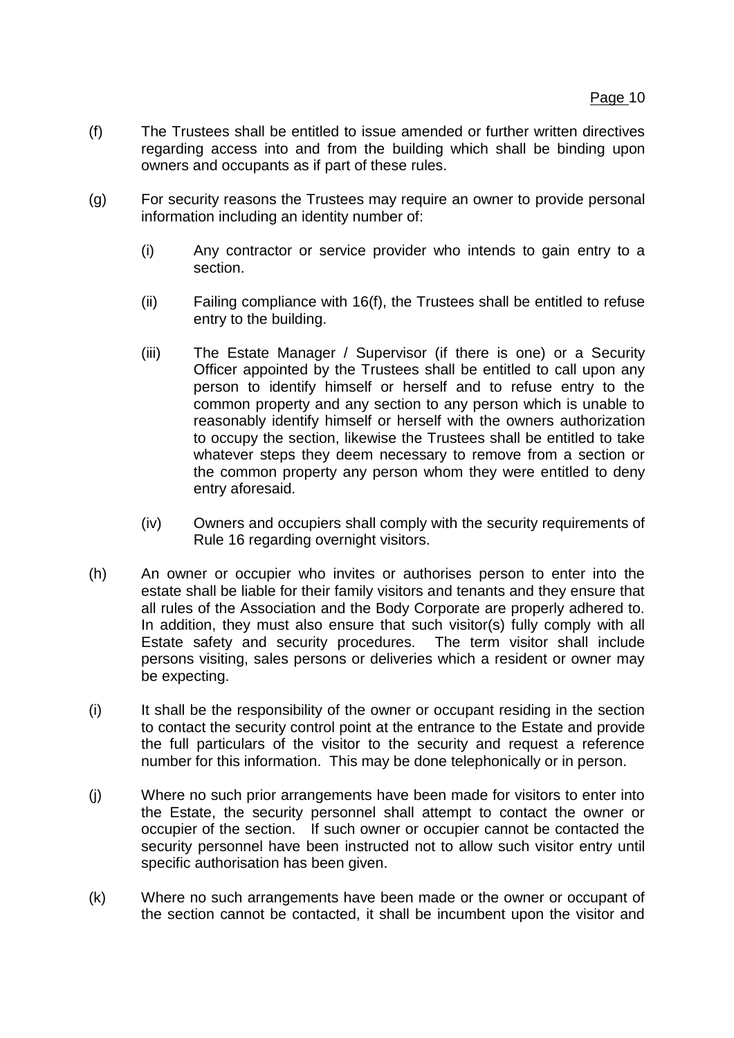(f) The Trustees shall be entitled to issue amended or further written directives regarding access into and from the building which shall be binding upon owners and occupants as if part of these rules.

(g) For security reasons the Trustees may require an owner to provide personal information including an identity number of:

  (i) Any contractor or service provider who intends to gain entry to a section.

  (ii) Failing compliance with 16(f), the Trustees shall be entitled to refuse entry to the building.

  (iii) The Estate Manager / Supervisor (if there is one) or a Security Officer appointed by the Trustees shall be entitled to call upon any person to identify himself or herself and to refuse entry to the common property and any section to any person which is unable to reasonably identify himself or herself with the owners authorization to occupy the section, likewise the Trustees shall be entitled to take whatever steps they deem necessary to remove from a section or the common property any person whom they were entitled to deny entry aforesaid.

  (iv) Owners and occupiers shall comply with the security requirements of Rule 16 regarding overnight visitors.

(h) An owner or occupier who invites or authorises person to enter into the estate shall be liable for their family visitors and tenants and they ensure that all rules of the Association and the Body Corporate are properly adhered to. In addition, they must also ensure that such visitor(s) fully comply with all Estate safety and security procedures. The term visitor shall include persons visiting, sales persons or deliveries which a resident or owner may be expecting.

(i) It shall be the responsibility of the owner or occupant residing in the section to contact the security control point at the entrance to the Estate and provide the full particulars of the visitor to the security and request a reference number for this information. This may be done telephonically or in person.

(j) Where no such prior arrangements have been made for visitors to enter into the Estate, the security personnel shall attempt to contact the owner or occupier of the section. If such owner or occupier cannot be contacted the security personnel have been instructed not to allow such visitor entry until specific authorisation has been given.

(k) Where no such arrangements have been made or the owner or occupant of the section cannot be contacted, it shall be incumbent upon the visitor and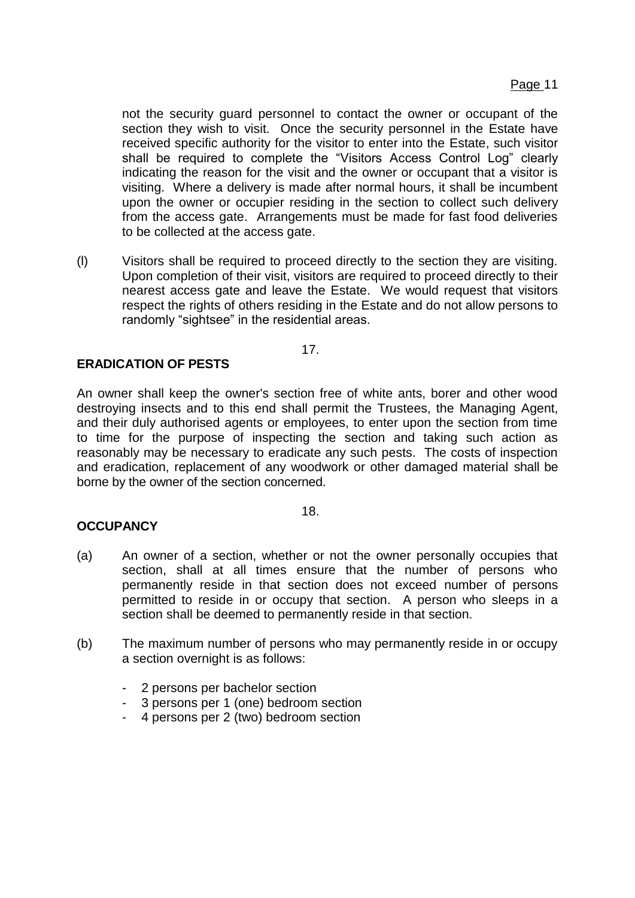not the security guard personnel to contact the owner or occupant of the section they wish to visit. Once the security personnel in the Estate have received specific authority for the visitor to enter into the Estate, such visitor shall be required to complete the "Visitors Access Control Log" clearly indicating the reason for the visit and the owner or occupant that a visitor is visiting. Where a delivery is made after normal hours, it shall be incumbent upon the owner or occupier residing in the section to collect such delivery from the access gate. Arrangements must be made for fast food deliveries to be collected at the access gate.

(l) Visitors shall be required to proceed directly to the section they are visiting. Upon completion of their visit, visitors are required to proceed directly to their nearest access gate and leave the Estate. We would request that visitors respect the rights of others residing in the Estate and do not allow persons to randomly "sightsee" in the residential areas.

17.

**ERADICATION OF PESTS**

An owner shall keep the owner's section free of white ants, borer and other wood destroying insects and to this end shall permit the Trustees, the Managing Agent, and their duly authorised agents or employees, to enter upon the section from time to time for the purpose of inspecting the section and taking such action as reasonably may be necessary to eradicate any such pests. The costs of inspection and eradication, replacement of any woodwork or other damaged material shall be borne by the owner of the section concerned.

18.

**OCCUPANCY**

(a) An owner of a section, whether or not the owner personally occupies that section, shall at all times ensure that the number of persons who permanently reside in that section does not exceed number of persons permitted to reside in or occupy that section. A person who sleeps in a section shall be deemed to permanently reside in that section.

(b) The maximum number of persons who may permanently reside in or occupy a section overnight is as follows:

- 2 persons per bachelor section
- 3 persons per 1 (one) bedroom section
- 4 persons per 2 (two) bedroom section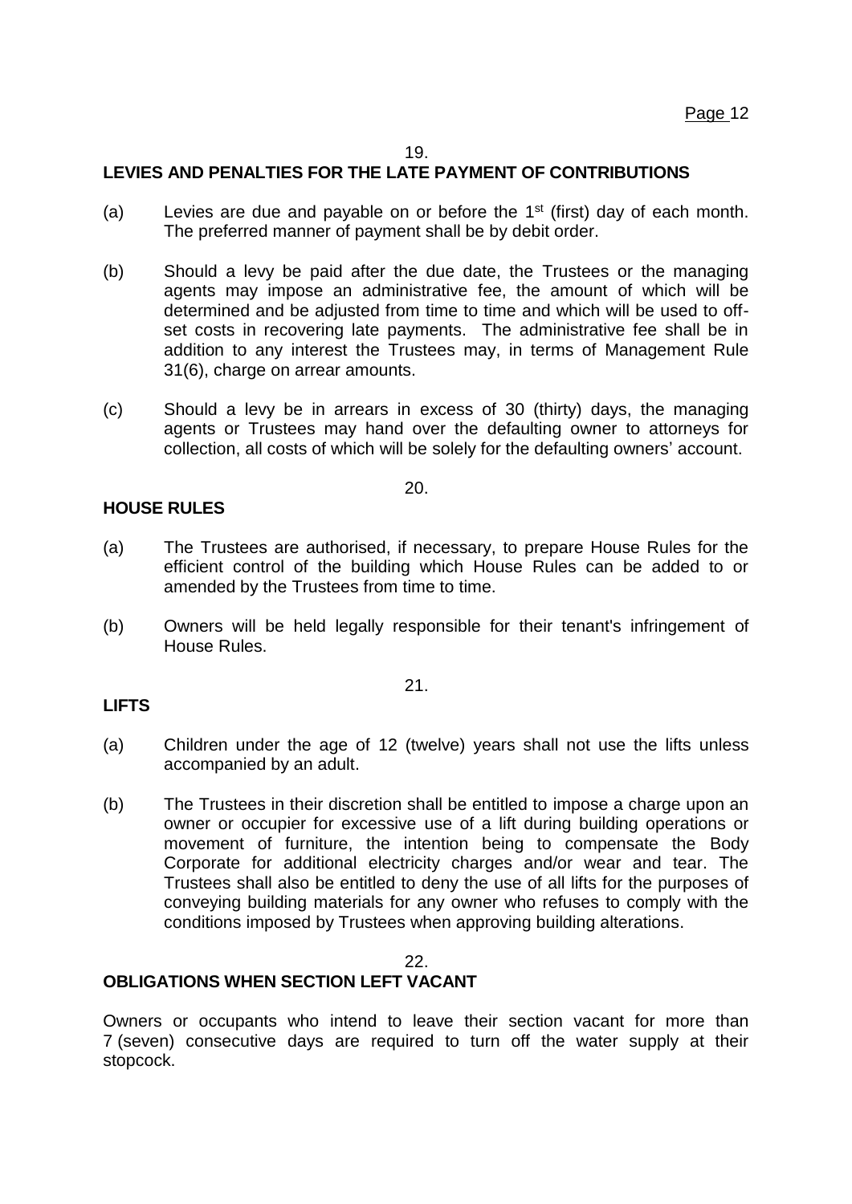19.

**LEVIES AND PENALTIES FOR THE LATE PAYMENT OF CONTRIBUTIONS**

(a) Levies are due and payable on or before the 1st (first) day of each month. The preferred manner of payment shall be by debit order.

(b) Should a levy be paid after the due date, the Trustees or the managing agents may impose an administrative fee, the amount of which will be determined and be adjusted from time to time and which will be used to off-set costs in recovering late payments. The administrative fee shall be in addition to any interest the Trustees may, in terms of Management Rule 31(6), charge on arrear amounts.

(c) Should a levy be in arrears in excess of 30 (thirty) days, the managing agents or Trustees may hand over the defaulting owner to attorneys for collection, all costs of which will be solely for the defaulting owners' account.

20.

**HOUSE RULES**

(a) The Trustees are authorised, if necessary, to prepare House Rules for the efficient control of the building which House Rules can be added to or amended by the Trustees from time to time.

(b) Owners will be held legally responsible for their tenant's infringement of House Rules.

21.

**LIFTS**

(a) Children under the age of 12 (twelve) years shall not use the lifts unless accompanied by an adult.

(b) The Trustees in their discretion shall be entitled to impose a charge upon an owner or occupier for excessive use of a lift during building operations or movement of furniture, the intention being to compensate the Body Corporate for additional electricity charges and/or wear and tear. The Trustees shall also be entitled to deny the use of all lifts for the purposes of conveying building materials for any owner who refuses to comply with the conditions imposed by Trustees when approving building alterations.

22.

**OBLIGATIONS WHEN SECTION LEFT VACANT**

Owners or occupants who intend to leave their section vacant for more than 7 (seven) consecutive days are required to turn off the water supply at their stopcock.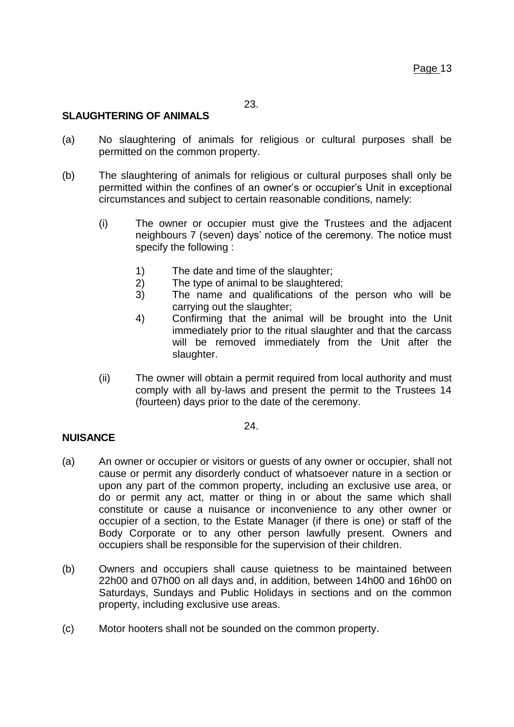23.

**SLAUGHTERING OF ANIMALS**

(a) No slaughtering of animals for religious or cultural purposes shall be permitted on the common property.

(b) The slaughtering of animals for religious or cultural purposes shall only be permitted within the confines of an owner's or occupier's Unit in exceptional circumstances and subject to certain reasonable conditions, namely:

(i) The owner or occupier must give the Trustees and the adjacent neighbours 7 (seven) days' notice of the ceremony. The notice must specify the following :

1) The date and time of the slaughter;
2) The type of animal to be slaughtered;
3) The name and qualifications of the person who will be carrying out the slaughter;
4) Confirming that the animal will be brought into the Unit immediately prior to the ritual slaughter and that the carcass will be removed immediately from the Unit after the slaughter.

(ii) The owner will obtain a permit required from local authority and must comply with all by-laws and present the permit to the Trustees 14 (fourteen) days prior to the date of the ceremony.

24.

**NUISANCE**

(a) An owner or occupier or visitors or guests of any owner or occupier, shall not cause or permit any disorderly conduct of whatsoever nature in a section or upon any part of the common property, including an exclusive use area, or do or permit any act, matter or thing in or about the same which shall constitute or cause a nuisance or inconvenience to any other owner or occupier of a section, to the Estate Manager (if there is one) or staff of the Body Corporate or to any other person lawfully present. Owners and occupiers shall be responsible for the supervision of their children.

(b) Owners and occupiers shall cause quietness to be maintained between 22h00 and 07h00 on all days and, in addition, between 14h00 and 16h00 on Saturdays, Sundays and Public Holidays in sections and on the common property, including exclusive use areas.

(c) Motor hooters shall not be sounded on the common property.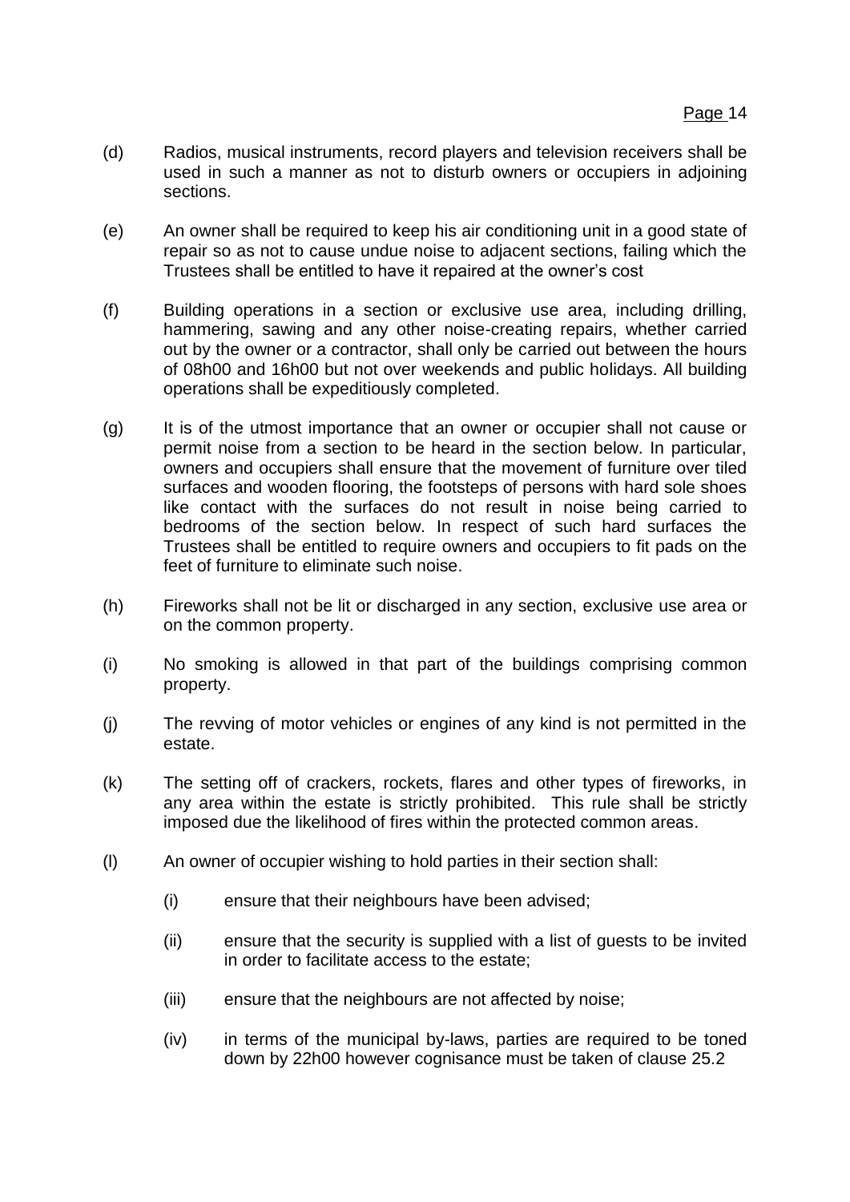(d) Radios, musical instruments, record players and television receivers shall be used in such a manner as not to disturb owners or occupiers in adjoining sections.

(e) An owner shall be required to keep his air conditioning unit in a good state of repair so as not to cause undue noise to adjacent sections, failing which the Trustees shall be entitled to have it repaired at the owner's cost

(f) Building operations in a section or exclusive use area, including drilling, hammering, sawing and any other noise-creating repairs, whether carried out by the owner or a contractor, shall only be carried out between the hours of 08h00 and 16h00 but not over weekends and public holidays. All building operations shall be expeditiously completed.

(g) It is of the utmost importance that an owner or occupier shall not cause or permit noise from a section to be heard in the section below. In particular, owners and occupiers shall ensure that the movement of furniture over tiled surfaces and wooden flooring, the footsteps of persons with hard sole shoes like contact with the surfaces do not result in noise being carried to bedrooms of the section below. In respect of such hard surfaces the Trustees shall be entitled to require owners and occupiers to fit pads on the feet of furniture to eliminate such noise.

(h) Fireworks shall not be lit or discharged in any section, exclusive use area or on the common property.

(i) No smoking is allowed in that part of the buildings comprising common property.

(j) The revving of motor vehicles or engines of any kind is not permitted in the estate.

(k) The setting off of crackers, rockets, flares and other types of fireworks, in any area within the estate is strictly prohibited. This rule shall be strictly imposed due the likelihood of fires within the protected common areas.

(l) An owner of occupier wishing to hold parties in their section shall:

   (i) ensure that their neighbours have been advised;

   (ii) ensure that the security is supplied with a list of guests to be invited in order to facilitate access to the estate;

   (iii) ensure that the neighbours are not affected by noise;

   (iv) in terms of the municipal by-laws, parties are required to be toned down by 22h00 however cognisance must be taken of clause 25.2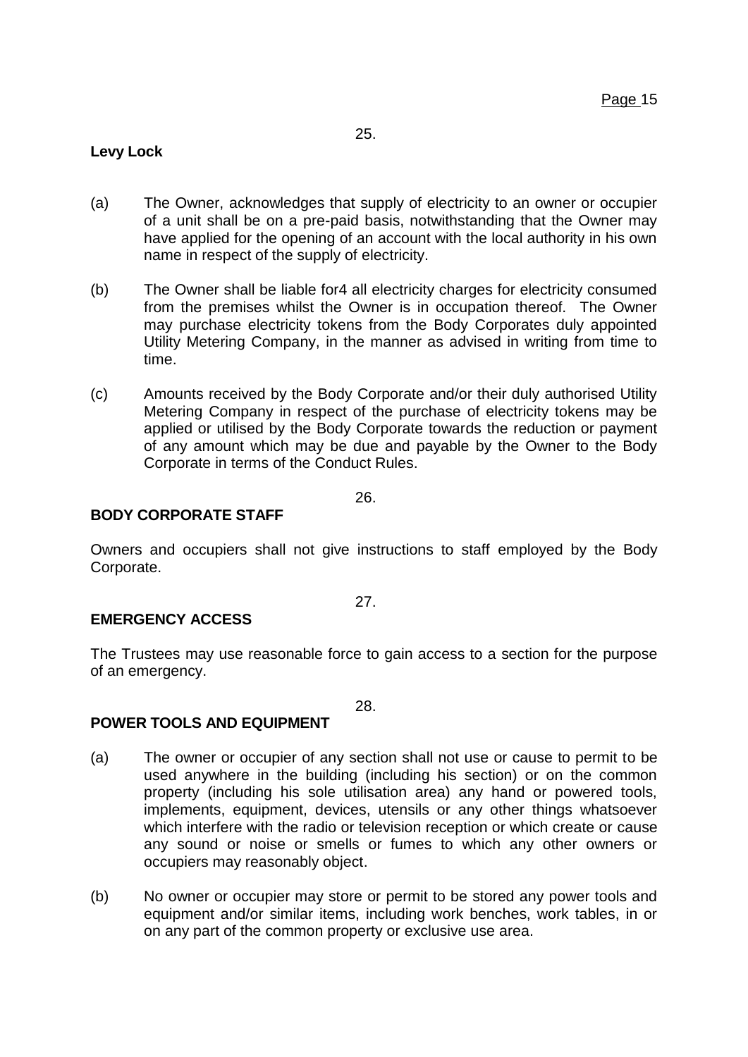25.

**Levy Lock**

(a) The Owner, acknowledges that supply of electricity to an owner or occupier of a unit shall be on a pre-paid basis, notwithstanding that the Owner may have applied for the opening of an account with the local authority in his own name in respect of the supply of electricity.

(b) The Owner shall be liable for4 all electricity charges for electricity consumed from the premises whilst the Owner is in occupation thereof. The Owner may purchase electricity tokens from the Body Corporates duly appointed Utility Metering Company, in the manner as advised in writing from time to time.

(c) Amounts received by the Body Corporate and/or their duly authorised Utility Metering Company in respect of the purchase of electricity tokens may be applied or utilised by the Body Corporate towards the reduction or payment of any amount which may be due and payable by the Owner to the Body Corporate in terms of the Conduct Rules.

26.

**BODY CORPORATE STAFF**

Owners and occupiers shall not give instructions to staff employed by the Body Corporate.

27.

**EMERGENCY ACCESS**

The Trustees may use reasonable force to gain access to a section for the purpose of an emergency.

28.

**POWER TOOLS AND EQUIPMENT**

(a) The owner or occupier of any section shall not use or cause to permit to be used anywhere in the building (including his section) or on the common property (including his sole utilisation area) any hand or powered tools, implements, equipment, devices, utensils or any other things whatsoever which interfere with the radio or television reception or which create or cause any sound or noise or smells or fumes to which any other owners or occupiers may reasonably object.

(b) No owner or occupier may store or permit to be stored any power tools and equipment and/or similar items, including work benches, work tables, in or on any part of the common property or exclusive use area.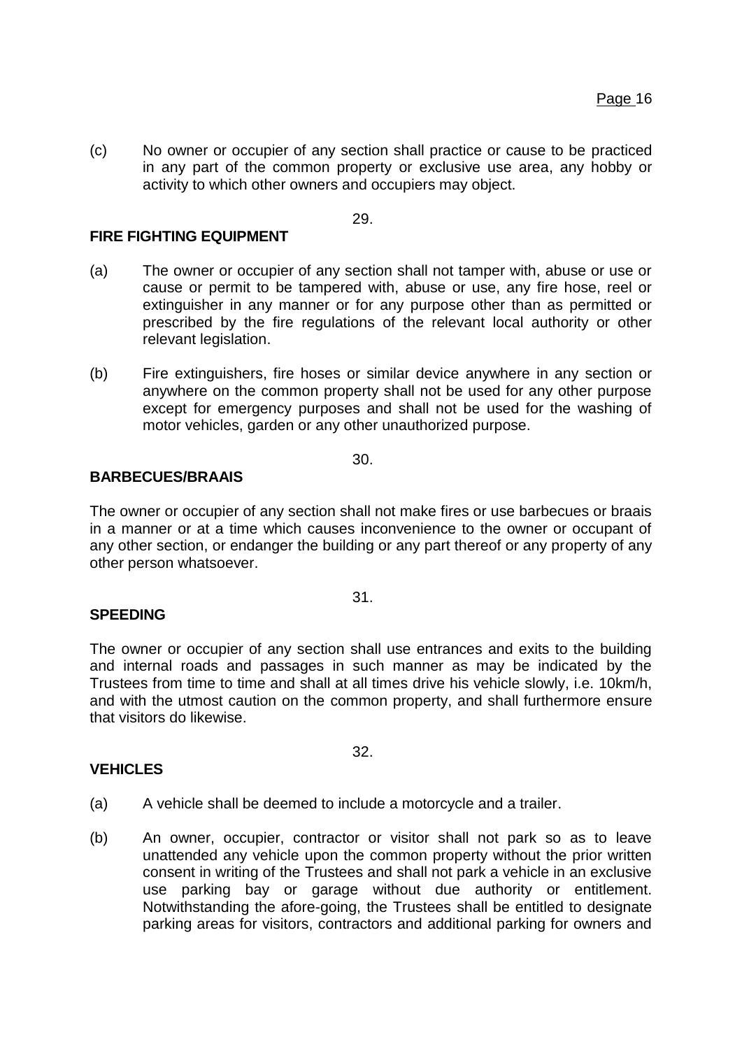(c) No owner or occupier of any section shall practice or cause to be practiced in any part of the common property or exclusive use area, any hobby or activity to which other owners and occupiers may object.

29.

**FIRE FIGHTING EQUIPMENT**

(a) The owner or occupier of any section shall not tamper with, abuse or use or cause or permit to be tampered with, abuse or use, any fire hose, reel or extinguisher in any manner or for any purpose other than as permitted or prescribed by the fire regulations of the relevant local authority or other relevant legislation.

(b) Fire extinguishers, fire hoses or similar device anywhere in any section or anywhere on the common property shall not be used for any other purpose except for emergency purposes and shall not be used for the washing of motor vehicles, garden or any other unauthorized purpose.

30.

**BARBECUES/BRAAIS**

The owner or occupier of any section shall not make fires or use barbecues or braais in a manner or at a time which causes inconvenience to the owner or occupant of any other section, or endanger the building or any part thereof or any property of any other person whatsoever.

31.

**SPEEDING**

The owner or occupier of any section shall use entrances and exits to the building and internal roads and passages in such manner as may be indicated by the Trustees from time to time and shall at all times drive his vehicle slowly, i.e. 10km/h, and with the utmost caution on the common property, and shall furthermore ensure that visitors do likewise.

32.

**VEHICLES**

(a) A vehicle shall be deemed to include a motorcycle and a trailer.

(b) An owner, occupier, contractor or visitor shall not park so as to leave unattended any vehicle upon the common property without the prior written consent in writing of the Trustees and shall not park a vehicle in an exclusive use parking bay or garage without due authority or entitlement. Notwithstanding the afore-going, the Trustees shall be entitled to designate parking areas for visitors, contractors and additional parking for owners and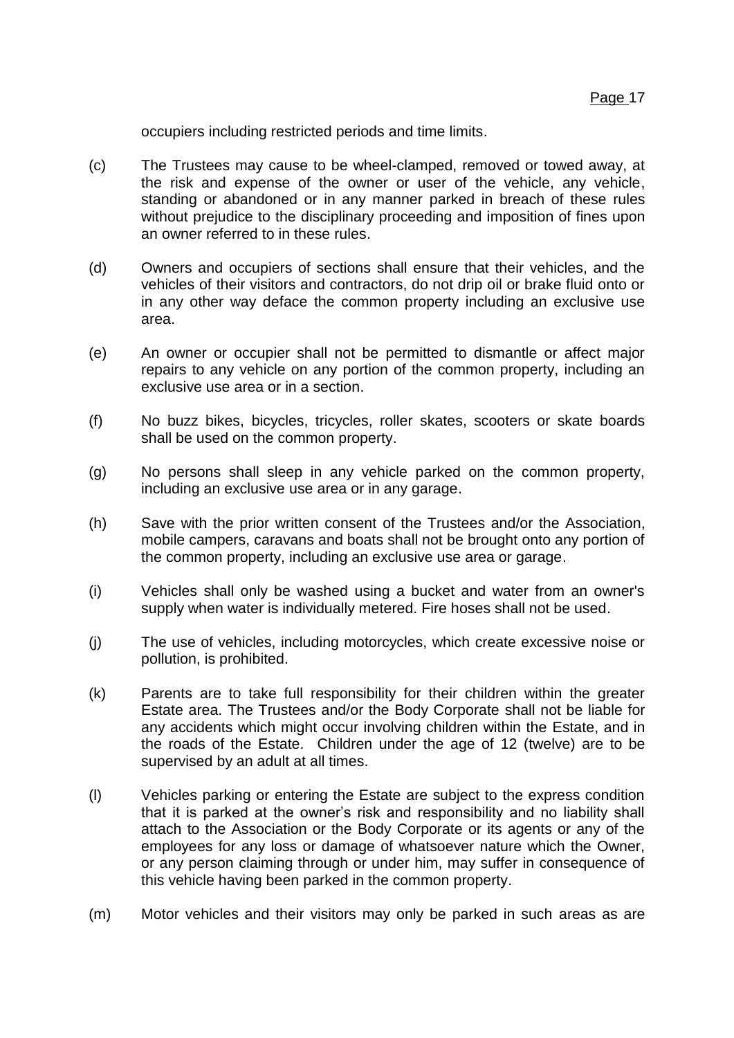occupiers including restricted periods and time limits.

(c) The Trustees may cause to be wheel-clamped, removed or towed away, at the risk and expense of the owner or user of the vehicle, any vehicle, standing or abandoned or in any manner parked in breach of these rules without prejudice to the disciplinary proceeding and imposition of fines upon an owner referred to in these rules.

(d) Owners and occupiers of sections shall ensure that their vehicles, and the vehicles of their visitors and contractors, do not drip oil or brake fluid onto or in any other way deface the common property including an exclusive use area.

(e) An owner or occupier shall not be permitted to dismantle or affect major repairs to any vehicle on any portion of the common property, including an exclusive use area or in a section.

(f) No buzz bikes, bicycles, tricycles, roller skates, scooters or skate boards shall be used on the common property.

(g) No persons shall sleep in any vehicle parked on the common property, including an exclusive use area or in any garage.

(h) Save with the prior written consent of the Trustees and/or the Association, mobile campers, caravans and boats shall not be brought onto any portion of the common property, including an exclusive use area or garage.

(i) Vehicles shall only be washed using a bucket and water from an owner's supply when water is individually metered. Fire hoses shall not be used.

(j) The use of vehicles, including motorcycles, which create excessive noise or pollution, is prohibited.

(k) Parents are to take full responsibility for their children within the greater Estate area. The Trustees and/or the Body Corporate shall not be liable for any accidents which might occur involving children within the Estate, and in the roads of the Estate. Children under the age of 12 (twelve) are to be supervised by an adult at all times.

(l) Vehicles parking or entering the Estate are subject to the express condition that it is parked at the owner's risk and responsibility and no liability shall attach to the Association or the Body Corporate or its agents or any of the employees for any loss or damage of whatsoever nature which the Owner, or any person claiming through or under him, may suffer in consequence of this vehicle having been parked in the common property.

(m) Motor vehicles and their visitors may only be parked in such areas as are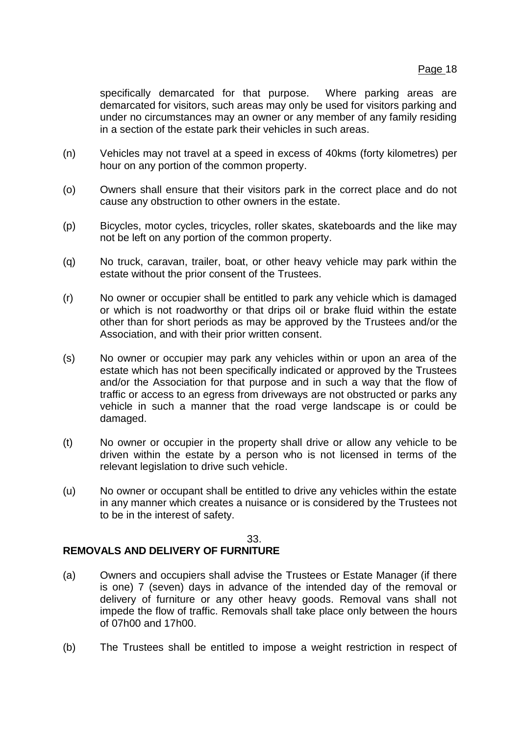specifically demarcated for that purpose. Where parking areas are demarcated for visitors, such areas may only be used for visitors parking and under no circumstances may an owner or any member of any family residing in a section of the estate park their vehicles in such areas.

(n) Vehicles may not travel at a speed in excess of 40kms (forty kilometres) per hour on any portion of the common property.

(o) Owners shall ensure that their visitors park in the correct place and do not cause any obstruction to other owners in the estate.

(p) Bicycles, motor cycles, tricycles, roller skates, skateboards and the like may not be left on any portion of the common property.

(q) No truck, caravan, trailer, boat, or other heavy vehicle may park within the estate without the prior consent of the Trustees.

(r) No owner or occupier shall be entitled to park any vehicle which is damaged or which is not roadworthy or that drips oil or brake fluid within the estate other than for short periods as may be approved by the Trustees and/or the Association, and with their prior written consent.

(s) No owner or occupier may park any vehicles within or upon an area of the estate which has not been specifically indicated or approved by the Trustees and/or the Association for that purpose and in such a way that the flow of traffic or access to an egress from driveways are not obstructed or parks any vehicle in such a manner that the road verge landscape is or could be damaged.

(t) No owner or occupier in the property shall drive or allow any vehicle to be driven within the estate by a person who is not licensed in terms of the relevant legislation to drive such vehicle.

(u) No owner or occupant shall be entitled to drive any vehicles within the estate in any manner which creates a nuisance or is considered by the Trustees not to be in the interest of safety.

33.

**REMOVALS AND DELIVERY OF FURNITURE**

(a) Owners and occupiers shall advise the Trustees or Estate Manager (if there is one) 7 (seven) days in advance of the intended day of the removal or delivery of furniture or any other heavy goods. Removal vans shall not impede the flow of traffic. Removals shall take place only between the hours of 07h00 and 17h00.

(b) The Trustees shall be entitled to impose a weight restriction in respect of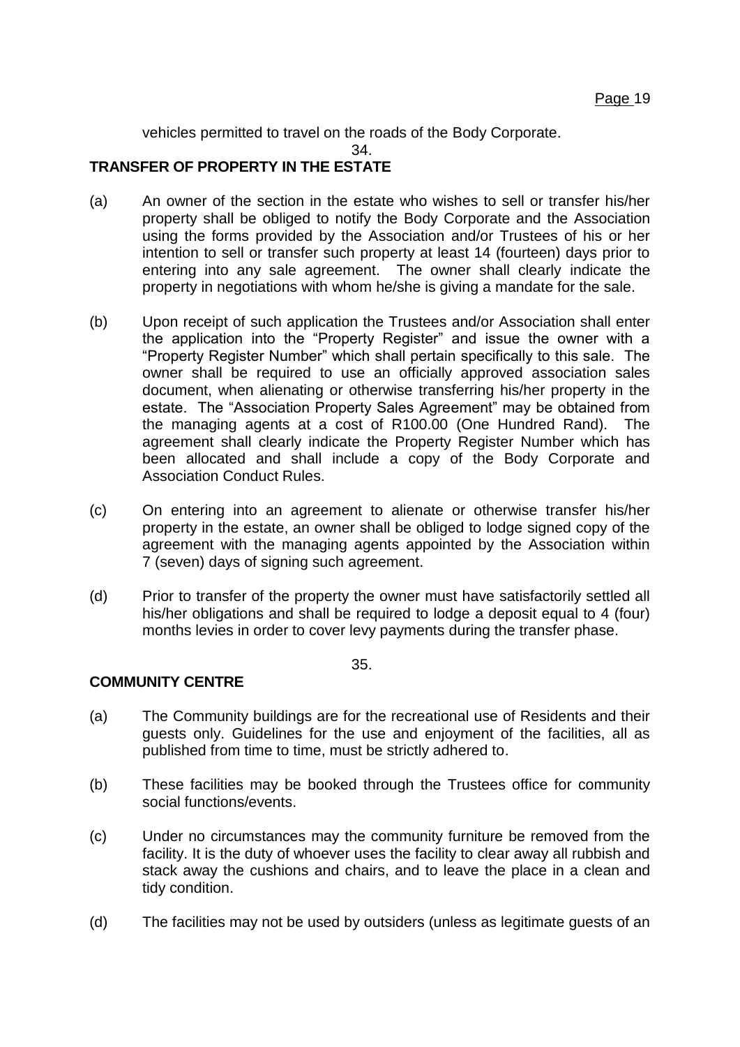vehicles permitted to travel on the roads of the Body Corporate.

34.

**TRANSFER OF PROPERTY IN THE ESTATE**

(a) An owner of the section in the estate who wishes to sell or transfer his/her property shall be obliged to notify the Body Corporate and the Association using the forms provided by the Association and/or Trustees of his or her intention to sell or transfer such property at least 14 (fourteen) days prior to entering into any sale agreement. The owner shall clearly indicate the property in negotiations with whom he/she is giving a mandate for the sale.

(b) Upon receipt of such application the Trustees and/or Association shall enter the application into the "Property Register" and issue the owner with a "Property Register Number" which shall pertain specifically to this sale. The owner shall be required to use an officially approved association sales document, when alienating or otherwise transferring his/her property in the estate. The "Association Property Sales Agreement" may be obtained from the managing agents at a cost of R100.00 (One Hundred Rand). The agreement shall clearly indicate the Property Register Number which has been allocated and shall include a copy of the Body Corporate and Association Conduct Rules.

(c) On entering into an agreement to alienate or otherwise transfer his/her property in the estate, an owner shall be obliged to lodge signed copy of the agreement with the managing agents appointed by the Association within 7 (seven) days of signing such agreement.

(d) Prior to transfer of the property the owner must have satisfactorily settled all his/her obligations and shall be required to lodge a deposit equal to 4 (four) months levies in order to cover levy payments during the transfer phase.

35.

**COMMUNITY CENTRE**

(a) The Community buildings are for the recreational use of Residents and their guests only. Guidelines for the use and enjoyment of the facilities, all as published from time to time, must be strictly adhered to.

(b) These facilities may be booked through the Trustees office for community social functions/events.

(c) Under no circumstances may the community furniture be removed from the facility. It is the duty of whoever uses the facility to clear away all rubbish and stack away the cushions and chairs, and to leave the place in a clean and tidy condition.

(d) The facilities may not be used by outsiders (unless as legitimate guests of an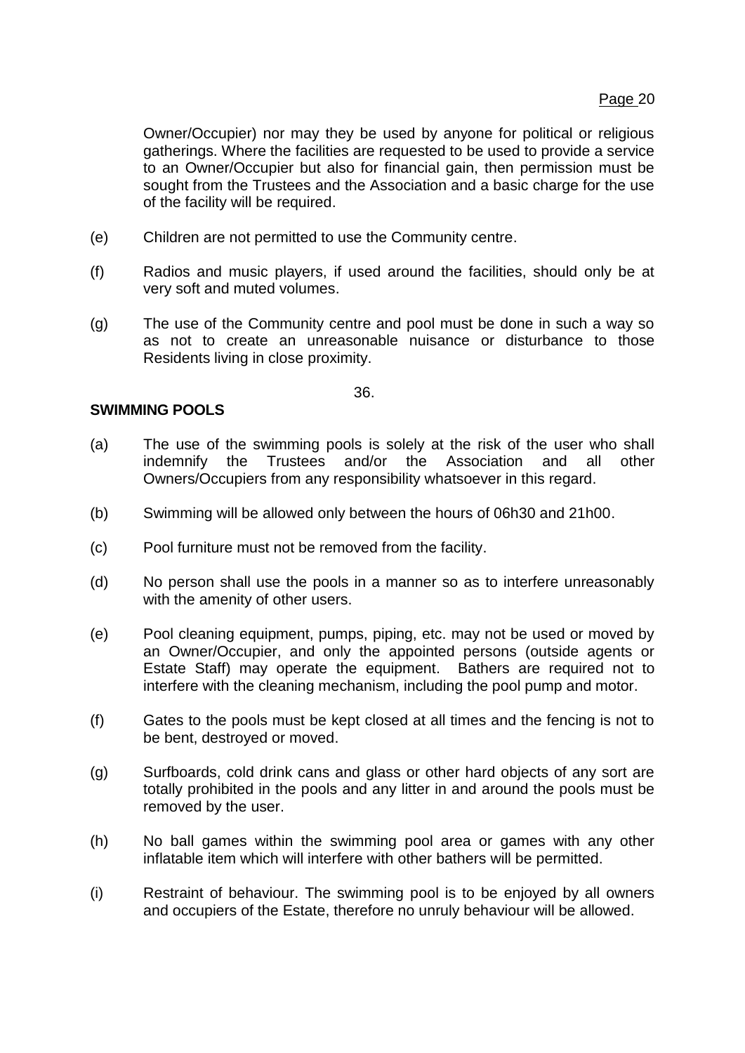Owner/Occupier) nor may they be used by anyone for political or religious gatherings. Where the facilities are requested to be used to provide a service to an Owner/Occupier but also for financial gain, then permission must be sought from the Trustees and the Association and a basic charge for the use of the facility will be required.

(e) Children are not permitted to use the Community centre.

(f) Radios and music players, if used around the facilities, should only be at very soft and muted volumes.

(g) The use of the Community centre and pool must be done in such a way so as not to create an unreasonable nuisance or disturbance to those Residents living in close proximity.

36.

**SWIMMING POOLS**

(a) The use of the swimming pools is solely at the risk of the user who shall indemnify the Trustees and/or the Association and all other Owners/Occupiers from any responsibility whatsoever in this regard.

(b) Swimming will be allowed only between the hours of 06h30 and 21h00.

(c) Pool furniture must not be removed from the facility.

(d) No person shall use the pools in a manner so as to interfere unreasonably with the amenity of other users.

(e) Pool cleaning equipment, pumps, piping, etc. may not be used or moved by an Owner/Occupier, and only the appointed persons (outside agents or Estate Staff) may operate the equipment. Bathers are required not to interfere with the cleaning mechanism, including the pool pump and motor.

(f) Gates to the pools must be kept closed at all times and the fencing is not to be bent, destroyed or moved.

(g) Surfboards, cold drink cans and glass or other hard objects of any sort are totally prohibited in the pools and any litter in and around the pools must be removed by the user.

(h) No ball games within the swimming pool area or games with any other inflatable item which will interfere with other bathers will be permitted.

(i) Restraint of behaviour. The swimming pool is to be enjoyed by all owners and occupiers of the Estate, therefore no unruly behaviour will be allowed.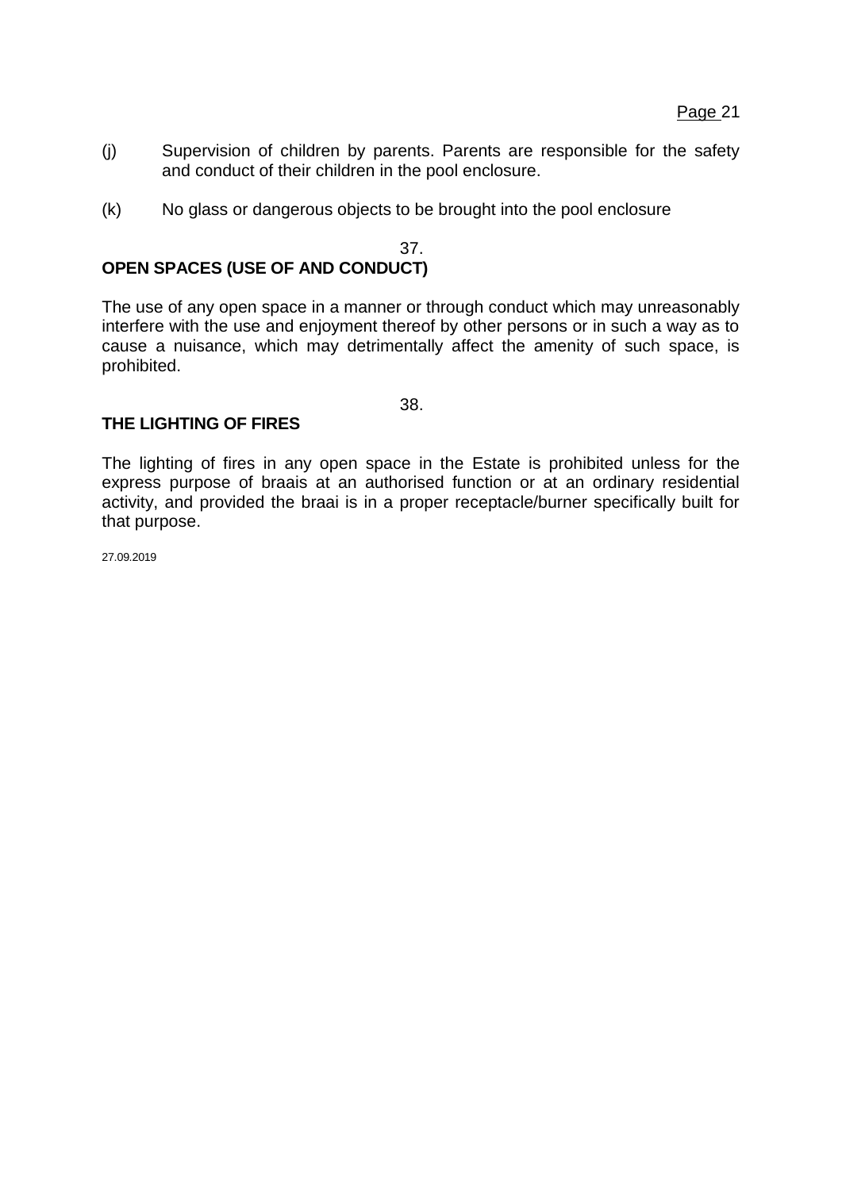(j) Supervision of children by parents. Parents are responsible for the safety and conduct of their children in the pool enclosure.

(k) No glass or dangerous objects to be brought into the pool enclosure

37.

**OPEN SPACES (USE OF AND CONDUCT)**

The use of any open space in a manner or through conduct which may unreasonably interfere with the use and enjoyment thereof by other persons or in such a way as to cause a nuisance, which may detrimentally affect the amenity of such space, is prohibited.

38.

**THE LIGHTING OF FIRES**

The lighting of fires in any open space in the Estate is prohibited unless for the express purpose of braais at an authorised function or at an ordinary residential activity, and provided the braai is in a proper receptacle/burner specifically built for that purpose.

27.09.2019